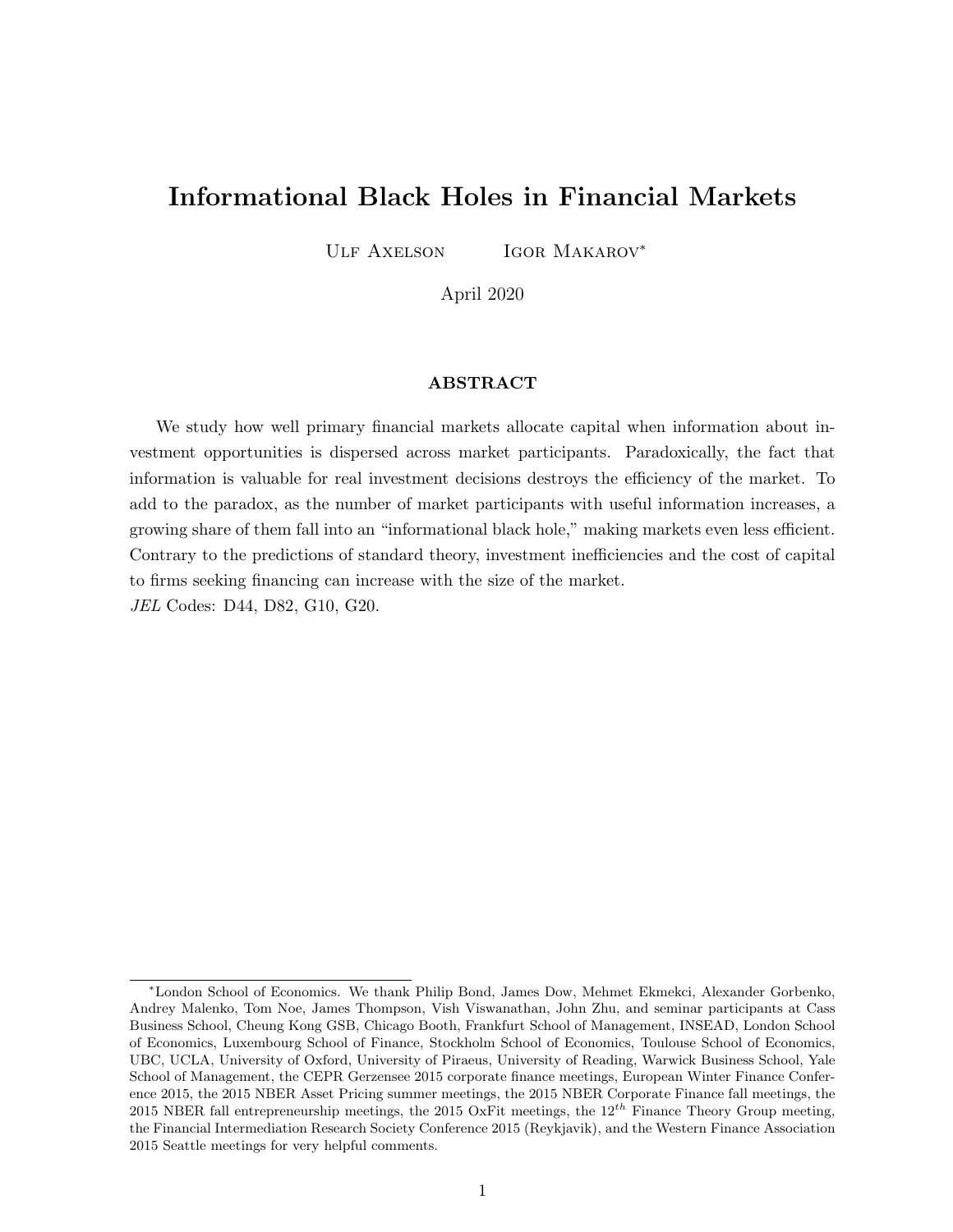# Informational Black Holes in Financial Markets

Ulf Axelson    Igor Makarov*

April 2020

## ABSTRACT

We study how well primary financial markets allocate capital when information about investment opportunities is dispersed across market participants. Paradoxically, the fact that information is valuable for real investment decisions destroys the efficiency of the market. To add to the paradox, as the number of market participants with useful information increases, a growing share of them fall into an "informational black hole," making markets even less efficient. Contrary to the predictions of standard theory, investment inefficiencies and the cost of capital to firms seeking financing can increase with the size of the market.

*JEL* Codes: D44, D82, G10, G20.

---

*London School of Economics. We thank Philip Bond, James Dow, Mehmet Ekmekci, Alexander Gorbenko, Andrey Malenko, Tom Noe, James Thompson, Vish Viswanathan, John Zhu, and seminar participants at Cass Business School, Cheung Kong GSB, Chicago Booth, Frankfurt School of Management, INSEAD, London School of Economics, Luxembourg School of Finance, Stockholm School of Economics, Toulouse School of Economics, UBC, UCLA, University of Oxford, University of Piraeus, University of Reading, Warwick Business School, Yale School of Management, the CEPR Gerzensee 2015 corporate finance meetings, European Winter Finance Conference 2015, the 2015 NBER Asset Pricing summer meetings, the 2015 NBER Corporate Finance fall meetings, the 2015 NBER fall entrepreneurship meetings, the 2015 OxFit meetings, the $12^{th}$ Finance Theory Group meeting, the Financial Intermediation Research Society Conference 2015 (Reykjavik), and the Western Finance Association 2015 Seattle meetings for very helpful comments.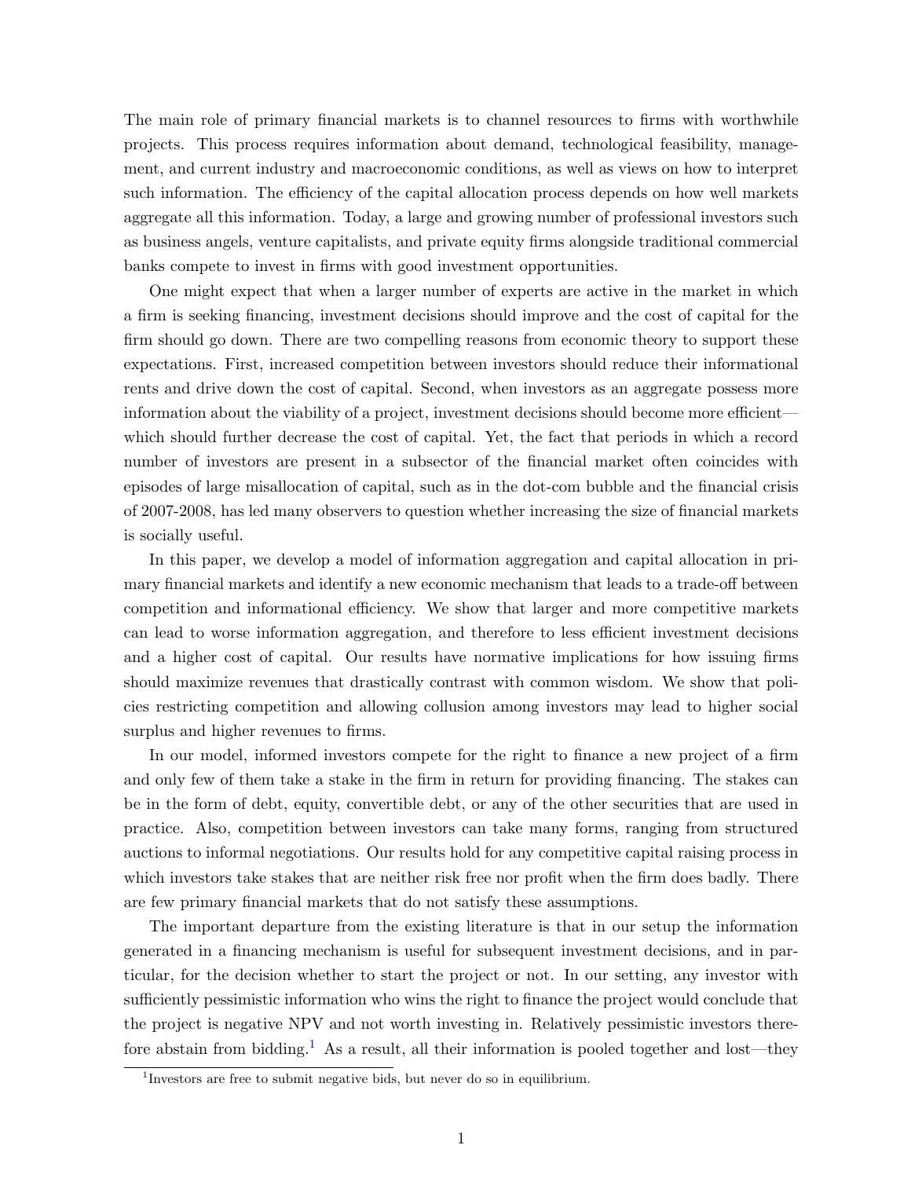The main role of primary financial markets is to channel resources to firms with worthwhile projects. This process requires information about demand, technological feasibility, management, and current industry and macroeconomic conditions, as well as views on how to interpret such information. The efficiency of the capital allocation process depends on how well markets aggregate all this information. Today, a large and growing number of professional investors such as business angels, venture capitalists, and private equity firms alongside traditional commercial banks compete to invest in firms with good investment opportunities.

One might expect that when a larger number of experts are active in the market in which a firm is seeking financing, investment decisions should improve and the cost of capital for the firm should go down. There are two compelling reasons from economic theory to support these expectations. First, increased competition between investors should reduce their informational rents and drive down the cost of capital. Second, when investors as an aggregate possess more information about the viability of a project, investment decisions should become more efficient—which should further decrease the cost of capital. Yet, the fact that periods in which a record number of investors are present in a subsector of the financial market often coincides with episodes of large misallocation of capital, such as in the dot-com bubble and the financial crisis of 2007-2008, has led many observers to question whether increasing the size of financial markets is socially useful.

In this paper, we develop a model of information aggregation and capital allocation in primary financial markets and identify a new economic mechanism that leads to a trade-off between competition and informational efficiency. We show that larger and more competitive markets can lead to worse information aggregation, and therefore to less efficient investment decisions and a higher cost of capital. Our results have normative implications for how issuing firms should maximize revenues that drastically contrast with common wisdom. We show that policies restricting competition and allowing collusion among investors may lead to higher social surplus and higher revenues to firms.

In our model, informed investors compete for the right to finance a new project of a firm and only few of them take a stake in the firm in return for providing financing. The stakes can be in the form of debt, equity, convertible debt, or any of the other securities that are used in practice. Also, competition between investors can take many forms, ranging from structured auctions to informal negotiations. Our results hold for any competitive capital raising process in which investors take stakes that are neither risk free nor profit when the firm does badly. There are few primary financial markets that do not satisfy these assumptions.

The important departure from the existing literature is that in our setup the information generated in a financing mechanism is useful for subsequent investment decisions, and in particular, for the decision whether to start the project or not. In our setting, any investor with sufficiently pessimistic information who wins the right to finance the project would conclude that the project is negative NPV and not worth investing in. Relatively pessimistic investors therefore abstain from bidding.[1] As a result, all their information is pooled together and lost—they

[1] Investors are free to submit negative bids, but never do so in equilibrium.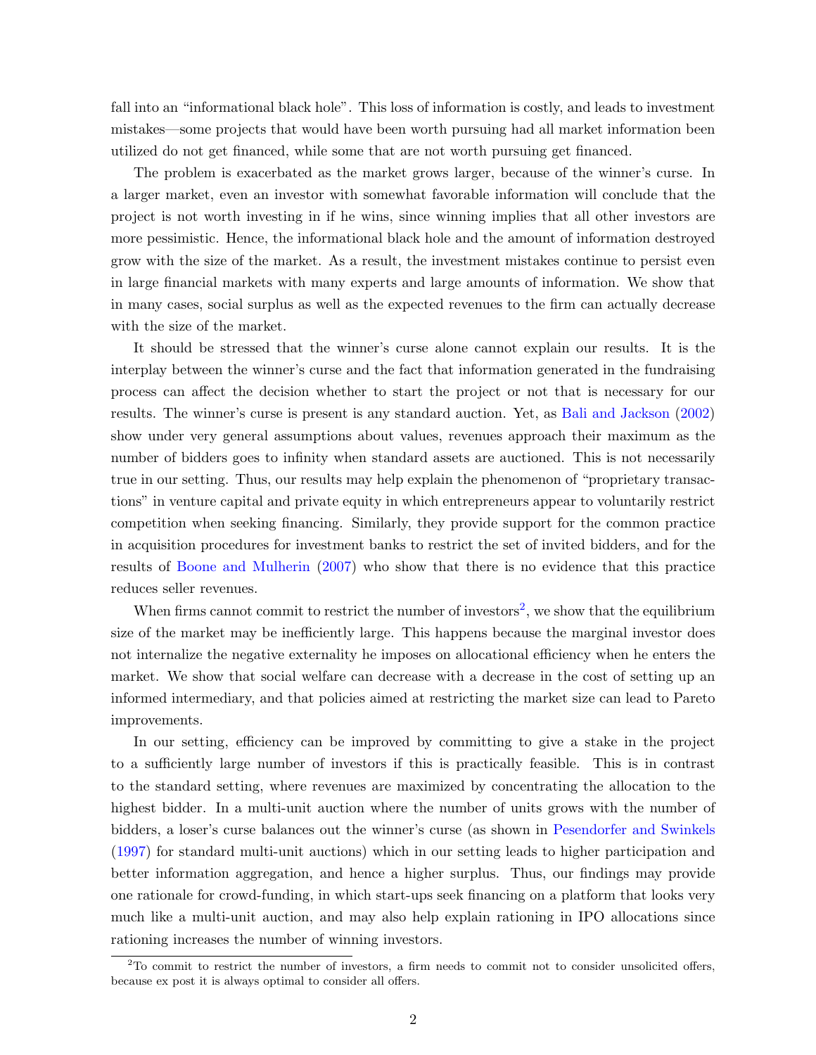fall into an "informational black hole". This loss of information is costly, and leads to investment mistakes—some projects that would have been worth pursuing had all market information been utilized do not get financed, while some that are not worth pursuing get financed.

The problem is exacerbated as the market grows larger, because of the winner's curse. In a larger market, even an investor with somewhat favorable information will conclude that the project is not worth investing in if he wins, since winning implies that all other investors are more pessimistic. Hence, the informational black hole and the amount of information destroyed grow with the size of the market. As a result, the investment mistakes continue to persist even in large financial markets with many experts and large amounts of information. We show that in many cases, social surplus as well as the expected revenues to the firm can actually decrease with the size of the market.

It should be stressed that the winner's curse alone cannot explain our results. It is the interplay between the winner's curse and the fact that information generated in the fundraising process can affect the decision whether to start the project or not that is necessary for our results. The winner's curse is present is any standard auction. Yet, as Bali and Jackson (2002) show under very general assumptions about values, revenues approach their maximum as the number of bidders goes to infinity when standard assets are auctioned. This is not necessarily true in our setting. Thus, our results may help explain the phenomenon of "proprietary transactions" in venture capital and private equity in which entrepreneurs appear to voluntarily restrict competition when seeking financing. Similarly, they provide support for the common practice in acquisition procedures for investment banks to restrict the set of invited bidders, and for the results of Boone and Mulherin (2007) who show that there is no evidence that this practice reduces seller revenues.

When firms cannot commit to restrict the number of investors[2], we show that the equilibrium size of the market may be inefficiently large. This happens because the marginal investor does not internalize the negative externality he imposes on allocational efficiency when he enters the market. We show that social welfare can decrease with a decrease in the cost of setting up an informed intermediary, and that policies aimed at restricting the market size can lead to Pareto improvements.

In our setting, efficiency can be improved by committing to give a stake in the project to a sufficiently large number of investors if this is practically feasible. This is in contrast to the standard setting, where revenues are maximized by concentrating the allocation to the highest bidder. In a multi-unit auction where the number of units grows with the number of bidders, a loser's curse balances out the winner's curse (as shown in Pesendorfer and Swinkels (1997) for standard multi-unit auctions) which in our setting leads to higher participation and better information aggregation, and hence a higher surplus. Thus, our findings may provide one rationale for crowd-funding, in which start-ups seek financing on a platform that looks very much like a multi-unit auction, and may also help explain rationing in IPO allocations since rationing increases the number of winning investors.

[2]To commit to restrict the number of investors, a firm needs to commit not to consider unsolicited offers, because ex post it is always optimal to consider all offers.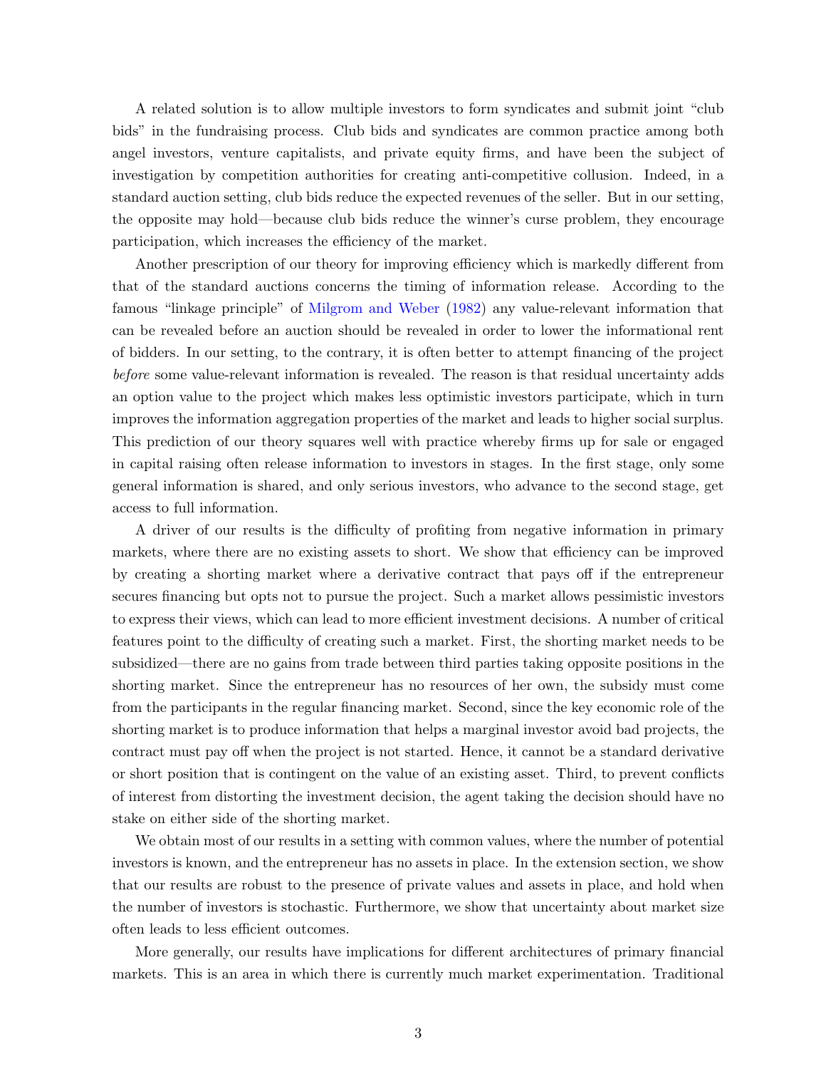A related solution is to allow multiple investors to form syndicates and submit joint "club bids" in the fundraising process. Club bids and syndicates are common practice among both angel investors, venture capitalists, and private equity firms, and have been the subject of investigation by competition authorities for creating anti-competitive collusion. Indeed, in a standard auction setting, club bids reduce the expected revenues of the seller. But in our setting, the opposite may hold—because club bids reduce the winner's curse problem, they encourage participation, which increases the efficiency of the market.

Another prescription of our theory for improving efficiency which is markedly different from that of the standard auctions concerns the timing of information release. According to the famous "linkage principle" of Milgrom and Weber (1982) any value-relevant information that can be revealed before an auction should be revealed in order to lower the informational rent of bidders. In our setting, to the contrary, it is often better to attempt financing of the project *before* some value-relevant information is revealed. The reason is that residual uncertainty adds an option value to the project which makes less optimistic investors participate, which in turn improves the information aggregation properties of the market and leads to higher social surplus. This prediction of our theory squares well with practice whereby firms up for sale or engaged in capital raising often release information to investors in stages. In the first stage, only some general information is shared, and only serious investors, who advance to the second stage, get access to full information.

A driver of our results is the difficulty of profiting from negative information in primary markets, where there are no existing assets to short. We show that efficiency can be improved by creating a shorting market where a derivative contract that pays off if the entrepreneur secures financing but opts not to pursue the project. Such a market allows pessimistic investors to express their views, which can lead to more efficient investment decisions. A number of critical features point to the difficulty of creating such a market. First, the shorting market needs to be subsidized—there are no gains from trade between third parties taking opposite positions in the shorting market. Since the entrepreneur has no resources of her own, the subsidy must come from the participants in the regular financing market. Second, since the key economic role of the shorting market is to produce information that helps a marginal investor avoid bad projects, the contract must pay off when the project is not started. Hence, it cannot be a standard derivative or short position that is contingent on the value of an existing asset. Third, to prevent conflicts of interest from distorting the investment decision, the agent taking the decision should have no stake on either side of the shorting market.

We obtain most of our results in a setting with common values, where the number of potential investors is known, and the entrepreneur has no assets in place. In the extension section, we show that our results are robust to the presence of private values and assets in place, and hold when the number of investors is stochastic. Furthermore, we show that uncertainty about market size often leads to less efficient outcomes.

More generally, our results have implications for different architectures of primary financial markets. This is an area in which there is currently much market experimentation. Traditional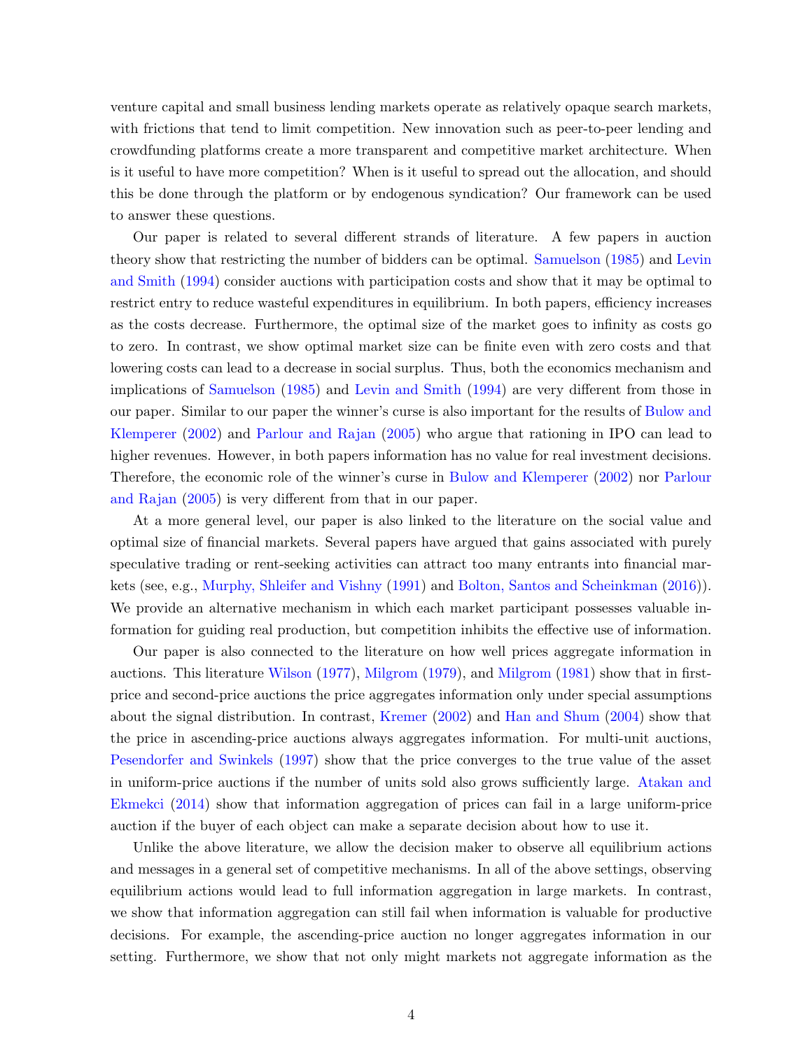venture capital and small business lending markets operate as relatively opaque search markets, with frictions that tend to limit competition. New innovation such as peer-to-peer lending and crowdfunding platforms create a more transparent and competitive market architecture. When is it useful to have more competition? When is it useful to spread out the allocation, and should this be done through the platform or by endogenous syndication? Our framework can be used to answer these questions.

Our paper is related to several different strands of literature. A few papers in auction theory show that restricting the number of bidders can be optimal. Samuelson (1985) and Levin and Smith (1994) consider auctions with participation costs and show that it may be optimal to restrict entry to reduce wasteful expenditures in equilibrium. In both papers, efficiency increases as the costs decrease. Furthermore, the optimal size of the market goes to infinity as costs go to zero. In contrast, we show optimal market size can be finite even with zero costs and that lowering costs can lead to a decrease in social surplus. Thus, both the economics mechanism and implications of Samuelson (1985) and Levin and Smith (1994) are very different from those in our paper. Similar to our paper the winner's curse is also important for the results of Bulow and Klemperer (2002) and Parlour and Rajan (2005) who argue that rationing in IPO can lead to higher revenues. However, in both papers information has no value for real investment decisions. Therefore, the economic role of the winner's curse in Bulow and Klemperer (2002) nor Parlour and Rajan (2005) is very different from that in our paper.

At a more general level, our paper is also linked to the literature on the social value and optimal size of financial markets. Several papers have argued that gains associated with purely speculative trading or rent-seeking activities can attract too many entrants into financial markets (see, e.g., Murphy, Shleifer and Vishny (1991) and Bolton, Santos and Scheinkman (2016)). We provide an alternative mechanism in which each market participant possesses valuable information for guiding real production, but competition inhibits the effective use of information.

Our paper is also connected to the literature on how well prices aggregate information in auctions. This literature Wilson (1977), Milgrom (1979), and Milgrom (1981) show that in first-price and second-price auctions the price aggregates information only under special assumptions about the signal distribution. In contrast, Kremer (2002) and Han and Shum (2004) show that the price in ascending-price auctions always aggregates information. For multi-unit auctions, Pesendorfer and Swinkels (1997) show that the price converges to the true value of the asset in uniform-price auctions if the number of units sold also grows sufficiently large. Atakan and Ekmekci (2014) show that information aggregation of prices can fail in a large uniform-price auction if the buyer of each object can make a separate decision about how to use it.

Unlike the above literature, we allow the decision maker to observe all equilibrium actions and messages in a general set of competitive mechanisms. In all of the above settings, observing equilibrium actions would lead to full information aggregation in large markets. In contrast, we show that information aggregation can still fail when information is valuable for productive decisions. For example, the ascending-price auction no longer aggregates information in our setting. Furthermore, we show that not only might markets not aggregate information as the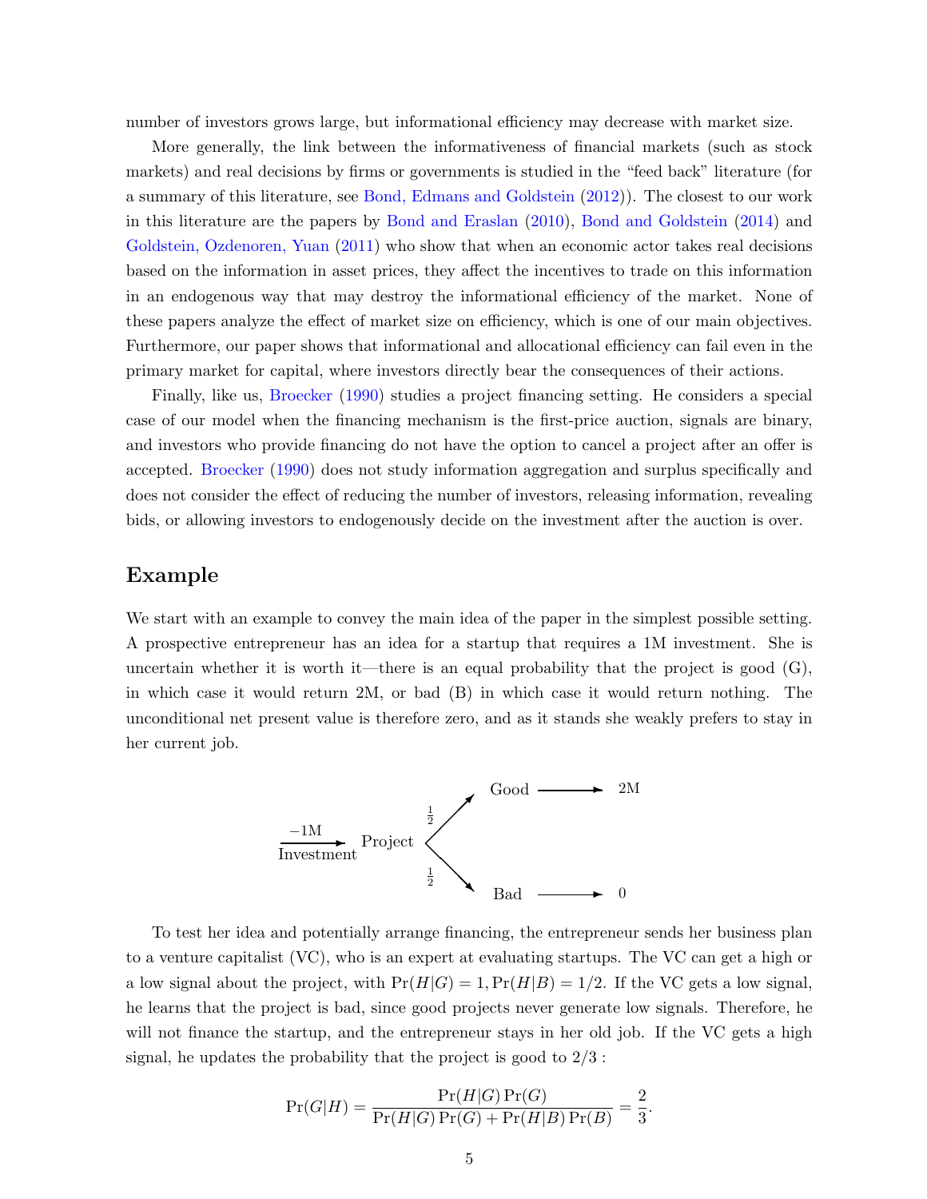number of investors grows large, but informational efficiency may decrease with market size.

More generally, the link between the informativeness of financial markets (such as stock markets) and real decisions by firms or governments is studied in the "feed back" literature (for a summary of this literature, see Bond, Edmans and Goldstein (2012)). The closest to our work in this literature are the papers by Bond and Eraslan (2010), Bond and Goldstein (2014) and Goldstein, Ozdenoren, Yuan (2011) who show that when an economic actor takes real decisions based on the information in asset prices, they affect the incentives to trade on this information in an endogenous way that may destroy the informational efficiency of the market. None of these papers analyze the effect of market size on efficiency, which is one of our main objectives. Furthermore, our paper shows that informational and allocational efficiency can fail even in the primary market for capital, where investors directly bear the consequences of their actions.

Finally, like us, Broecker (1990) studies a project financing setting. He considers a special case of our model when the financing mechanism is the first-price auction, signals are binary, and investors who provide financing do not have the option to cancel a project after an offer is accepted. Broecker (1990) does not study information aggregation and surplus specifically and does not consider the effect of reducing the number of investors, releasing information, revealing bids, or allowing investors to endogenously decide on the investment after the auction is over.

## Example

We start with an example to convey the main idea of the paper in the simplest possible setting. A prospective entrepreneur has an idea for a startup that requires a 1M investment. She is uncertain whether it is worth it—there is an equal probability that the project is good (G), in which case it would return 2M, or bad (B) in which case it would return nothing. The unconditional net present value is therefore zero, and as it stands she weakly prefers to stay in her current job.

$$\xrightarrow[\text{Investment}]{-1\text{M}} \text{Project} \begin{cases} \xrightarrow{\frac{1}{2}} \text{Good} \longrightarrow 2\text{M} \\ \xrightarrow{\frac{1}{2}} \text{Bad} \longrightarrow 0 \end{cases}$$

To test her idea and potentially arrange financing, the entrepreneur sends her business plan to a venture capitalist (VC), who is an expert at evaluating startups. The VC can get a high or a low signal about the project, with $\Pr(H|G) = 1, \Pr(H|B) = 1/2$. If the VC gets a low signal, he learns that the project is bad, since good projects never generate low signals. Therefore, he will not finance the startup, and the entrepreneur stays in her old job. If the VC gets a high signal, he updates the probability that the project is good to $2/3$ :

$$\Pr(G|H) = \frac{\Pr(H|G)\Pr(G)}{\Pr(H|G)\Pr(G) + \Pr(H|B)\Pr(B)} = \frac{2}{3}.$$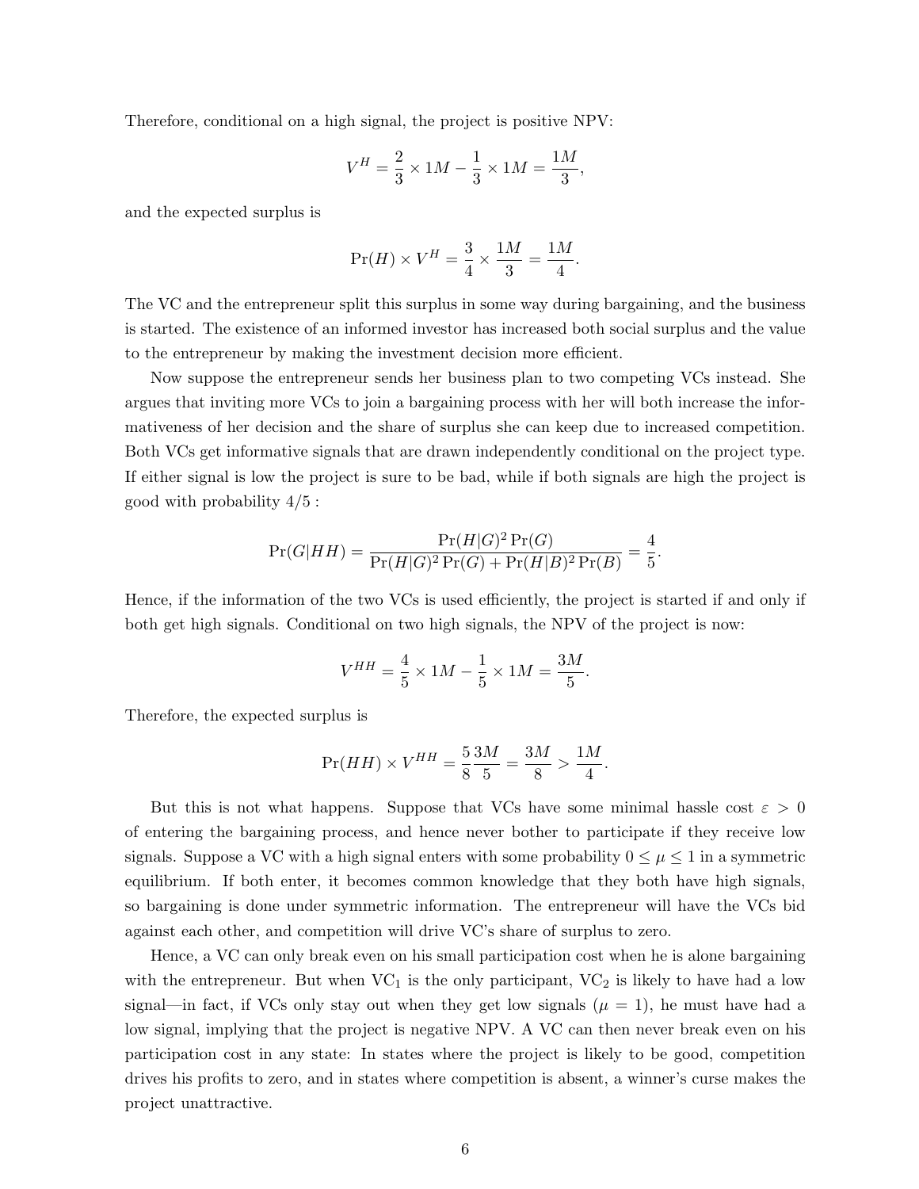Therefore, conditional on a high signal, the project is positive NPV:

$$V^H = \frac{2}{3} \times 1M - \frac{1}{3} \times 1M = \frac{1M}{3},$$

and the expected surplus is

$$\Pr(H) \times V^H = \frac{3}{4} \times \frac{1M}{3} = \frac{1M}{4}.$$

The VC and the entrepreneur split this surplus in some way during bargaining, and the business is started. The existence of an informed investor has increased both social surplus and the value to the entrepreneur by making the investment decision more efficient.

Now suppose the entrepreneur sends her business plan to two competing VCs instead. She argues that inviting more VCs to join a bargaining process with her will both increase the informativeness of her decision and the share of surplus she can keep due to increased competition. Both VCs get informative signals that are drawn independently conditional on the project type. If either signal is low the project is sure to be bad, while if both signals are high the project is good with probability $4/5$ :

$$\Pr(G|HH) = \frac{\Pr(H|G)^2 \Pr(G)}{\Pr(H|G)^2 \Pr(G) + \Pr(H|B)^2 \Pr(B)} = \frac{4}{5}.$$

Hence, if the information of the two VCs is used efficiently, the project is started if and only if both get high signals. Conditional on two high signals, the NPV of the project is now:

$$V^{HH} = \frac{4}{5} \times 1M - \frac{1}{5} \times 1M = \frac{3M}{5}.$$

Therefore, the expected surplus is

$$\Pr(HH) \times V^{HH} = \frac{5}{8}\frac{3M}{5} = \frac{3M}{8} > \frac{1M}{4}.$$

But this is not what happens. Suppose that VCs have some minimal hassle cost $\varepsilon > 0$ of entering the bargaining process, and hence never bother to participate if they receive low signals. Suppose a VC with a high signal enters with some probability $0 \leq \mu \leq 1$ in a symmetric equilibrium. If both enter, it becomes common knowledge that they both have high signals, so bargaining is done under symmetric information. The entrepreneur will have the VCs bid against each other, and competition will drive VC's share of surplus to zero.

Hence, a VC can only break even on his small participation cost when he is alone bargaining with the entrepreneur. But when $\text{VC}_1$ is the only participant, $\text{VC}_2$ is likely to have had a low signal—in fact, if VCs only stay out when they get low signals ($\mu = 1$), he must have had a low signal, implying that the project is negative NPV. A VC can then never break even on his participation cost in any state: In states where the project is likely to be good, competition drives his profits to zero, and in states where competition is absent, a winner's curse makes the project unattractive.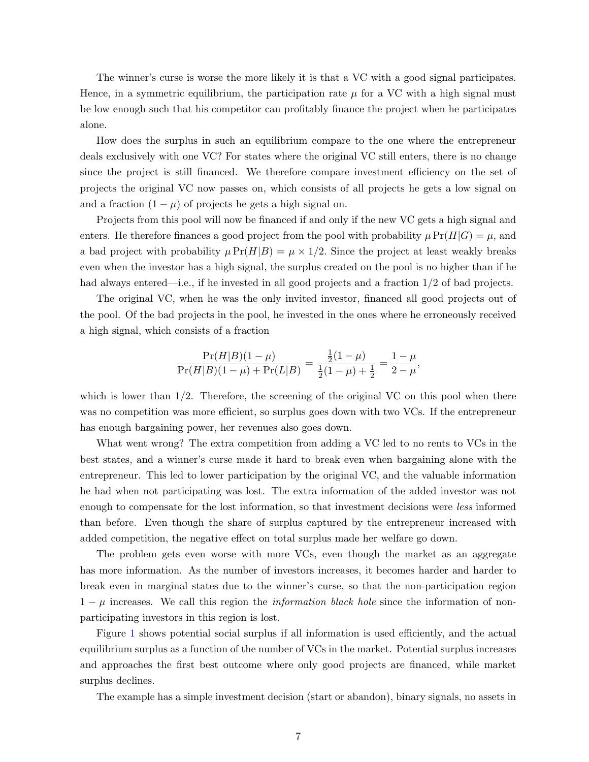The winner's curse is worse the more likely it is that a VC with a good signal participates. Hence, in a symmetric equilibrium, the participation rate $\mu$ for a VC with a high signal must be low enough such that his competitor can profitably finance the project when he participates alone.

How does the surplus in such an equilibrium compare to the one where the entrepreneur deals exclusively with one VC? For states where the original VC still enters, there is no change since the project is still financed. We therefore compare investment efficiency on the set of projects the original VC now passes on, which consists of all projects he gets a low signal on and a fraction $(1-\mu)$ of projects he gets a high signal on.

Projects from this pool will now be financed if and only if the new VC gets a high signal and enters. He therefore finances a good project from the pool with probability $\mu \Pr(H|G) = \mu$, and a bad project with probability $\mu \Pr(H|B) = \mu \times 1/2$. Since the project at least weakly breaks even when the investor has a high signal, the surplus created on the pool is no higher than if he had always entered—i.e., if he invested in all good projects and a fraction 1/2 of bad projects.

The original VC, when he was the only invited investor, financed all good projects out of the pool. Of the bad projects in the pool, he invested in the ones where he erroneously received a high signal, which consists of a fraction

$$\frac{\Pr(H|B)(1-\mu)}{\Pr(H|B)(1-\mu) + \Pr(L|B)} = \frac{\frac{1}{2}(1-\mu)}{\frac{1}{2}(1-\mu) + \frac{1}{2}} = \frac{1-\mu}{2-\mu},$$

which is lower than 1/2. Therefore, the screening of the original VC on this pool when there was no competition was more efficient, so surplus goes down with two VCs. If the entrepreneur has enough bargaining power, her revenues also goes down.

What went wrong? The extra competition from adding a VC led to no rents to VCs in the best states, and a winner's curse made it hard to break even when bargaining alone with the entrepreneur. This led to lower participation by the original VC, and the valuable information he had when not participating was lost. The extra information of the added investor was not enough to compensate for the lost information, so that investment decisions were *less* informed than before. Even though the share of surplus captured by the entrepreneur increased with added competition, the negative effect on total surplus made her welfare go down.

The problem gets even worse with more VCs, even though the market as an aggregate has more information. As the number of investors increases, it becomes harder and harder to break even in marginal states due to the winner's curse, so that the non-participation region $1-\mu$ increases. We call this region the *information black hole* since the information of non-participating investors in this region is lost.

Figure 1 shows potential social surplus if all information is used efficiently, and the actual equilibrium surplus as a function of the number of VCs in the market. Potential surplus increases and approaches the first best outcome where only good projects are financed, while market surplus declines.

The example has a simple investment decision (start or abandon), binary signals, no assets in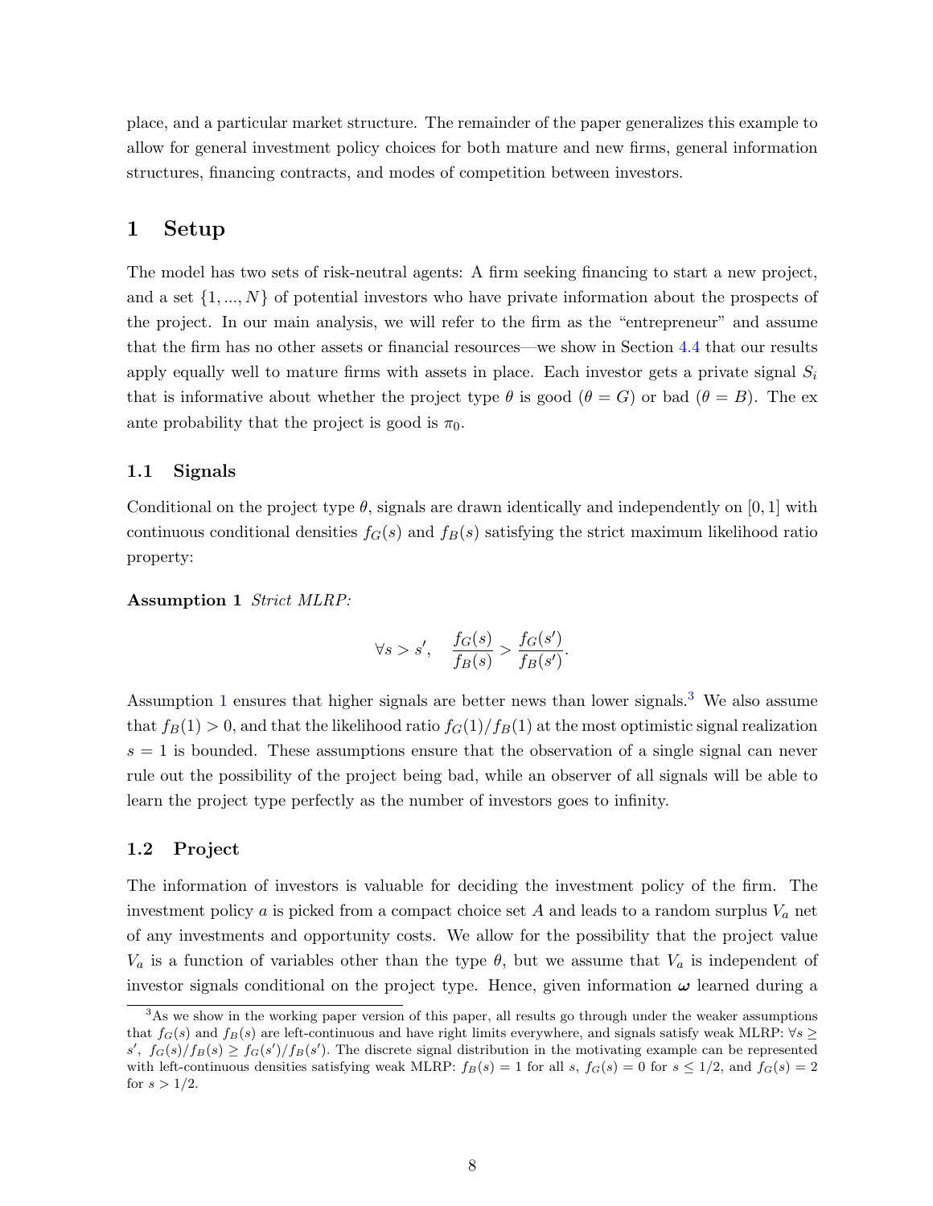place, and a particular market structure. The remainder of the paper generalizes this example to allow for general investment policy choices for both mature and new firms, general information structures, financing contracts, and modes of competition between investors.

# 1 Setup

The model has two sets of risk-neutral agents: A firm seeking financing to start a new project, and a set $\{1, ..., N\}$ of potential investors who have private information about the prospects of the project. In our main analysis, we will refer to the firm as the "entrepreneur" and assume that the firm has no other assets or financial resources—we show in Section 4.4 that our results apply equally well to mature firms with assets in place. Each investor gets a private signal $S_i$ that is informative about whether the project type $\theta$ is good ($\theta = G$) or bad ($\theta = B$). The ex ante probability that the project is good is $\pi_0$.

## 1.1 Signals

Conditional on the project type $\theta$, signals are drawn identically and independently on $[0, 1]$ with continuous conditional densities $f_G(s)$ and $f_B(s)$ satisfying the strict maximum likelihood ratio property:

**Assumption 1** *Strict MLRP:*

$$\forall s > s', \quad \frac{f_G(s)}{f_B(s)} > \frac{f_G(s')}{f_B(s')}.$$

Assumption 1 ensures that higher signals are better news than lower signals.[3] We also assume that $f_B(1) > 0$, and that the likelihood ratio $f_G(1)/f_B(1)$ at the most optimistic signal realization $s = 1$ is bounded. These assumptions ensure that the observation of a single signal can never rule out the possibility of the project being bad, while an observer of all signals will be able to learn the project type perfectly as the number of investors goes to infinity.

## 1.2 Project

The information of investors is valuable for deciding the investment policy of the firm. The investment policy $a$ is picked from a compact choice set $A$ and leads to a random surplus $V_a$ net of any investments and opportunity costs. We allow for the possibility that the project value $V_a$ is a function of variables other than the type $\theta$, but we assume that $V_a$ is independent of investor signals conditional on the project type. Hence, given information $\boldsymbol{\omega}$ learned during a

[3] As we show in the working paper version of this paper, all results go through under the weaker assumptions that $f_G(s)$ and $f_B(s)$ are left-continuous and have right limits everywhere, and signals satisfy weak MLRP: $\forall s \geq s'$, $f_G(s)/f_B(s) \geq f_G(s')/f_B(s')$. The discrete signal distribution in the motivating example can be represented with left-continuous densities satisfying weak MLRP: $f_B(s) = 1$ for all $s$, $f_G(s) = 0$ for $s \leq 1/2$, and $f_G(s) = 2$ for $s > 1/2$.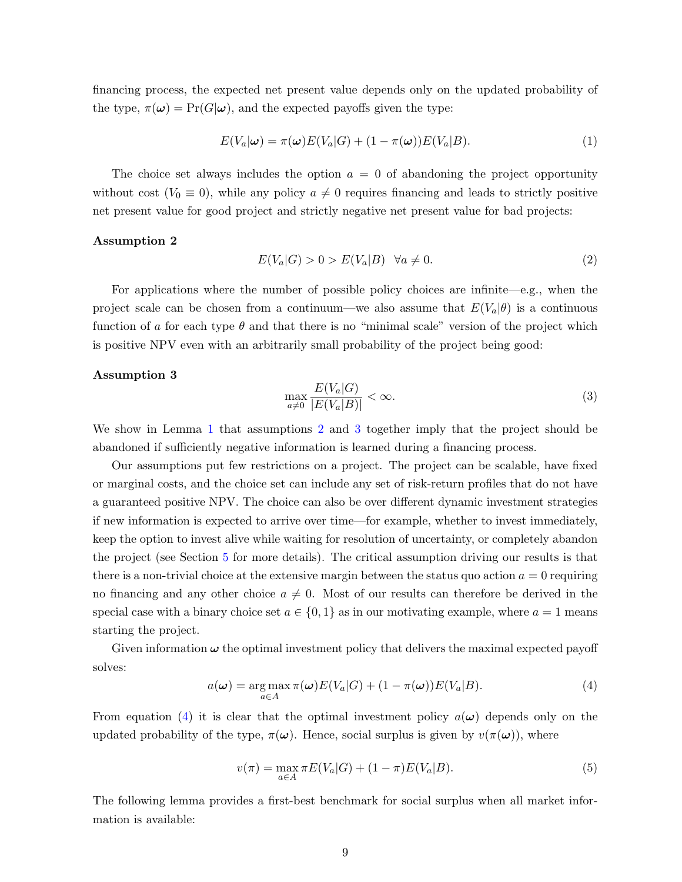financing process, the expected net present value depends only on the updated probability of the type, $\pi(\boldsymbol{\omega}) = \Pr(G|\boldsymbol{\omega})$, and the expected payoffs given the type:

$$E(V_a|\boldsymbol{\omega}) = \pi(\boldsymbol{\omega})E(V_a|G) + (1 - \pi(\boldsymbol{\omega}))E(V_a|B). \tag{1}$$

The choice set always includes the option $a = 0$ of abandoning the project opportunity without cost ($V_0 \equiv 0$), while any policy $a \neq 0$ requires financing and leads to strictly positive net present value for good project and strictly negative net present value for bad projects:

**Assumption 2**

$$E(V_a|G) > 0 > E(V_a|B) \quad \forall a \neq 0. \tag{2}$$

For applications where the number of possible policy choices are infinite—e.g., when the project scale can be chosen from a continuum—we also assume that $E(V_a|\theta)$ is a continuous function of $a$ for each type $\theta$ and that there is no "minimal scale" version of the project which is positive NPV even with an arbitrarily small probability of the project being good:

**Assumption 3**

$$\max_{a \neq 0} \frac{E(V_a|G)}{|E(V_a|B)|} < \infty. \tag{3}$$

We show in Lemma 1 that assumptions 2 and 3 together imply that the project should be abandoned if sufficiently negative information is learned during a financing process.

Our assumptions put few restrictions on a project. The project can be scalable, have fixed or marginal costs, and the choice set can include any set of risk-return profiles that do not have a guaranteed positive NPV. The choice can also be over different dynamic investment strategies if new information is expected to arrive over time—for example, whether to invest immediately, keep the option to invest alive while waiting for resolution of uncertainty, or completely abandon the project (see Section 5 for more details). The critical assumption driving our results is that there is a non-trivial choice at the extensive margin between the status quo action $a = 0$ requiring no financing and any other choice $a \neq 0$. Most of our results can therefore be derived in the special case with a binary choice set $a \in \{0, 1\}$ as in our motivating example, where $a = 1$ means starting the project.

Given information $\boldsymbol{\omega}$ the optimal investment policy that delivers the maximal expected payoff solves:

$$a(\boldsymbol{\omega}) = \arg\max_{a \in A} \pi(\boldsymbol{\omega})E(V_a|G) + (1 - \pi(\boldsymbol{\omega}))E(V_a|B). \tag{4}$$

From equation (4) it is clear that the optimal investment policy $a(\boldsymbol{\omega})$ depends only on the updated probability of the type, $\pi(\boldsymbol{\omega})$. Hence, social surplus is given by $v(\pi(\boldsymbol{\omega}))$, where

$$v(\pi) = \max_{a \in A} \pi E(V_a|G) + (1 - \pi)E(V_a|B). \tag{5}$$

The following lemma provides a first-best benchmark for social surplus when all market information is available: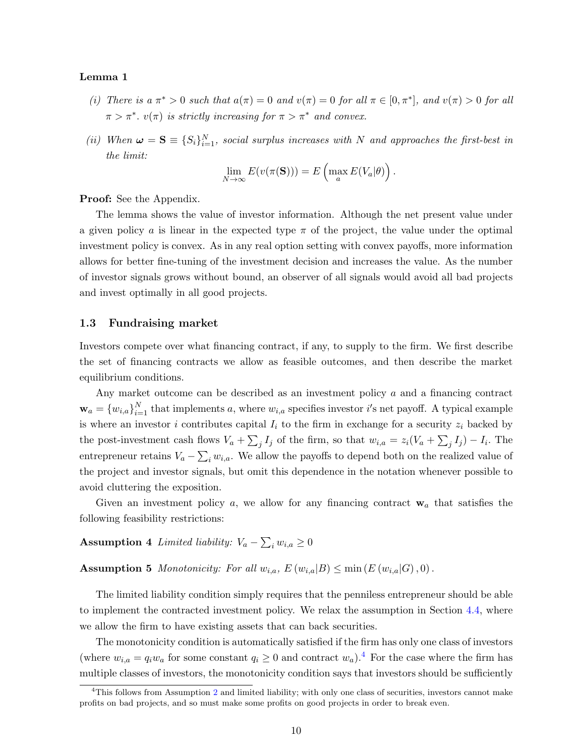**Lemma 1**

*(i) There is a $\pi^* > 0$ such that $a(\pi) = 0$ and $v(\pi) = 0$ for all $\pi \in [0, \pi^*]$, and $v(\pi) > 0$ for all $\pi > \pi^*$. $v(\pi)$ is strictly increasing for $\pi > \pi^*$ and convex.*

*(ii) When $\boldsymbol{\omega} = \mathbf{S} \equiv \{S_i\}_{i=1}^N$, social surplus increases with $N$ and approaches the first-best in the limit:*

$$\lim_{N \to \infty} E(v(\pi(\mathbf{S}))) = E\left(\max_a E(V_a|\theta)\right).$$

**Proof:** See the Appendix.

The lemma shows the value of investor information. Although the net present value under a given policy $a$ is linear in the expected type $\pi$ of the project, the value under the optimal investment policy is convex. As in any real option setting with convex payoffs, more information allows for better fine-tuning of the investment decision and increases the value. As the number of investor signals grows without bound, an observer of all signals would avoid all bad projects and invest optimally in all good projects.

### 1.3 Fundraising market

Investors compete over what financing contract, if any, to supply to the firm. We first describe the set of financing contracts we allow as feasible outcomes, and then describe the market equilibrium conditions.

Any market outcome can be described as an investment policy $a$ and a financing contract $\mathbf{w}_a = \{w_{i,a}\}_{i=1}^N$ that implements $a$, where $w_{i,a}$ specifies investor $i$'s net payoff. A typical example is where an investor $i$ contributes capital $I_i$ to the firm in exchange for a security $z_i$ backed by the post-investment cash flows $V_a + \sum_j I_j$ of the firm, so that $w_{i,a} = z_i(V_a + \sum_j I_j) - I_i$. The entrepreneur retains $V_a - \sum_i w_{i,a}$. We allow the payoffs to depend both on the realized value of the project and investor signals, but omit this dependence in the notation whenever possible to avoid cluttering the exposition.

Given an investment policy $a$, we allow for any financing contract $\mathbf{w}_a$ that satisfies the following feasibility restrictions:

**Assumption 4** *Limited liability: $V_a - \sum_i w_{i,a} \geq 0$*

**Assumption 5** *Monotonicity: For all $w_{i,a}$, $E(w_{i,a}|B) \leq \min(E(w_{i,a}|G), 0)$.*

The limited liability condition simply requires that the penniless entrepreneur should be able to implement the contracted investment policy. We relax the assumption in Section 4.4, where we allow the firm to have existing assets that can back securities.

The monotonicity condition is automatically satisfied if the firm has only one class of investors (where $w_{i,a} = q_i w_a$ for some constant $q_i \geq 0$ and contract $w_a$).[4] For the case where the firm has multiple classes of investors, the monotonicity condition says that investors should be sufficiently

[4]This follows from Assumption 2 and limited liability; with only one class of securities, investors cannot make profits on bad projects, and so must make some profits on good projects in order to break even.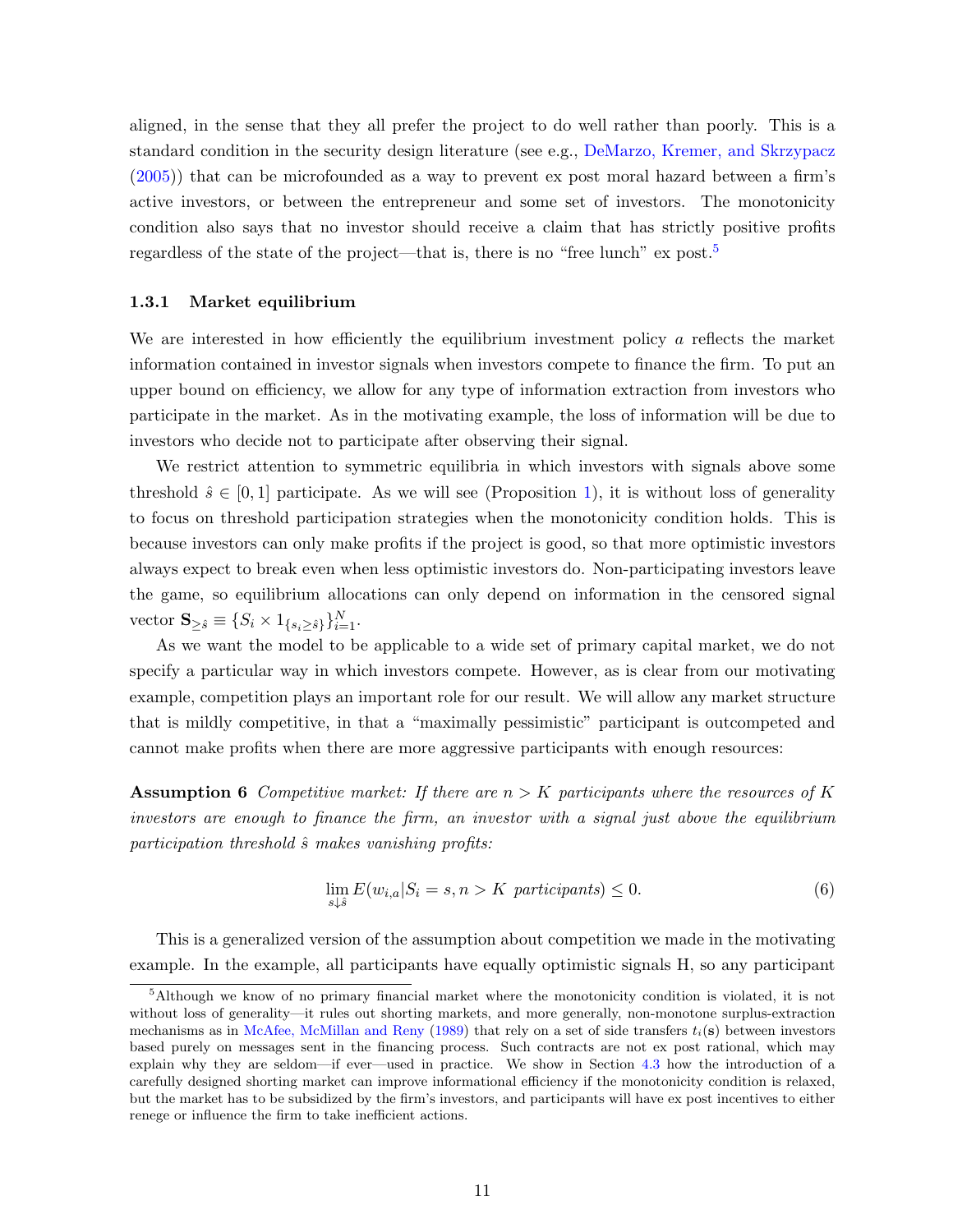aligned, in the sense that they all prefer the project to do well rather than poorly. This is a standard condition in the security design literature (see e.g., DeMarzo, Kremer, and Skrzypacz (2005)) that can be microfounded as a way to prevent ex post moral hazard between a firm's active investors, or between the entrepreneur and some set of investors. The monotonicity condition also says that no investor should receive a claim that has strictly positive profits regardless of the state of the project—that is, there is no "free lunch" ex post.[5]

### 1.3.1 Market equilibrium

We are interested in how efficiently the equilibrium investment policy $a$ reflects the market information contained in investor signals when investors compete to finance the firm. To put an upper bound on efficiency, we allow for any type of information extraction from investors who participate in the market. As in the motivating example, the loss of information will be due to investors who decide not to participate after observing their signal.

We restrict attention to symmetric equilibria in which investors with signals above some threshold $\hat{s} \in [0, 1]$ participate. As we will see (Proposition 1), it is without loss of generality to focus on threshold participation strategies when the monotonicity condition holds. This is because investors can only make profits if the project is good, so that more optimistic investors always expect to break even when less optimistic investors do. Non-participating investors leave the game, so equilibrium allocations can only depend on information in the censored signal vector $\mathbf{S}_{\geq \hat{s}} \equiv \{S_i \times 1_{\{s_i \geq \hat{s}\}}\}_{i=1}^N$.

As we want the model to be applicable to a wide set of primary capital market, we do not specify a particular way in which investors compete. However, as is clear from our motivating example, competition plays an important role for our result. We will allow any market structure that is mildly competitive, in that a "maximally pessimistic" participant is outcompeted and cannot make profits when there are more aggressive participants with enough resources:

**Assumption 6** *Competitive market: If there are $n > K$ participants where the resources of $K$ investors are enough to finance the firm, an investor with a signal just above the equilibrium participation threshold $\hat{s}$ makes vanishing profits:*

$$\lim_{s \downarrow \hat{s}} E(w_{i,a} | S_i = s, n > K \text{ participants}) \leq 0. \tag{6}$$

This is a generalized version of the assumption about competition we made in the motivating example. In the example, all participants have equally optimistic signals H, so any participant

[5] Although we know of no primary financial market where the monotonicity condition is violated, it is not without loss of generality—it rules out shorting markets, and more generally, non-monotone surplus-extraction mechanisms as in McAfee, McMillan and Reny (1989) that rely on a set of side transfers $t_i(\mathbf{s})$ between investors based purely on messages sent in the financing process. Such contracts are not ex post rational, which may explain why they are seldom—if ever—used in practice. We show in Section 4.3 how the introduction of a carefully designed shorting market can improve informational efficiency if the monotonicity condition is relaxed, but the market has to be subsidized by the firm's investors, and participants will have ex post incentives to either renege or influence the firm to take inefficient actions.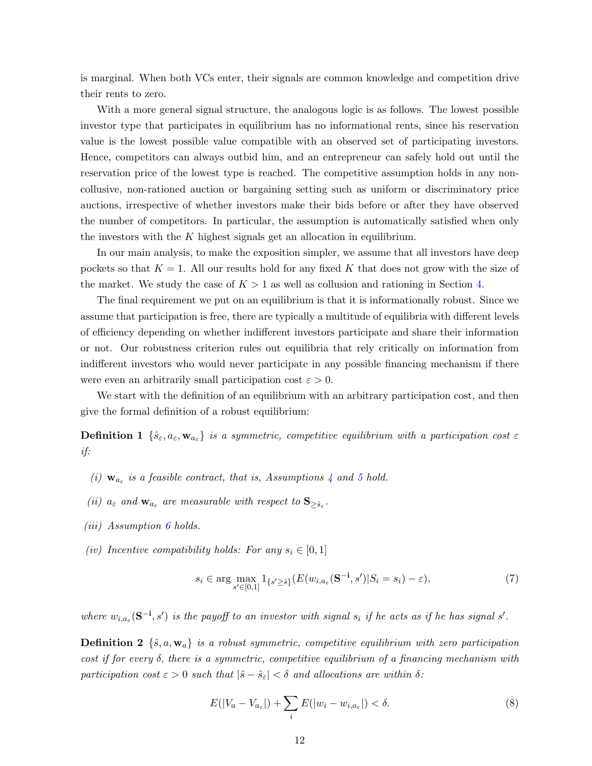is marginal. When both VCs enter, their signals are common knowledge and competition drive their rents to zero.

With a more general signal structure, the analogous logic is as follows. The lowest possible investor type that participates in equilibrium has no informational rents, since his reservation value is the lowest possible value compatible with an observed set of participating investors. Hence, competitors can always outbid him, and an entrepreneur can safely hold out until the reservation price of the lowest type is reached. The competitive assumption holds in any non-collusive, non-rationed auction or bargaining setting such as uniform or discriminatory price auctions, irrespective of whether investors make their bids before or after they have observed the number of competitors. In particular, the assumption is automatically satisfied when only the investors with the $K$ highest signals get an allocation in equilibrium.

In our main analysis, to make the exposition simpler, we assume that all investors have deep pockets so that $K = 1$. All our results hold for any fixed $K$ that does not grow with the size of the market. We study the case of $K > 1$ as well as collusion and rationing in Section 4.

The final requirement we put on an equilibrium is that it is informationally robust. Since we assume that participation is free, there are typically a multitude of equilibria with different levels of efficiency depending on whether indifferent investors participate and share their information or not. Our robustness criterion rules out equilibria that rely critically on information from indifferent investors who would never participate in any possible financing mechanism if there were even an arbitrarily small participation cost $\varepsilon > 0$.

We start with the definition of an equilibrium with an arbitrary participation cost, and then give the formal definition of a robust equilibrium:

**Definition 1** *$\{\hat{s}_\varepsilon, a_\varepsilon, \mathbf{w}_{a_\varepsilon}\}$ is a symmetric, competitive equilibrium with a participation cost $\varepsilon$ if:*

*(i) $\mathbf{w}_{a_\varepsilon}$ is a feasible contract, that is, Assumptions 4 and 5 hold.*

*(ii) $a_\varepsilon$ and $\mathbf{w}_{a_\varepsilon}$ are measurable with respect to $\mathbf{S}_{\geq \hat{s}_\varepsilon}$.*

*(iii) Assumption 6 holds.*

*(iv) Incentive compatibility holds: For any $s_i \in [0, 1]$*

$$s_i \in \arg\max_{s' \in [0,1]} 1_{\{s' \geq \hat{s}\}} (E(w_{i,a_\varepsilon}(\mathbf{S^{-i}}, s')|S_i = s_i) - \varepsilon), \tag{7}$$

*where $w_{i,a_\varepsilon}(\mathbf{S^{-i}}, s')$ is the payoff to an investor with signal $s_i$ if he acts as if he has signal $s'$.*

**Definition 2** *$\{\hat{s}, a, \mathbf{w}_a\}$ is a robust symmetric, competitive equilibrium with zero participation cost if for every $\delta$, there is a symmetric, competitive equilibrium of a financing mechanism with participation cost $\varepsilon > 0$ such that $|\hat{s} - \hat{s}_\varepsilon| < \delta$ and allocations are within $\delta$:*

$$E(|V_a - V_{a_\varepsilon}|) + \sum_i E(|w_i - w_{i,a_\varepsilon}|) < \delta. \tag{8}$$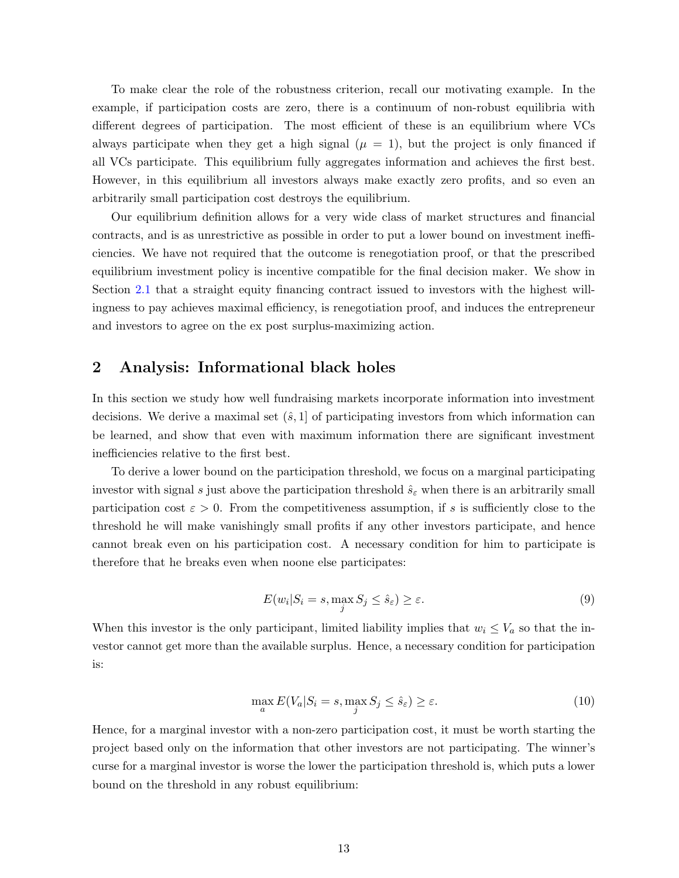To make clear the role of the robustness criterion, recall our motivating example. In the example, if participation costs are zero, there is a continuum of non-robust equilibria with different degrees of participation. The most efficient of these is an equilibrium where VCs always participate when they get a high signal ($\mu = 1$), but the project is only financed if all VCs participate. This equilibrium fully aggregates information and achieves the first best. However, in this equilibrium all investors always make exactly zero profits, and so even an arbitrarily small participation cost destroys the equilibrium.

Our equilibrium definition allows for a very wide class of market structures and financial contracts, and is as unrestrictive as possible in order to put a lower bound on investment inefficiencies. We have not required that the outcome is renegotiation proof, or that the prescribed equilibrium investment policy is incentive compatible for the final decision maker. We show in Section 2.1 that a straight equity financing contract issued to investors with the highest willingness to pay achieves maximal efficiency, is renegotiation proof, and induces the entrepreneur and investors to agree on the ex post surplus-maximizing action.

## 2 Analysis: Informational black holes

In this section we study how well fundraising markets incorporate information into investment decisions. We derive a maximal set $(\hat{s}, 1]$ of participating investors from which information can be learned, and show that even with maximum information there are significant investment inefficiencies relative to the first best.

To derive a lower bound on the participation threshold, we focus on a marginal participating investor with signal $s$ just above the participation threshold $\hat{s}_\varepsilon$ when there is an arbitrarily small participation cost $\varepsilon > 0$. From the competitiveness assumption, if $s$ is sufficiently close to the threshold he will make vanishingly small profits if any other investors participate, and hence cannot break even on his participation cost. A necessary condition for him to participate is therefore that he breaks even when noone else participates:

$$E(w_i | S_i = s, \max_j S_j \leq \hat{s}_\varepsilon) \geq \varepsilon. \tag{9}$$

When this investor is the only participant, limited liability implies that $w_i \leq V_a$ so that the investor cannot get more than the available surplus. Hence, a necessary condition for participation is:

$$\max_a E(V_a | S_i = s, \max_j S_j \leq \hat{s}_\varepsilon) \geq \varepsilon. \tag{10}$$

Hence, for a marginal investor with a non-zero participation cost, it must be worth starting the project based only on the information that other investors are not participating. The winner's curse for a marginal investor is worse the lower the participation threshold is, which puts a lower bound on the threshold in any robust equilibrium: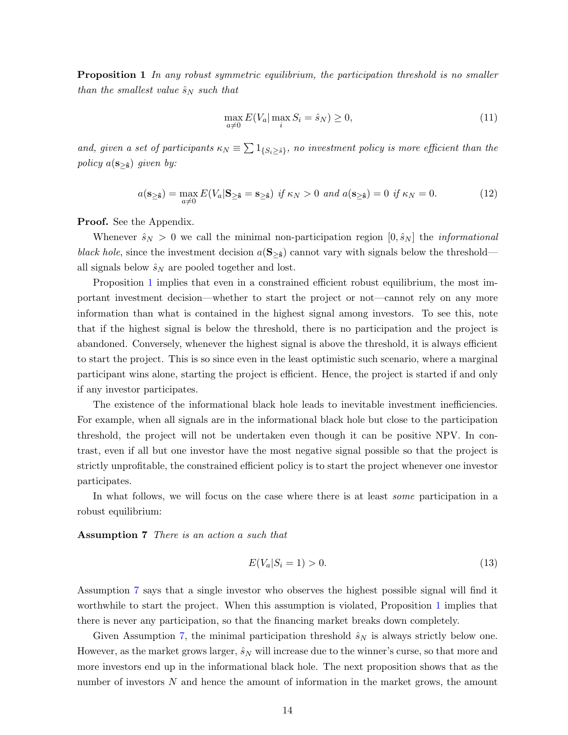**Proposition 1** *In any robust symmetric equilibrium, the participation threshold is no smaller than the smallest value $\hat{s}_N$ such that*

$$\max_{a \neq 0} E(V_a | \max_i S_i = \hat{s}_N) \geq 0, \tag{11}$$

*and, given a set of participants $\kappa_N \equiv \sum 1_{\{S_i \geq \hat{s}\}}$, no investment policy is more efficient than the policy $a(\mathbf{s}_{\geq \hat{\mathbf{s}}})$ given by:*

$$a(\mathbf{s}_{\geq \hat{\mathbf{s}}}) = \max_{a \neq 0} E(V_a | \mathbf{S}_{\geq \hat{\mathbf{s}}} = \mathbf{s}_{\geq \hat{\mathbf{s}}}) \text{ if } \kappa_N > 0 \text{ and } a(\mathbf{s}_{\geq \hat{\mathbf{s}}}) = 0 \text{ if } \kappa_N = 0. \tag{12}$$

**Proof.** See the Appendix.

Whenever $\hat{s}_N > 0$ we call the minimal non-participation region $[0, \hat{s}_N]$ the *informational black hole*, since the investment decision $a(\mathbf{S}_{\geq \hat{\mathbf{s}}})$ cannot vary with signals below the threshold—all signals below $\hat{s}_N$ are pooled together and lost.

Proposition 1 implies that even in a constrained efficient robust equilibrium, the most important investment decision—whether to start the project or not—cannot rely on any more information than what is contained in the highest signal among investors. To see this, note that if the highest signal is below the threshold, there is no participation and the project is abandoned. Conversely, whenever the highest signal is above the threshold, it is always efficient to start the project. This is so since even in the least optimistic such scenario, where a marginal participant wins alone, starting the project is efficient. Hence, the project is started if and only if any investor participates.

The existence of the informational black hole leads to inevitable investment inefficiencies. For example, when all signals are in the informational black hole but close to the participation threshold, the project will not be undertaken even though it can be positive NPV. In contrast, even if all but one investor have the most negative signal possible so that the project is strictly unprofitable, the constrained efficient policy is to start the project whenever one investor participates.

In what follows, we will focus on the case where there is at least *some* participation in a robust equilibrium:

**Assumption 7** *There is an action $a$ such that*

$$E(V_a | S_i = 1) > 0. \tag{13}$$

Assumption 7 says that a single investor who observes the highest possible signal will find it worthwhile to start the project. When this assumption is violated, Proposition 1 implies that there is never any participation, so that the financing market breaks down completely.

Given Assumption 7, the minimal participation threshold $\hat{s}_N$ is always strictly below one. However, as the market grows larger, $\hat{s}_N$ will increase due to the winner's curse, so that more and more investors end up in the informational black hole. The next proposition shows that as the number of investors $N$ and hence the amount of information in the market grows, the amount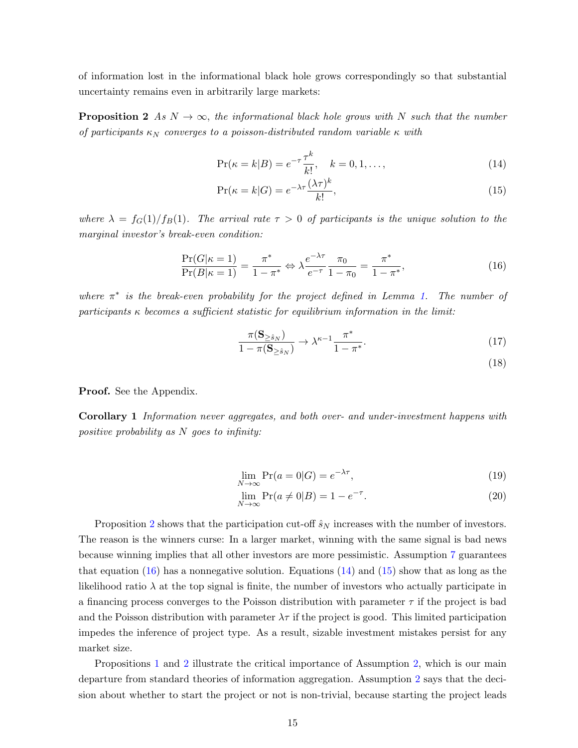of information lost in the informational black hole grows correspondingly so that substantial uncertainty remains even in arbitrarily large markets:

**Proposition 2** *As $N \to \infty$, the informational black hole grows with $N$ such that the number of participants $\kappa_N$ converges to a poisson-distributed random variable $\kappa$ with*

$$\Pr(\kappa = k|B) = e^{-\tau}\frac{\tau^k}{k!}, \quad k = 0, 1, \ldots, \tag{14}$$

$$\Pr(\kappa = k|G) = e^{-\lambda\tau}\frac{(\lambda\tau)^k}{k!}, \tag{15}$$

*where $\lambda = f_G(1)/f_B(1)$. The arrival rate $\tau > 0$ of participants is the unique solution to the marginal investor's break-even condition:*

$$\frac{\Pr(G|\kappa = 1)}{\Pr(B|\kappa = 1)} = \frac{\pi^*}{1-\pi^*} \Leftrightarrow \lambda\frac{e^{-\lambda\tau}}{e^{-\tau}}\frac{\pi_0}{1-\pi_0} = \frac{\pi^*}{1-\pi^*}, \tag{16}$$

*where $\pi^*$ is the break-even probability for the project defined in Lemma 1. The number of participants $\kappa$ becomes a sufficient statistic for equilibrium information in the limit:*

$$\frac{\pi(\mathbf{S}_{\geq \hat{s}_N})}{1-\pi(\mathbf{S}_{\geq \hat{s}_N})} \to \lambda^{\kappa-1}\frac{\pi^*}{1-\pi^*}. \tag{17}$$

$$\tag{18}$$

**Proof.** See the Appendix.

**Corollary 1** *Information never aggregates, and both over- and under-investment happens with positive probability as $N$ goes to infinity:*

$$\lim_{N\to\infty} \Pr(a = 0|G) = e^{-\lambda\tau}, \tag{19}$$

$$\lim_{N\to\infty} \Pr(a \neq 0|B) = 1 - e^{-\tau}. \tag{20}$$

Proposition 2 shows that the participation cut-off $\hat{s}_N$ increases with the number of investors. The reason is the winners curse: In a larger market, winning with the same signal is bad news because winning implies that all other investors are more pessimistic. Assumption 7 guarantees that equation (16) has a nonnegative solution. Equations (14) and (15) show that as long as the likelihood ratio $\lambda$ at the top signal is finite, the number of investors who actually participate in a financing process converges to the Poisson distribution with parameter $\tau$ if the project is bad and the Poisson distribution with parameter $\lambda\tau$ if the project is good. This limited participation impedes the inference of project type. As a result, sizable investment mistakes persist for any market size.

Propositions 1 and 2 illustrate the critical importance of Assumption 2, which is our main departure from standard theories of information aggregation. Assumption 2 says that the decision about whether to start the project or not is non-trivial, because starting the project leads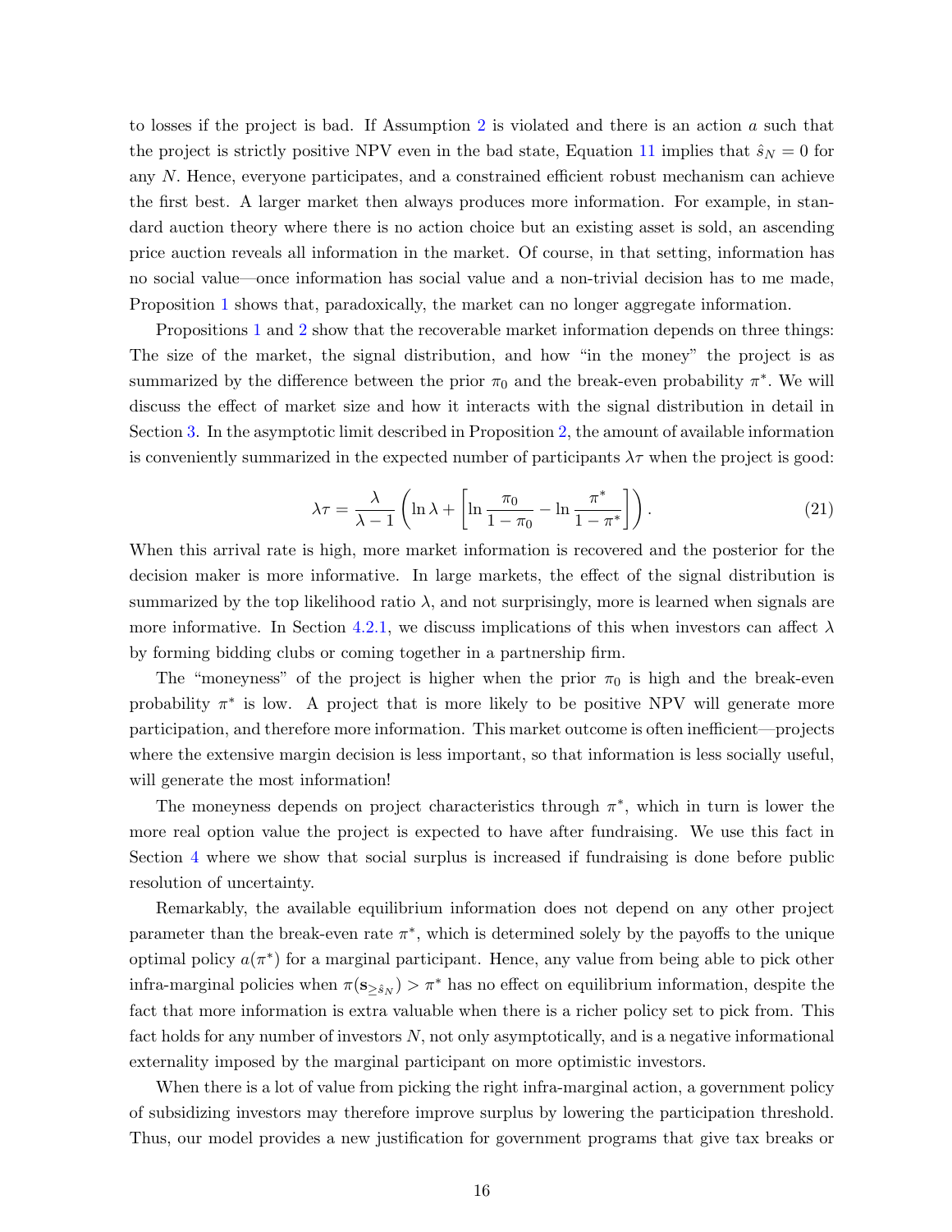to losses if the project is bad. If Assumption 2 is violated and there is an action $a$ such that the project is strictly positive NPV even in the bad state, Equation 11 implies that $\hat{s}_N = 0$ for any $N$. Hence, everyone participates, and a constrained efficient robust mechanism can achieve the first best. A larger market then always produces more information. For example, in standard auction theory where there is no action choice but an existing asset is sold, an ascending price auction reveals all information in the market. Of course, in that setting, information has no social value—once information has social value and a non-trivial decision has to me made, Proposition 1 shows that, paradoxically, the market can no longer aggregate information.

Propositions 1 and 2 show that the recoverable market information depends on three things: The size of the market, the signal distribution, and how "in the money" the project is as summarized by the difference between the prior $\pi_0$ and the break-even probability $\pi^*$. We will discuss the effect of market size and how it interacts with the signal distribution in detail in Section 3. In the asymptotic limit described in Proposition 2, the amount of available information is conveniently summarized in the expected number of participants $\lambda\tau$ when the project is good:

$$\lambda\tau = \frac{\lambda}{\lambda - 1}\left(\ln \lambda + \left[\ln \frac{\pi_0}{1-\pi_0} - \ln \frac{\pi^*}{1-\pi^*}\right]\right). \tag{21}$$

When this arrival rate is high, more market information is recovered and the posterior for the decision maker is more informative. In large markets, the effect of the signal distribution is summarized by the top likelihood ratio $\lambda$, and not surprisingly, more is learned when signals are more informative. In Section 4.2.1, we discuss implications of this when investors can affect $\lambda$ by forming bidding clubs or coming together in a partnership firm.

The "moneyness" of the project is higher when the prior $\pi_0$ is high and the break-even probability $\pi^*$ is low. A project that is more likely to be positive NPV will generate more participation, and therefore more information. This market outcome is often inefficient—projects where the extensive margin decision is less important, so that information is less socially useful, will generate the most information!

The moneyness depends on project characteristics through $\pi^*$, which in turn is lower the more real option value the project is expected to have after fundraising. We use this fact in Section 4 where we show that social surplus is increased if fundraising is done before public resolution of uncertainty.

Remarkably, the available equilibrium information does not depend on any other project parameter than the break-even rate $\pi^*$, which is determined solely by the payoffs to the unique optimal policy $a(\pi^*)$ for a marginal participant. Hence, any value from being able to pick other infra-marginal policies when $\pi(\mathbf{s}_{\geq \hat{s}_N}) > \pi^*$ has no effect on equilibrium information, despite the fact that more information is extra valuable when there is a richer policy set to pick from. This fact holds for any number of investors $N$, not only asymptotically, and is a negative informational externality imposed by the marginal participant on more optimistic investors.

When there is a lot of value from picking the right infra-marginal action, a government policy of subsidizing investors may therefore improve surplus by lowering the participation threshold. Thus, our model provides a new justification for government programs that give tax breaks or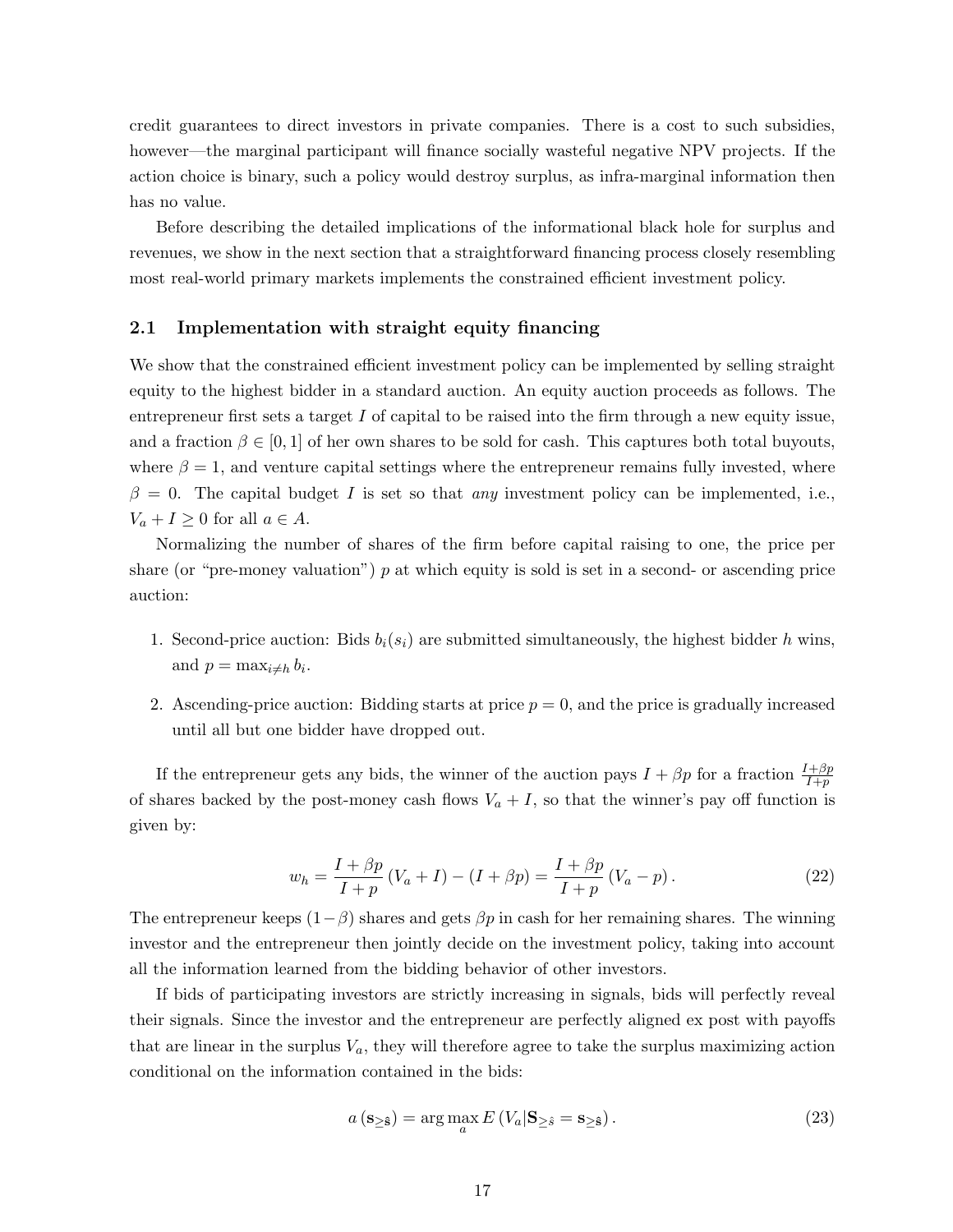credit guarantees to direct investors in private companies. There is a cost to such subsidies, however—the marginal participant will finance socially wasteful negative NPV projects. If the action choice is binary, such a policy would destroy surplus, as infra-marginal information then has no value.

Before describing the detailed implications of the informational black hole for surplus and revenues, we show in the next section that a straightforward financing process closely resembling most real-world primary markets implements the constrained efficient investment policy.

## 2.1 Implementation with straight equity financing

We show that the constrained efficient investment policy can be implemented by selling straight equity to the highest bidder in a standard auction. An equity auction proceeds as follows. The entrepreneur first sets a target $I$ of capital to be raised into the firm through a new equity issue, and a fraction $\beta \in [0,1]$ of her own shares to be sold for cash. This captures both total buyouts, where $\beta = 1$, and venture capital settings where the entrepreneur remains fully invested, where $\beta = 0$. The capital budget $I$ is set so that *any* investment policy can be implemented, i.e., $V_a + I \geq 0$ for all $a \in A$.

Normalizing the number of shares of the firm before capital raising to one, the price per share (or "pre-money valuation") $p$ at which equity is sold is set in a second- or ascending price auction:

1. Second-price auction: Bids $b_i(s_i)$ are submitted simultaneously, the highest bidder $h$ wins, and $p = \max_{i \neq h} b_i$.
2. Ascending-price auction: Bidding starts at price $p = 0$, and the price is gradually increased until all but one bidder have dropped out.

If the entrepreneur gets any bids, the winner of the auction pays $I + \beta p$ for a fraction $\frac{I+\beta p}{I+p}$ of shares backed by the post-money cash flows $V_a + I$, so that the winner's pay off function is given by:

$$w_h = \frac{I + \beta p}{I + p}(V_a + I) - (I + \beta p) = \frac{I + \beta p}{I + p}(V_a - p). \tag{22}$$

The entrepreneur keeps $(1-\beta)$ shares and gets $\beta p$ in cash for her remaining shares. The winning investor and the entrepreneur then jointly decide on the investment policy, taking into account all the information learned from the bidding behavior of other investors.

If bids of participating investors are strictly increasing in signals, bids will perfectly reveal their signals. Since the investor and the entrepreneur are perfectly aligned ex post with payoffs that are linear in the surplus $V_a$, they will therefore agree to take the surplus maximizing action conditional on the information contained in the bids:

$$a(\mathbf{s}_{\geq \hat{\mathbf{s}}}) = \arg\max_a E\left(V_a | \mathbf{S}_{\geq \hat{s}} = \mathbf{s}_{\geq \hat{\mathbf{s}}}\right). \tag{23}$$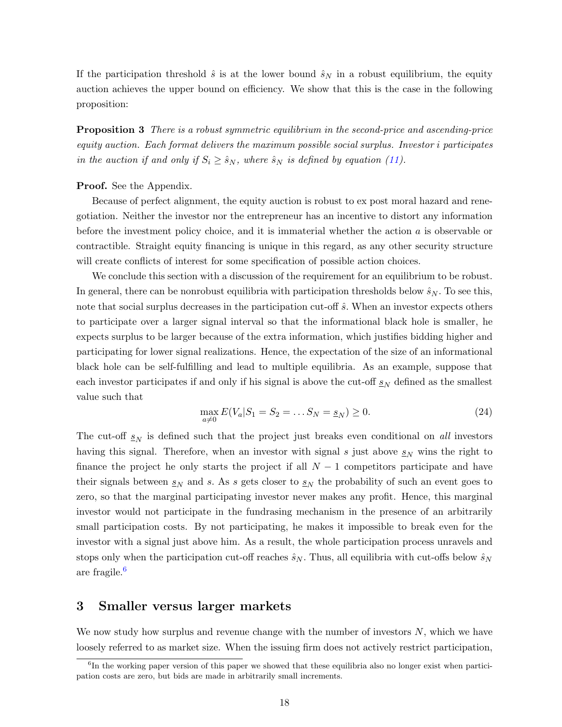If the participation threshold $\hat{s}$ is at the lower bound $\hat{s}_N$ in a robust equilibrium, the equity auction achieves the upper bound on efficiency. We show that this is the case in the following proposition:

**Proposition 3** *There is a robust symmetric equilibrium in the second-price and ascending-price equity auction. Each format delivers the maximum possible social surplus. Investor $i$ participates in the auction if and only if $S_i \geq \hat{s}_N$, where $\hat{s}_N$ is defined by equation (11).*

**Proof.** See the Appendix.

Because of perfect alignment, the equity auction is robust to ex post moral hazard and renegotiation. Neither the investor nor the entrepreneur has an incentive to distort any information before the investment policy choice, and it is immaterial whether the action $a$ is observable or contractible. Straight equity financing is unique in this regard, as any other security structure will create conflicts of interest for some specification of possible action choices.

We conclude this section with a discussion of the requirement for an equilibrium to be robust. In general, there can be nonrobust equilibria with participation thresholds below $\hat{s}_N$. To see this, note that social surplus decreases in the participation cut-off $\hat{s}$. When an investor expects others to participate over a larger signal interval so that the informational black hole is smaller, he expects surplus to be larger because of the extra information, which justifies bidding higher and participating for lower signal realizations. Hence, the expectation of the size of an informational black hole can be self-fulfilling and lead to multiple equilibria. As an example, suppose that each investor participates if and only if his signal is above the cut-off $\underline{s}_N$ defined as the smallest value such that

$$\max_{a \neq 0} E(V_a | S_1 = S_2 = \ldots S_N = \underline{s}_N) \geq 0. \tag{24}$$

The cut-off $\underline{s}_N$ is defined such that the project just breaks even conditional on *all* investors having this signal. Therefore, when an investor with signal $s$ just above $\underline{s}_N$ wins the right to finance the project he only starts the project if all $N-1$ competitors participate and have their signals between $\underline{s}_N$ and $s$. As $s$ gets closer to $\underline{s}_N$ the probability of such an event goes to zero, so that the marginal participating investor never makes any profit. Hence, this marginal investor would not participate in the fundrasing mechanism in the presence of an arbitrarily small participation costs. By not participating, he makes it impossible to break even for the investor with a signal just above him. As a result, the whole participation process unravels and stops only when the participation cut-off reaches $\hat{s}_N$. Thus, all equilibria with cut-offs below $\hat{s}_N$ are fragile.[6]

## 3 Smaller versus larger markets

We now study how surplus and revenue change with the number of investors $N$, which we have loosely referred to as market size. When the issuing firm does not actively restrict participation,

[6] In the working paper version of this paper we showed that these equilibria also no longer exist when participation costs are zero, but bids are made in arbitrarily small increments.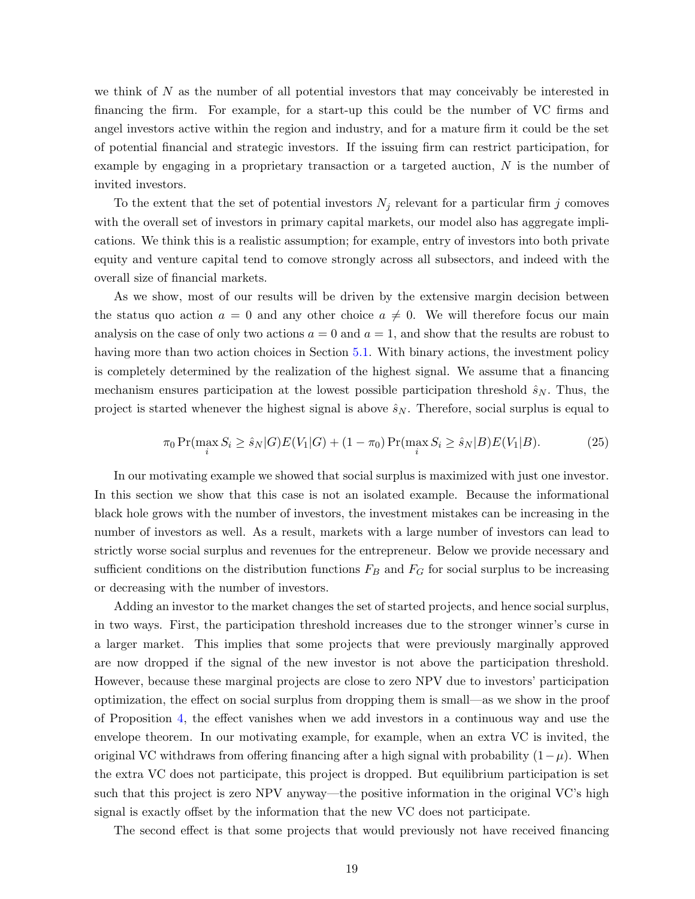we think of $N$ as the number of all potential investors that may conceivably be interested in financing the firm. For example, for a start-up this could be the number of VC firms and angel investors active within the region and industry, and for a mature firm it could be the set of potential financial and strategic investors. If the issuing firm can restrict participation, for example by engaging in a proprietary transaction or a targeted auction, $N$ is the number of invited investors.

To the extent that the set of potential investors $N_j$ relevant for a particular firm $j$ comoves with the overall set of investors in primary capital markets, our model also has aggregate implications. We think this is a realistic assumption; for example, entry of investors into both private equity and venture capital tend to comove strongly across all subsectors, and indeed with the overall size of financial markets.

As we show, most of our results will be driven by the extensive margin decision between the status quo action $a = 0$ and any other choice $a \neq 0$. We will therefore focus our main analysis on the case of only two actions $a = 0$ and $a = 1$, and show that the results are robust to having more than two action choices in Section 5.1. With binary actions, the investment policy is completely determined by the realization of the highest signal. We assume that a financing mechanism ensures participation at the lowest possible participation threshold $\hat{s}_N$. Thus, the project is started whenever the highest signal is above $\hat{s}_N$. Therefore, social surplus is equal to

$$\pi_0 \Pr(\max_i S_i \geq \hat{s}_N | G) E(V_1 | G) + (1 - \pi_0) \Pr(\max_i S_i \geq \hat{s}_N | B) E(V_1 | B). \tag{25}$$

In our motivating example we showed that social surplus is maximized with just one investor. In this section we show that this case is not an isolated example. Because the informational black hole grows with the number of investors, the investment mistakes can be increasing in the number of investors as well. As a result, markets with a large number of investors can lead to strictly worse social surplus and revenues for the entrepreneur. Below we provide necessary and sufficient conditions on the distribution functions $F_B$ and $F_G$ for social surplus to be increasing or decreasing with the number of investors.

Adding an investor to the market changes the set of started projects, and hence social surplus, in two ways. First, the participation threshold increases due to the stronger winner's curse in a larger market. This implies that some projects that were previously marginally approved are now dropped if the signal of the new investor is not above the participation threshold. However, because these marginal projects are close to zero NPV due to investors' participation optimization, the effect on social surplus from dropping them is small—as we show in the proof of Proposition 4, the effect vanishes when we add investors in a continuous way and use the envelope theorem. In our motivating example, for example, when an extra VC is invited, the original VC withdraws from offering financing after a high signal with probability $(1-\mu)$. When the extra VC does not participate, this project is dropped. But equilibrium participation is set such that this project is zero NPV anyway—the positive information in the original VC's high signal is exactly offset by the information that the new VC does not participate.

The second effect is that some projects that would previously not have received financing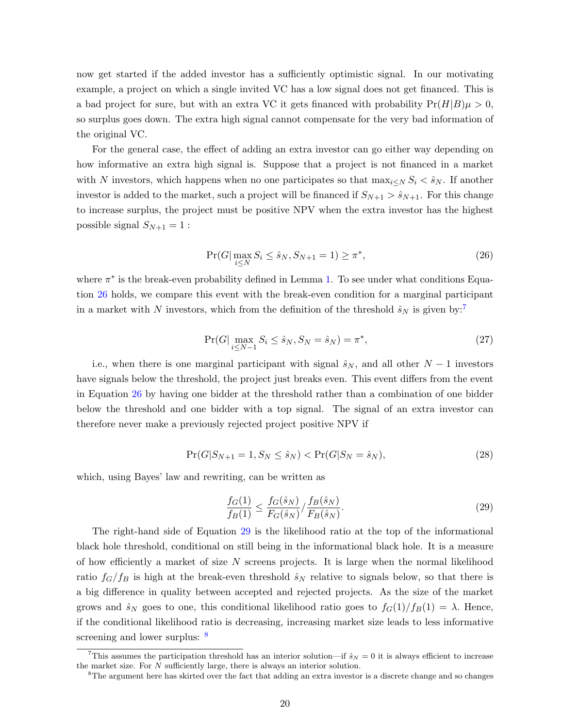now get started if the added investor has a sufficiently optimistic signal. In our motivating example, a project on which a single invited VC has a low signal does not get financed. This is a bad project for sure, but with an extra VC it gets financed with probability $\Pr(H|B)\mu > 0$, so surplus goes down. The extra high signal cannot compensate for the very bad information of the original VC.

For the general case, the effect of adding an extra investor can go either way depending on how informative an extra high signal is. Suppose that a project is not financed in a market with $N$ investors, which happens when no one participates so that $\max_{i \le N} S_i < \hat{s}_N$. If another investor is added to the market, such a project will be financed if $S_{N+1} > \hat{s}_{N+1}$. For this change to increase surplus, the project must be positive NPV when the extra investor has the highest possible signal $S_{N+1} = 1$ :

$$\Pr(G|\max_{i \le N} S_i \le \hat{s}_N, S_{N+1} = 1) \ge \pi^*, \tag{26}$$

where $\pi^*$ is the break-even probability defined in Lemma 1. To see under what conditions Equation 26 holds, we compare this event with the break-even condition for a marginal participant in a market with $N$ investors, which from the definition of the threshold $\hat{s}_N$ is given by:[7]

$$\Pr(G|\max_{i \le N-1} S_i \le \hat{s}_N, S_N = \hat{s}_N) = \pi^*, \tag{27}$$

i.e., when there is one marginal participant with signal $\hat{s}_N$, and all other $N-1$ investors have signals below the threshold, the project just breaks even. This event differs from the event in Equation 26 by having one bidder at the threshold rather than a combination of one bidder below the threshold and one bidder with a top signal. The signal of an extra investor can therefore never make a previously rejected project positive NPV if

$$\Pr(G|S_{N+1} = 1, S_N \le \hat{s}_N) < \Pr(G|S_N = \hat{s}_N), \tag{28}$$

which, using Bayes' law and rewriting, can be written as

$$\frac{f_G(1)}{f_B(1)} \le \frac{f_G(\hat{s}_N)}{F_G(\hat{s}_N)} / \frac{f_B(\hat{s}_N)}{F_B(\hat{s}_N)}. \tag{29}$$

The right-hand side of Equation 29 is the likelihood ratio at the top of the informational black hole threshold, conditional on still being in the informational black hole. It is a measure of how efficiently a market of size $N$ screens projects. It is large when the normal likelihood ratio $f_G/f_B$ is high at the break-even threshold $\hat{s}_N$ relative to signals below, so that there is a big difference in quality between accepted and rejected projects. As the size of the market grows and $\hat{s}_N$ goes to one, this conditional likelihood ratio goes to $f_G(1)/f_B(1) = \lambda$. Hence, if the conditional likelihood ratio is decreasing, increasing market size leads to less informative screening and lower surplus: [8]

[7] This assumes the participation threshold has an interior solution—if $\hat{s}_N = 0$ it is always efficient to increase the market size. For $N$ sufficiently large, there is always an interior solution.

[8] The argument here has skirted over the fact that adding an extra investor is a discrete change and so changes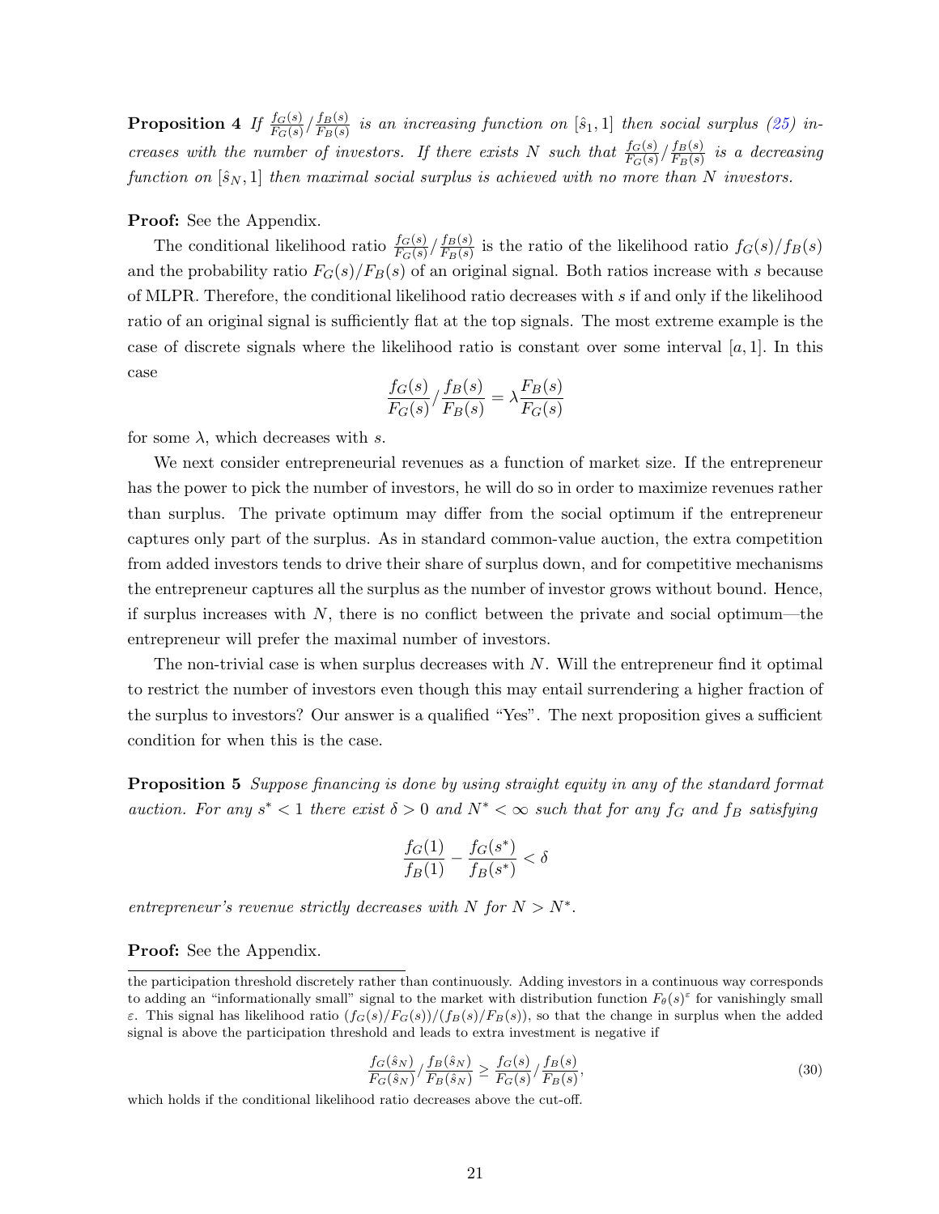**Proposition 4** *If $\frac{f_G(s)}{F_G(s)}/\frac{f_B(s)}{F_B(s)}$ is an increasing function on $[\hat{s}_1, 1]$ then social surplus (25) increases with the number of investors. If there exists $N$ such that $\frac{f_G(s)}{F_G(s)}/\frac{f_B(s)}{F_B(s)}$ is a decreasing function on $[\hat{s}_N, 1]$ then maximal social surplus is achieved with no more than $N$ investors.*

**Proof:** See the Appendix.

The conditional likelihood ratio $\frac{f_G(s)}{F_G(s)}/\frac{f_B(s)}{F_B(s)}$ is the ratio of the likelihood ratio $f_G(s)/f_B(s)$ and the probability ratio $F_G(s)/F_B(s)$ of an original signal. Both ratios increase with $s$ because of MLPR. Therefore, the conditional likelihood ratio decreases with $s$ if and only if the likelihood ratio of an original signal is sufficiently flat at the top signals. The most extreme example is the case of discrete signals where the likelihood ratio is constant over some interval $[a, 1]$. In this case

$$\frac{f_G(s)}{F_G(s)}/\frac{f_B(s)}{F_B(s)} = \lambda \frac{F_B(s)}{F_G(s)}$$

for some $\lambda$, which decreases with $s$.

We next consider entrepreneurial revenues as a function of market size. If the entrepreneur has the power to pick the number of investors, he will do so in order to maximize revenues rather than surplus. The private optimum may differ from the social optimum if the entrepreneur captures only part of the surplus. As in standard common-value auction, the extra competition from added investors tends to drive their share of surplus down, and for competitive mechanisms the entrepreneur captures all the surplus as the number of investor grows without bound. Hence, if surplus increases with $N$, there is no conflict between the private and social optimum—the entrepreneur will prefer the maximal number of investors.

The non-trivial case is when surplus decreases with $N$. Will the entrepreneur find it optimal to restrict the number of investors even though this may entail surrendering a higher fraction of the surplus to investors? Our answer is a qualified "Yes". The next proposition gives a sufficient condition for when this is the case.

**Proposition 5** *Suppose financing is done by using straight equity in any of the standard format auction. For any $s^* < 1$ there exist $\delta > 0$ and $N^* < \infty$ such that for any $f_G$ and $f_B$ satisfying*

$$\frac{f_G(1)}{f_B(1)} - \frac{f_G(s^*)}{f_B(s^*)} < \delta$$

*entrepreneur's revenue strictly decreases with $N$ for $N > N^*$.*

**Proof:** See the Appendix.

---

the participation threshold discretely rather than continuously. Adding investors in a continuous way corresponds to adding an "informationally small" signal to the market with distribution function $F_\theta(s)^\varepsilon$ for vanishingly small $\varepsilon$. This signal has likelihood ratio $(f_G(s)/F_G(s))/(f_B(s)/F_B(s))$, so that the change in surplus when the added signal is above the participation threshold and leads to extra investment is negative if

$$\frac{f_G(\hat{s}_N)}{F_G(\hat{s}_N)}/\frac{f_B(\hat{s}_N)}{F_B(\hat{s}_N)} \geq \frac{f_G(s)}{F_G(s)}/\frac{f_B(s)}{F_B(s)}, \tag{30}$$

which holds if the conditional likelihood ratio decreases above the cut-off.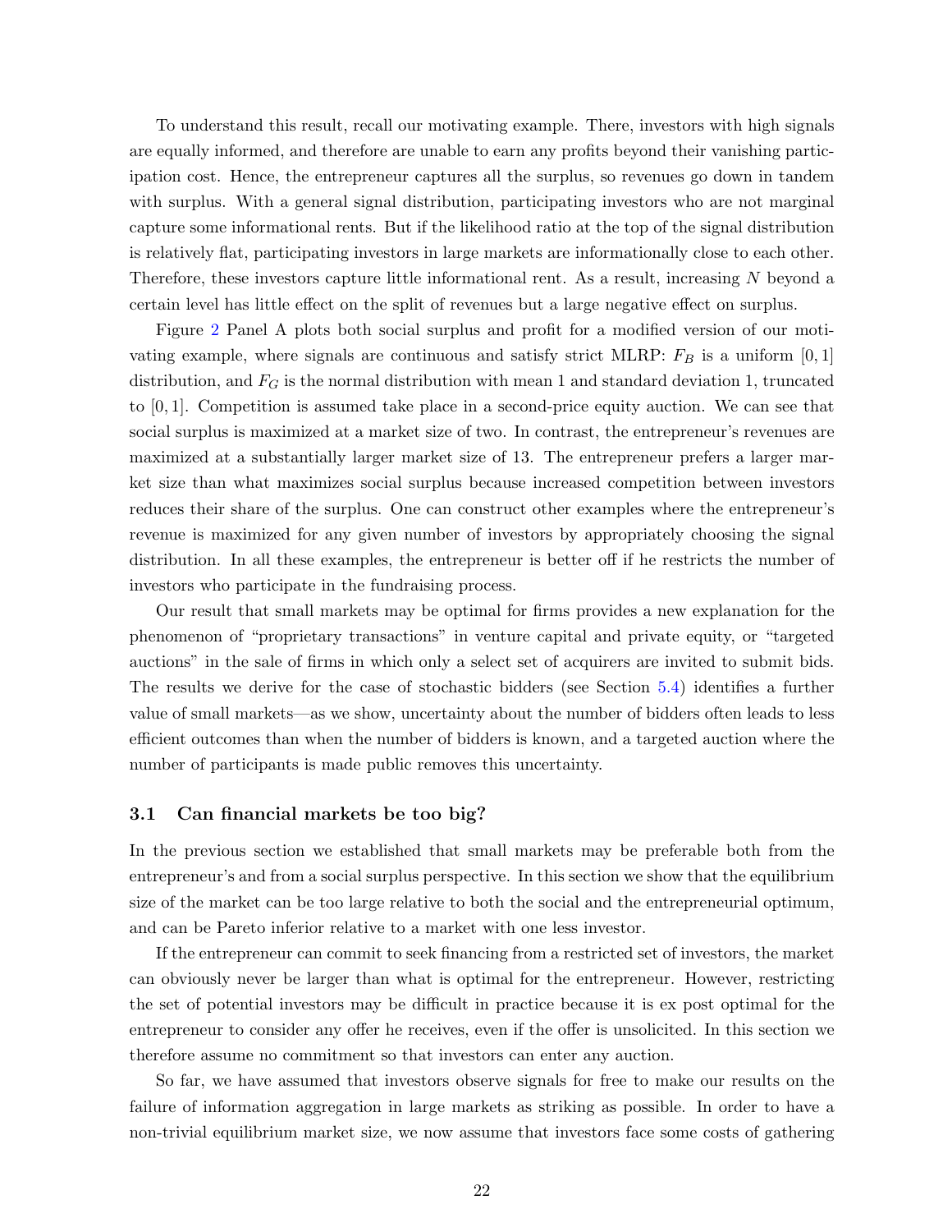To understand this result, recall our motivating example. There, investors with high signals are equally informed, and therefore are unable to earn any profits beyond their vanishing participation cost. Hence, the entrepreneur captures all the surplus, so revenues go down in tandem with surplus. With a general signal distribution, participating investors who are not marginal capture some informational rents. But if the likelihood ratio at the top of the signal distribution is relatively flat, participating investors in large markets are informationally close to each other. Therefore, these investors capture little informational rent. As a result, increasing $N$ beyond a certain level has little effect on the split of revenues but a large negative effect on surplus.

Figure 2 Panel A plots both social surplus and profit for a modified version of our motivating example, where signals are continuous and satisfy strict MLRP: $F_B$ is a uniform $[0, 1]$ distribution, and $F_G$ is the normal distribution with mean 1 and standard deviation 1, truncated to $[0, 1]$. Competition is assumed take place in a second-price equity auction. We can see that social surplus is maximized at a market size of two. In contrast, the entrepreneur's revenues are maximized at a substantially larger market size of 13. The entrepreneur prefers a larger market size than what maximizes social surplus because increased competition between investors reduces their share of the surplus. One can construct other examples where the entrepreneur's revenue is maximized for any given number of investors by appropriately choosing the signal distribution. In all these examples, the entrepreneur is better off if he restricts the number of investors who participate in the fundraising process.

Our result that small markets may be optimal for firms provides a new explanation for the phenomenon of "proprietary transactions" in venture capital and private equity, or "targeted auctions" in the sale of firms in which only a select set of acquirers are invited to submit bids. The results we derive for the case of stochastic bidders (see Section 5.4) identifies a further value of small markets—as we show, uncertainty about the number of bidders often leads to less efficient outcomes than when the number of bidders is known, and a targeted auction where the number of participants is made public removes this uncertainty.

### 3.1 Can financial markets be too big?

In the previous section we established that small markets may be preferable both from the entrepreneur's and from a social surplus perspective. In this section we show that the equilibrium size of the market can be too large relative to both the social and the entrepreneurial optimum, and can be Pareto inferior relative to a market with one less investor.

If the entrepreneur can commit to seek financing from a restricted set of investors, the market can obviously never be larger than what is optimal for the entrepreneur. However, restricting the set of potential investors may be difficult in practice because it is ex post optimal for the entrepreneur to consider any offer he receives, even if the offer is unsolicited. In this section we therefore assume no commitment so that investors can enter any auction.

So far, we have assumed that investors observe signals for free to make our results on the failure of information aggregation in large markets as striking as possible. In order to have a non-trivial equilibrium market size, we now assume that investors face some costs of gathering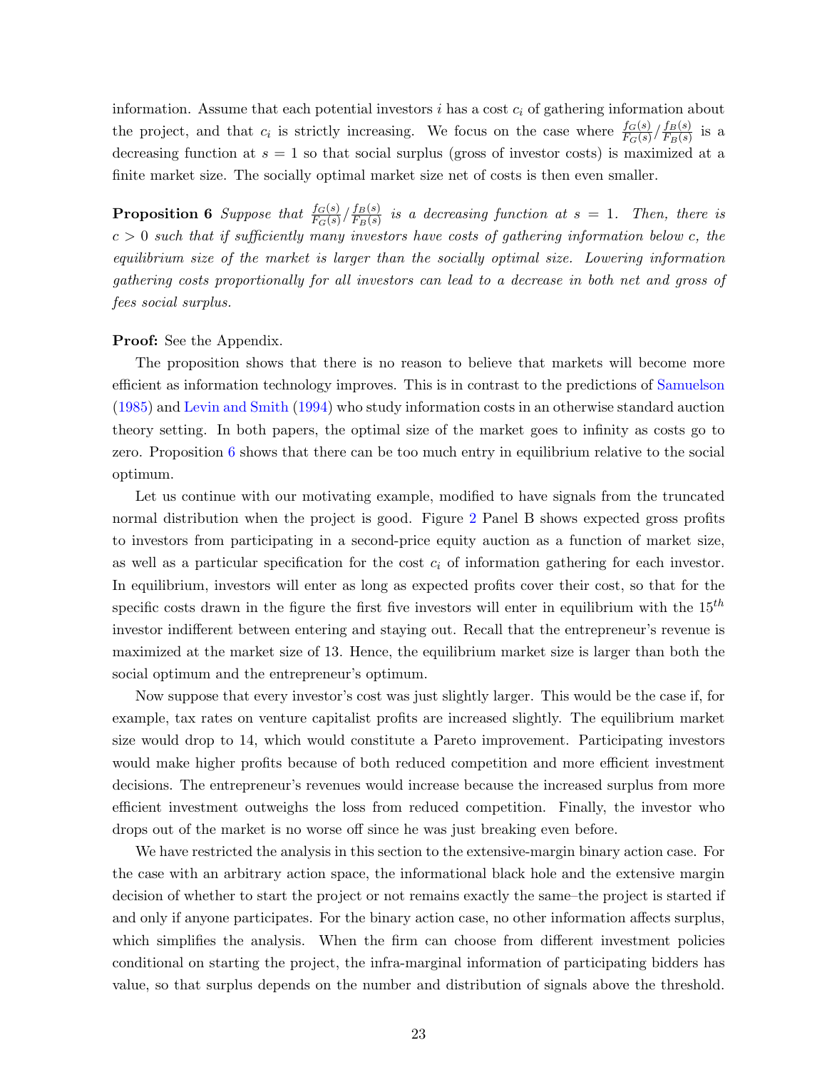information. Assume that each potential investors $i$ has a cost $c_i$ of gathering information about the project, and that $c_i$ is strictly increasing. We focus on the case where $\frac{f_G(s)}{F_G(s)}/\frac{f_B(s)}{F_B(s)}$ is a decreasing function at $s = 1$ so that social surplus (gross of investor costs) is maximized at a finite market size. The socially optimal market size net of costs is then even smaller.

**Proposition 6** *Suppose that $\frac{f_G(s)}{F_G(s)}/\frac{f_B(s)}{F_B(s)}$ is a decreasing function at $s = 1$. Then, there is $c > 0$ such that if sufficiently many investors have costs of gathering information below c, the equilibrium size of the market is larger than the socially optimal size. Lowering information gathering costs proportionally for all investors can lead to a decrease in both net and gross of fees social surplus.*

**Proof:** See the Appendix.

The proposition shows that there is no reason to believe that markets will become more efficient as information technology improves. This is in contrast to the predictions of Samuelson (1985) and Levin and Smith (1994) who study information costs in an otherwise standard auction theory setting. In both papers, the optimal size of the market goes to infinity as costs go to zero. Proposition 6 shows that there can be too much entry in equilibrium relative to the social optimum.

Let us continue with our motivating example, modified to have signals from the truncated normal distribution when the project is good. Figure 2 Panel B shows expected gross profits to investors from participating in a second-price equity auction as a function of market size, as well as a particular specification for the cost $c_i$ of information gathering for each investor. In equilibrium, investors will enter as long as expected profits cover their cost, so that for the specific costs drawn in the figure the first five investors will enter in equilibrium with the $15^{th}$ investor indifferent between entering and staying out. Recall that the entrepreneur's revenue is maximized at the market size of 13. Hence, the equilibrium market size is larger than both the social optimum and the entrepreneur's optimum.

Now suppose that every investor's cost was just slightly larger. This would be the case if, for example, tax rates on venture capitalist profits are increased slightly. The equilibrium market size would drop to 14, which would constitute a Pareto improvement. Participating investors would make higher profits because of both reduced competition and more efficient investment decisions. The entrepreneur's revenues would increase because the increased surplus from more efficient investment outweighs the loss from reduced competition. Finally, the investor who drops out of the market is no worse off since he was just breaking even before.

We have restricted the analysis in this section to the extensive-margin binary action case. For the case with an arbitrary action space, the informational black hole and the extensive margin decision of whether to start the project or not remains exactly the same–the project is started if and only if anyone participates. For the binary action case, no other information affects surplus, which simplifies the analysis. When the firm can choose from different investment policies conditional on starting the project, the infra-marginal information of participating bidders has value, so that surplus depends on the number and distribution of signals above the threshold.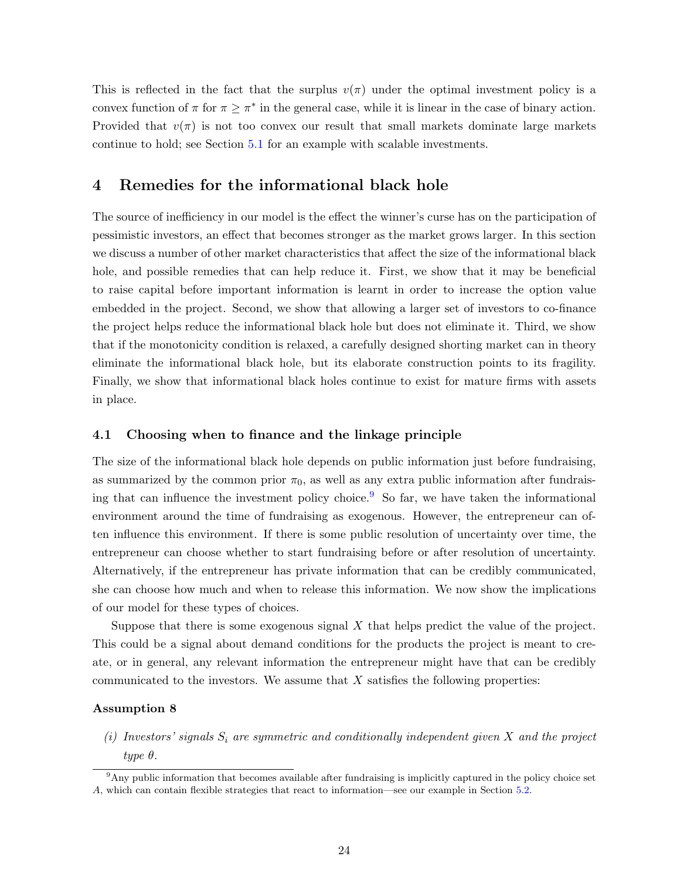This is reflected in the fact that the surplus $v(\pi)$ under the optimal investment policy is a convex function of $\pi$ for $\pi \geq \pi^*$ in the general case, while it is linear in the case of binary action. Provided that $v(\pi)$ is not too convex our result that small markets dominate large markets continue to hold; see Section 5.1 for an example with scalable investments.

## 4 Remedies for the informational black hole

The source of inefficiency in our model is the effect the winner's curse has on the participation of pessimistic investors, an effect that becomes stronger as the market grows larger. In this section we discuss a number of other market characteristics that affect the size of the informational black hole, and possible remedies that can help reduce it. First, we show that it may be beneficial to raise capital before important information is learnt in order to increase the option value embedded in the project. Second, we show that allowing a larger set of investors to co-finance the project helps reduce the informational black hole but does not eliminate it. Third, we show that if the monotonicity condition is relaxed, a carefully designed shorting market can in theory eliminate the informational black hole, but its elaborate construction points to its fragility. Finally, we show that informational black holes continue to exist for mature firms with assets in place.

### 4.1 Choosing when to finance and the linkage principle

The size of the informational black hole depends on public information just before fundraising, as summarized by the common prior $\pi_0$, as well as any extra public information after fundraising that can influence the investment policy choice.[9] So far, we have taken the informational environment around the time of fundraising as exogenous. However, the entrepreneur can often influence this environment. If there is some public resolution of uncertainty over time, the entrepreneur can choose whether to start fundraising before or after resolution of uncertainty. Alternatively, if the entrepreneur has private information that can be credibly communicated, she can choose how much and when to release this information. We now show the implications of our model for these types of choices.

Suppose that there is some exogenous signal $X$ that helps predict the value of the project. This could be a signal about demand conditions for the products the project is meant to create, or in general, any relevant information the entrepreneur might have that can be credibly communicated to the investors. We assume that $X$ satisfies the following properties:

**Assumption 8**

*(i) Investors' signals $S_i$ are symmetric and conditionally independent given $X$ and the project type $\theta$.*

[9] Any public information that becomes available after fundraising is implicitly captured in the policy choice set $A$, which can contain flexible strategies that react to information—see our example in Section 5.2.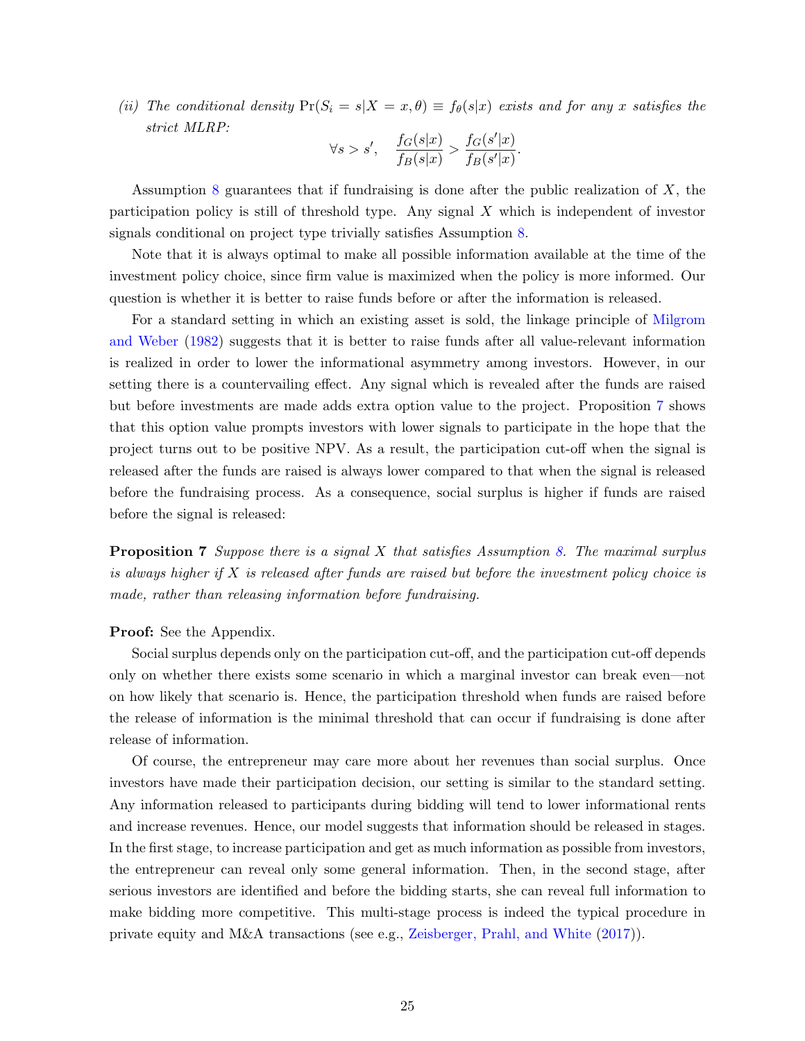*(ii) The conditional density* $\Pr(S_i = s|X = x, \theta) \equiv f_\theta(s|x)$ *exists and for any* $x$ *satisfies the strict MLRP:*

$$\forall s > s', \quad \frac{f_G(s|x)}{f_B(s|x)} > \frac{f_G(s'|x)}{f_B(s'|x)}.$$

Assumption 8 guarantees that if fundraising is done after the public realization of $X$, the participation policy is still of threshold type. Any signal $X$ which is independent of investor signals conditional on project type trivially satisfies Assumption 8.

Note that it is always optimal to make all possible information available at the time of the investment policy choice, since firm value is maximized when the policy is more informed. Our question is whether it is better to raise funds before or after the information is released.

For a standard setting in which an existing asset is sold, the linkage principle of Milgrom and Weber (1982) suggests that it is better to raise funds after all value-relevant information is realized in order to lower the informational asymmetry among investors. However, in our setting there is a countervailing effect. Any signal which is revealed after the funds are raised but before investments are made adds extra option value to the project. Proposition 7 shows that this option value prompts investors with lower signals to participate in the hope that the project turns out to be positive NPV. As a result, the participation cut-off when the signal is released after the funds are raised is always lower compared to that when the signal is released before the fundraising process. As a consequence, social surplus is higher if funds are raised before the signal is released:

**Proposition 7** *Suppose there is a signal* $X$ *that satisfies Assumption 8. The maximal surplus is always higher if* $X$ *is released after funds are raised but before the investment policy choice is made, rather than releasing information before fundraising.*

**Proof:** See the Appendix.

Social surplus depends only on the participation cut-off, and the participation cut-off depends only on whether there exists some scenario in which a marginal investor can break even—not on how likely that scenario is. Hence, the participation threshold when funds are raised before the release of information is the minimal threshold that can occur if fundraising is done after release of information.

Of course, the entrepreneur may care more about her revenues than social surplus. Once investors have made their participation decision, our setting is similar to the standard setting. Any information released to participants during bidding will tend to lower informational rents and increase revenues. Hence, our model suggests that information should be released in stages. In the first stage, to increase participation and get as much information as possible from investors, the entrepreneur can reveal only some general information. Then, in the second stage, after serious investors are identified and before the bidding starts, she can reveal full information to make bidding more competitive. This multi-stage process is indeed the typical procedure in private equity and M&A transactions (see e.g., Zeisberger, Prahl, and White (2017)).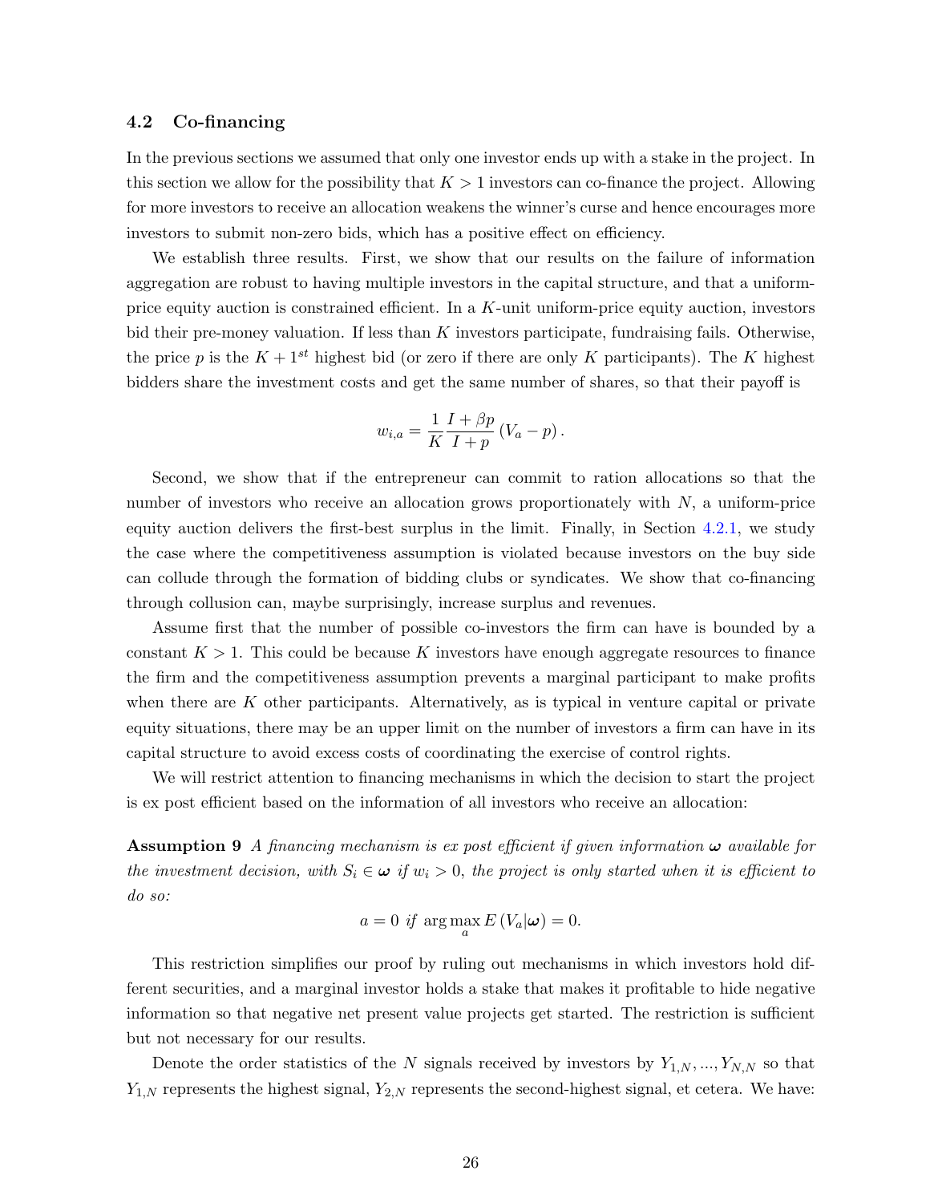### 4.2 Co-financing

In the previous sections we assumed that only one investor ends up with a stake in the project. In this section we allow for the possibility that $K > 1$ investors can co-finance the project. Allowing for more investors to receive an allocation weakens the winner's curse and hence encourages more investors to submit non-zero bids, which has a positive effect on efficiency.

We establish three results. First, we show that our results on the failure of information aggregation are robust to having multiple investors in the capital structure, and that a uniform-price equity auction is constrained efficient. In a $K$-unit uniform-price equity auction, investors bid their pre-money valuation. If less than $K$ investors participate, fundraising fails. Otherwise, the price $p$ is the $K + 1^{st}$ highest bid (or zero if there are only $K$ participants). The $K$ highest bidders share the investment costs and get the same number of shares, so that their payoff is

$$w_{i,a} = \frac{1}{K} \frac{I + \beta p}{I + p} (V_a - p).$$

Second, we show that if the entrepreneur can commit to ration allocations so that the number of investors who receive an allocation grows proportionately with $N$, a uniform-price equity auction delivers the first-best surplus in the limit. Finally, in Section 4.2.1, we study the case where the competitiveness assumption is violated because investors on the buy side can collude through the formation of bidding clubs or syndicates. We show that co-financing through collusion can, maybe surprisingly, increase surplus and revenues.

Assume first that the number of possible co-investors the firm can have is bounded by a constant $K > 1$. This could be because $K$ investors have enough aggregate resources to finance the firm and the competitiveness assumption prevents a marginal participant to make profits when there are $K$ other participants. Alternatively, as is typical in venture capital or private equity situations, there may be an upper limit on the number of investors a firm can have in its capital structure to avoid excess costs of coordinating the exercise of control rights.

We will restrict attention to financing mechanisms in which the decision to start the project is ex post efficient based on the information of all investors who receive an allocation:

**Assumption 9** *A financing mechanism is ex post efficient if given information $\boldsymbol{\omega}$ available for the investment decision, with $S_i \in \boldsymbol{\omega}$ if $w_i > 0$, the project is only started when it is efficient to do so:*

$$a = 0 \text{ if } \arg\max_a E(V_a|\boldsymbol{\omega}) = 0.$$

This restriction simplifies our proof by ruling out mechanisms in which investors hold different securities, and a marginal investor holds a stake that makes it profitable to hide negative information so that negative net present value projects get started. The restriction is sufficient but not necessary for our results.

Denote the order statistics of the $N$ signals received by investors by $Y_{1,N}, ..., Y_{N,N}$ so that $Y_{1,N}$ represents the highest signal, $Y_{2,N}$ represents the second-highest signal, et cetera. We have: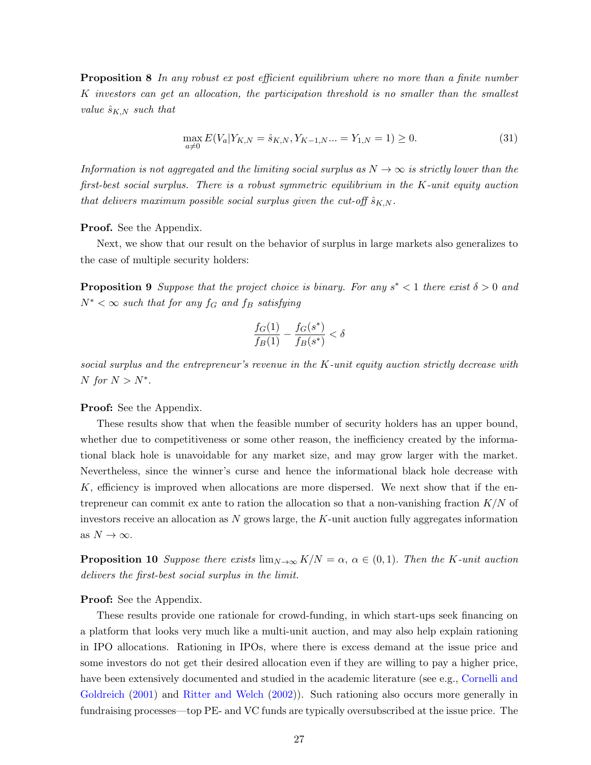**Proposition 8** *In any robust ex post efficient equilibrium where no more than a finite number $K$ investors can get an allocation, the participation threshold is no smaller than the smallest value $\hat{s}_{K,N}$ such that*

$$\max_{a \neq 0} E(V_a | Y_{K,N} = \hat{s}_{K,N}, Y_{K-1,N} ... = Y_{1,N} = 1) \geq 0. \tag{31}$$

*Information is not aggregated and the limiting social surplus as $N \to \infty$ is strictly lower than the first-best social surplus. There is a robust symmetric equilibrium in the $K$-unit equity auction that delivers maximum possible social surplus given the cut-off $\hat{s}_{K,N}$.*

**Proof.** See the Appendix.

Next, we show that our result on the behavior of surplus in large markets also generalizes to the case of multiple security holders:

**Proposition 9** *Suppose that the project choice is binary. For any $s^* < 1$ there exist $\delta > 0$ and $N^* < \infty$ such that for any $f_G$ and $f_B$ satisfying*

$$\frac{f_G(1)}{f_B(1)} - \frac{f_G(s^*)}{f_B(s^*)} < \delta$$

*social surplus and the entrepreneur's revenue in the $K$-unit equity auction strictly decrease with $N$ for $N > N^*$.*

**Proof:** See the Appendix.

These results show that when the feasible number of security holders has an upper bound, whether due to competitiveness or some other reason, the inefficiency created by the informational black hole is unavoidable for any market size, and may grow larger with the market. Nevertheless, since the winner's curse and hence the informational black hole decrease with $K$, efficiency is improved when allocations are more dispersed. We next show that if the entrepreneur can commit ex ante to ration the allocation so that a non-vanishing fraction $K/N$ of investors receive an allocation as $N$ grows large, the $K$-unit auction fully aggregates information as $N \to \infty$.

**Proposition 10** *Suppose there exists $\lim_{N\to\infty} K/N = \alpha$, $\alpha \in (0, 1)$. Then the $K$-unit auction delivers the first-best social surplus in the limit.*

**Proof:** See the Appendix.

These results provide one rationale for crowd-funding, in which start-ups seek financing on a platform that looks very much like a multi-unit auction, and may also help explain rationing in IPO allocations. Rationing in IPOs, where there is excess demand at the issue price and some investors do not get their desired allocation even if they are willing to pay a higher price, have been extensively documented and studied in the academic literature (see e.g., Cornelli and Goldreich (2001) and Ritter and Welch (2002)). Such rationing also occurs more generally in fundraising processes—top PE- and VC funds are typically oversubscribed at the issue price. The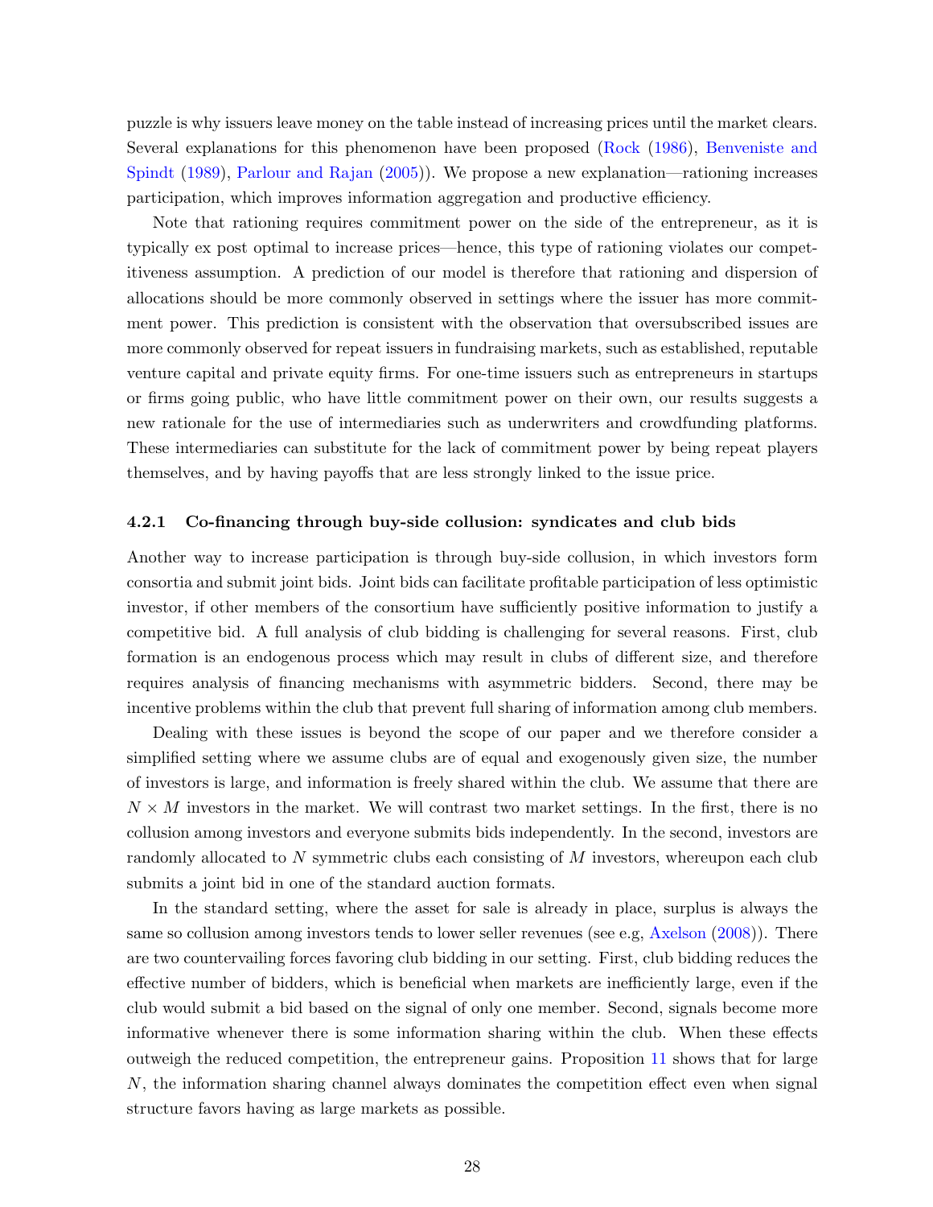puzzle is why issuers leave money on the table instead of increasing prices until the market clears. Several explanations for this phenomenon have been proposed (Rock (1986), Benveniste and Spindt (1989), Parlour and Rajan (2005)). We propose a new explanation—rationing increases participation, which improves information aggregation and productive efficiency.

Note that rationing requires commitment power on the side of the entrepreneur, as it is typically ex post optimal to increase prices—hence, this type of rationing violates our competitiveness assumption. A prediction of our model is therefore that rationing and dispersion of allocations should be more commonly observed in settings where the issuer has more commitment power. This prediction is consistent with the observation that oversubscribed issues are more commonly observed for repeat issuers in fundraising markets, such as established, reputable venture capital and private equity firms. For one-time issuers such as entrepreneurs in startups or firms going public, who have little commitment power on their own, our results suggests a new rationale for the use of intermediaries such as underwriters and crowdfunding platforms. These intermediaries can substitute for the lack of commitment power by being repeat players themselves, and by having payoffs that are less strongly linked to the issue price.

#### 4.2.1 Co-financing through buy-side collusion: syndicates and club bids

Another way to increase participation is through buy-side collusion, in which investors form consortia and submit joint bids. Joint bids can facilitate profitable participation of less optimistic investor, if other members of the consortium have sufficiently positive information to justify a competitive bid. A full analysis of club bidding is challenging for several reasons. First, club formation is an endogenous process which may result in clubs of different size, and therefore requires analysis of financing mechanisms with asymmetric bidders. Second, there may be incentive problems within the club that prevent full sharing of information among club members.

Dealing with these issues is beyond the scope of our paper and we therefore consider a simplified setting where we assume clubs are of equal and exogenously given size, the number of investors is large, and information is freely shared within the club. We assume that there are $N \times M$ investors in the market. We will contrast two market settings. In the first, there is no collusion among investors and everyone submits bids independently. In the second, investors are randomly allocated to $N$ symmetric clubs each consisting of $M$ investors, whereupon each club submits a joint bid in one of the standard auction formats.

In the standard setting, where the asset for sale is already in place, surplus is always the same so collusion among investors tends to lower seller revenues (see e.g, Axelson (2008)). There are two countervailing forces favoring club bidding in our setting. First, club bidding reduces the effective number of bidders, which is beneficial when markets are inefficiently large, even if the club would submit a bid based on the signal of only one member. Second, signals become more informative whenever there is some information sharing within the club. When these effects outweigh the reduced competition, the entrepreneur gains. Proposition 11 shows that for large $N$, the information sharing channel always dominates the competition effect even when signal structure favors having as large markets as possible.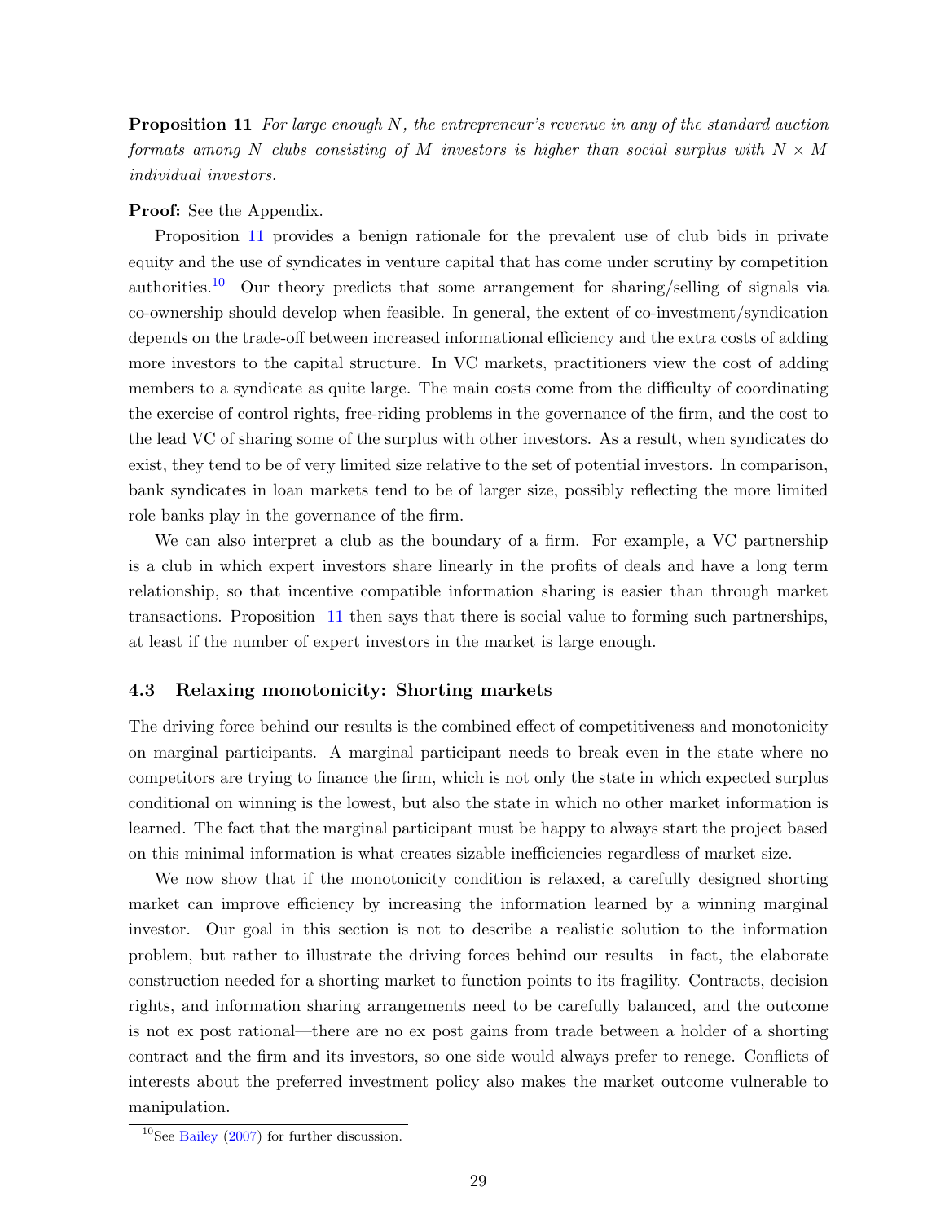**Proposition 11** *For large enough $N$, the entrepreneur's revenue in any of the standard auction formats among $N$ clubs consisting of $M$ investors is higher than social surplus with $N \times M$ individual investors.*

**Proof:** See the Appendix.

Proposition 11 provides a benign rationale for the prevalent use of club bids in private equity and the use of syndicates in venture capital that has come under scrutiny by competition authorities.[10] Our theory predicts that some arrangement for sharing/selling of signals via co-ownership should develop when feasible. In general, the extent of co-investment/syndication depends on the trade-off between increased informational efficiency and the extra costs of adding more investors to the capital structure. In VC markets, practitioners view the cost of adding members to a syndicate as quite large. The main costs come from the difficulty of coordinating the exercise of control rights, free-riding problems in the governance of the firm, and the cost to the lead VC of sharing some of the surplus with other investors. As a result, when syndicates do exist, they tend to be of very limited size relative to the set of potential investors. In comparison, bank syndicates in loan markets tend to be of larger size, possibly reflecting the more limited role banks play in the governance of the firm.

We can also interpret a club as the boundary of a firm. For example, a VC partnership is a club in which expert investors share linearly in the profits of deals and have a long term relationship, so that incentive compatible information sharing is easier than through market transactions. Proposition 11 then says that there is social value to forming such partnerships, at least if the number of expert investors in the market is large enough.

### 4.3 Relaxing monotonicity: Shorting markets

The driving force behind our results is the combined effect of competitiveness and monotonicity on marginal participants. A marginal participant needs to break even in the state where no competitors are trying to finance the firm, which is not only the state in which expected surplus conditional on winning is the lowest, but also the state in which no other market information is learned. The fact that the marginal participant must be happy to always start the project based on this minimal information is what creates sizable inefficiencies regardless of market size.

We now show that if the monotonicity condition is relaxed, a carefully designed shorting market can improve efficiency by increasing the information learned by a winning marginal investor. Our goal in this section is not to describe a realistic solution to the information problem, but rather to illustrate the driving forces behind our results—in fact, the elaborate construction needed for a shorting market to function points to its fragility. Contracts, decision rights, and information sharing arrangements need to be carefully balanced, and the outcome is not ex post rational—there are no ex post gains from trade between a holder of a shorting contract and the firm and its investors, so one side would always prefer to renege. Conflicts of interests about the preferred investment policy also makes the market outcome vulnerable to manipulation.

[10] See Bailey (2007) for further discussion.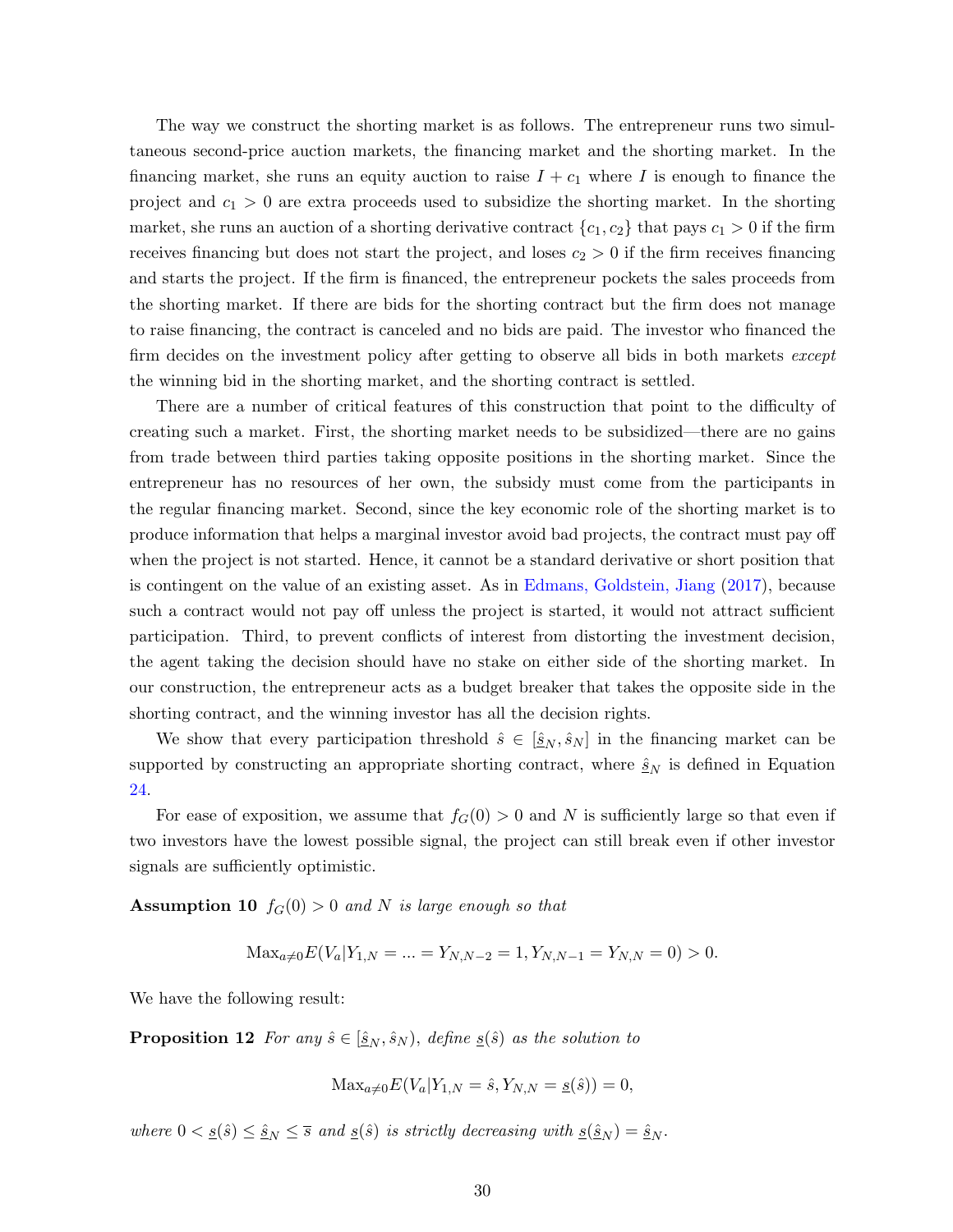The way we construct the shorting market is as follows. The entrepreneur runs two simultaneous second-price auction markets, the financing market and the shorting market. In the financing market, she runs an equity auction to raise $I + c_1$ where $I$ is enough to finance the project and $c_1 > 0$ are extra proceeds used to subsidize the shorting market. In the shorting market, she runs an auction of a shorting derivative contract $\{c_1, c_2\}$ that pays $c_1 > 0$ if the firm receives financing but does not start the project, and loses $c_2 > 0$ if the firm receives financing and starts the project. If the firm is financed, the entrepreneur pockets the sales proceeds from the shorting market. If there are bids for the shorting contract but the firm does not manage to raise financing, the contract is canceled and no bids are paid. The investor who financed the firm decides on the investment policy after getting to observe all bids in both markets *except* the winning bid in the shorting market, and the shorting contract is settled.

There are a number of critical features of this construction that point to the difficulty of creating such a market. First, the shorting market needs to be subsidized—there are no gains from trade between third parties taking opposite positions in the shorting market. Since the entrepreneur has no resources of her own, the subsidy must come from the participants in the regular financing market. Second, since the key economic role of the shorting market is to produce information that helps a marginal investor avoid bad projects, the contract must pay off when the project is not started. Hence, it cannot be a standard derivative or short position that is contingent on the value of an existing asset. As in Edmans, Goldstein, Jiang (2017), because such a contract would not pay off unless the project is started, it would not attract sufficient participation. Third, to prevent conflicts of interest from distorting the investment decision, the agent taking the decision should have no stake on either side of the shorting market. In our construction, the entrepreneur acts as a budget breaker that takes the opposite side in the shorting contract, and the winning investor has all the decision rights.

We show that every participation threshold $\hat{s} \in [\underline{\hat{s}}_N, \hat{s}_N]$ in the financing market can be supported by constructing an appropriate shorting contract, where $\underline{\hat{s}}_N$ is defined in Equation 24.

For ease of exposition, we assume that $f_G(0) > 0$ and $N$ is sufficiently large so that even if two investors have the lowest possible signal, the project can still break even if other investor signals are sufficiently optimistic.

**Assumption 10** *$f_G(0) > 0$ and $N$ is large enough so that*

$$\text{Max}_{a \neq 0} E(V_a | Y_{1,N} = ... = Y_{N,N-2} = 1, Y_{N,N-1} = Y_{N,N} = 0) > 0.$$

We have the following result:

**Proposition 12** *For any $\hat{s} \in [\underline{\hat{s}}_N, \hat{s}_N)$, define $\underline{s}(\hat{s})$ as the solution to*

$$\text{Max}_{a \neq 0} E(V_a | Y_{1,N} = \hat{s}, Y_{N,N} = \underline{s}(\hat{s})) = 0,$$

*where $0 < \underline{s}(\hat{s}) \leq \underline{\hat{s}}_N \leq \overline{s}$ and $\underline{s}(\hat{s})$ is strictly decreasing with $\underline{s}(\underline{\hat{s}}_N) = \underline{\hat{s}}_N$.*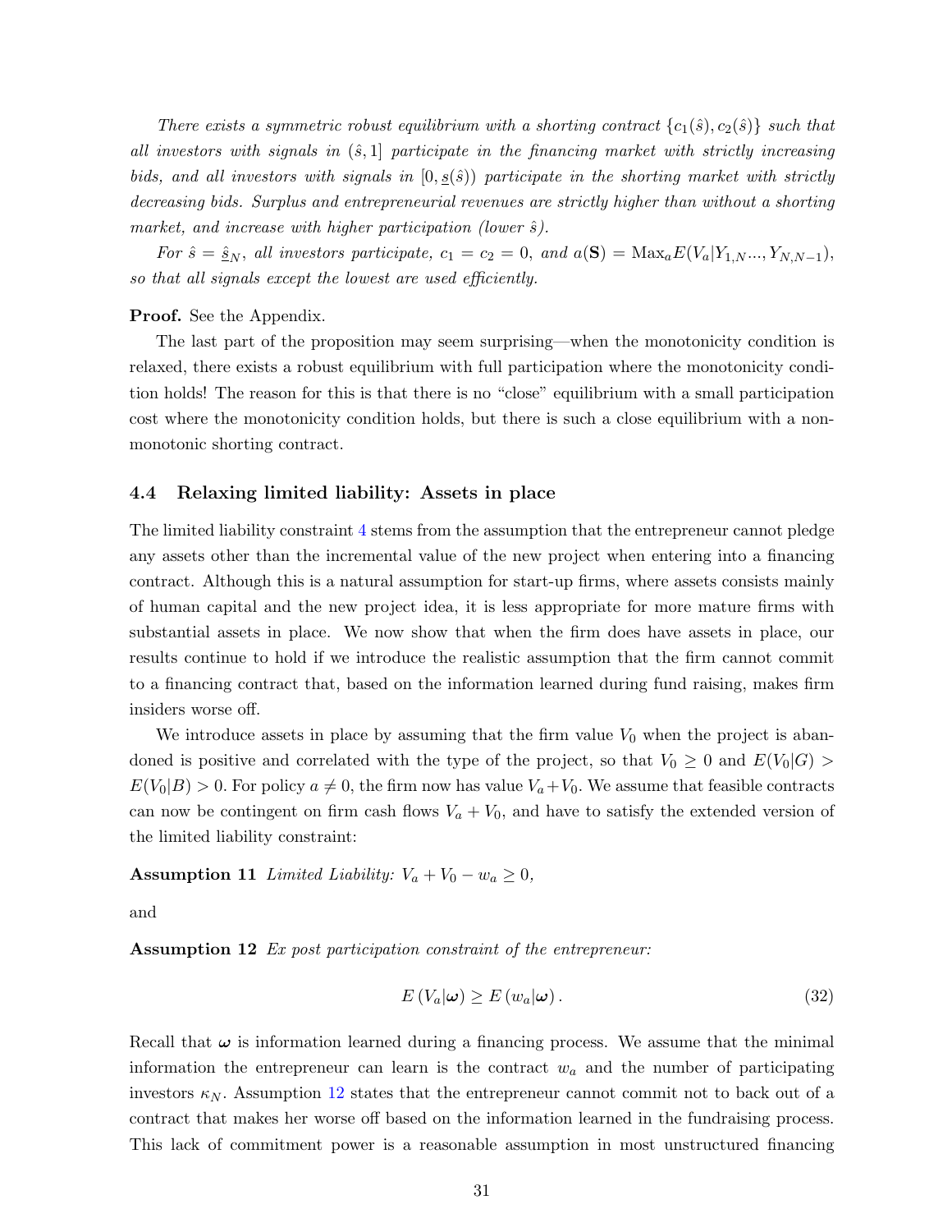*There exists a symmetric robust equilibrium with a shorting contract $\{c_1(\hat{s}), c_2(\hat{s})\}$ such that all investors with signals in $(\hat{s}, 1]$ participate in the financing market with strictly increasing bids, and all investors with signals in $[0, \underline{s}(\hat{s}))$ participate in the shorting market with strictly decreasing bids. Surplus and entrepreneurial revenues are strictly higher than without a shorting market, and increase with higher participation (lower $\hat{s}$).*

*For $\hat{s} = \hat{\underline{s}}_N$, all investors participate, $c_1 = c_2 = 0$, and $a(\mathbf{S}) = \text{Max}_a E(V_a | Y_{1,N} ..., Y_{N,N-1})$, so that all signals except the lowest are used efficiently.*

**Proof.** See the Appendix.

The last part of the proposition may seem surprising—when the monotonicity condition is relaxed, there exists a robust equilibrium with full participation where the monotonicity condition holds! The reason for this is that there is no "close" equilibrium with a small participation cost where the monotonicity condition holds, but there is such a close equilibrium with a non-monotonic shorting contract.

### 4.4 Relaxing limited liability: Assets in place

The limited liability constraint 4 stems from the assumption that the entrepreneur cannot pledge any assets other than the incremental value of the new project when entering into a financing contract. Although this is a natural assumption for start-up firms, where assets consists mainly of human capital and the new project idea, it is less appropriate for more mature firms with substantial assets in place. We now show that when the firm does have assets in place, our results continue to hold if we introduce the realistic assumption that the firm cannot commit to a financing contract that, based on the information learned during fund raising, makes firm insiders worse off.

We introduce assets in place by assuming that the firm value $V_0$ when the project is abandoned is positive and correlated with the type of the project, so that $V_0 \geq 0$ and $E(V_0|G) > E(V_0|B) > 0$. For policy $a \neq 0$, the firm now has value $V_a + V_0$. We assume that feasible contracts can now be contingent on firm cash flows $V_a + V_0$, and have to satisfy the extended version of the limited liability constraint:

**Assumption 11** *Limited Liability: $V_a + V_0 - w_a \geq 0$,*

and

**Assumption 12** *Ex post participation constraint of the entrepreneur:*

$$E(V_a|\boldsymbol{\omega}) \geq E(w_a|\boldsymbol{\omega}). \tag{32}$$

Recall that $\boldsymbol{\omega}$ is information learned during a financing process. We assume that the minimal information the entrepreneur can learn is the contract $w_a$ and the number of participating investors $\kappa_N$. Assumption 12 states that the entrepreneur cannot commit not to back out of a contract that makes her worse off based on the information learned in the fundraising process. This lack of commitment power is a reasonable assumption in most unstructured financing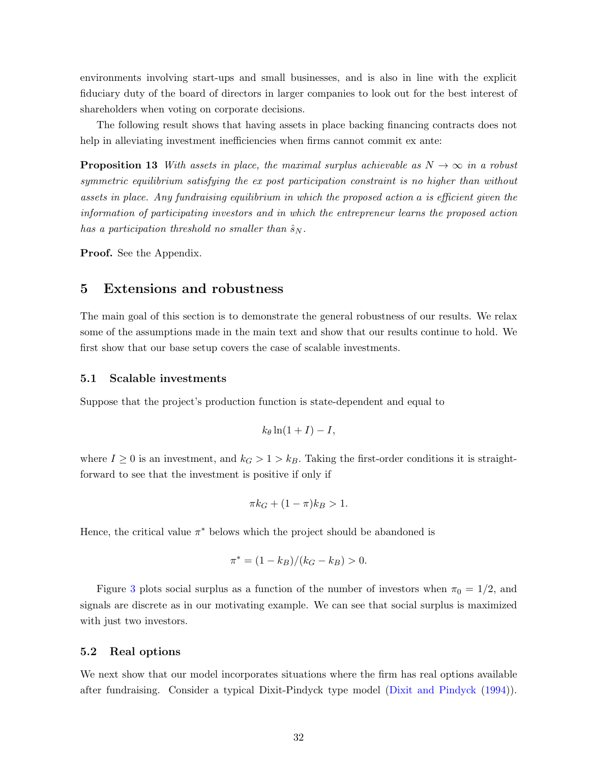environments involving start-ups and small businesses, and is also in line with the explicit fiduciary duty of the board of directors in larger companies to look out for the best interest of shareholders when voting on corporate decisions.

The following result shows that having assets in place backing financing contracts does not help in alleviating investment inefficiencies when firms cannot commit ex ante:

**Proposition 13** *With assets in place, the maximal surplus achievable as $N \to \infty$ in a robust symmetric equilibrium satisfying the ex post participation constraint is no higher than without assets in place. Any fundraising equilibrium in which the proposed action $a$ is efficient given the information of participating investors and in which the entrepreneur learns the proposed action has a participation threshold no smaller than $\hat{s}_N$.*

**Proof.** See the Appendix.

## 5 Extensions and robustness

The main goal of this section is to demonstrate the general robustness of our results. We relax some of the assumptions made in the main text and show that our results continue to hold. We first show that our base setup covers the case of scalable investments.

### 5.1 Scalable investments

Suppose that the project's production function is state-dependent and equal to

$$k_\theta \ln(1+I) - I,$$

where $I \geq 0$ is an investment, and $k_G > 1 > k_B$. Taking the first-order conditions it is straightforward to see that the investment is positive if only if

$$\pi k_G + (1-\pi)k_B > 1.$$

Hence, the critical value $\pi^*$ belows which the project should be abandoned is

$$\pi^* = (1-k_B)/(k_G - k_B) > 0.$$

Figure 3 plots social surplus as a function of the number of investors when $\pi_0 = 1/2$, and signals are discrete as in our motivating example. We can see that social surplus is maximized with just two investors.

### 5.2 Real options

We next show that our model incorporates situations where the firm has real options available after fundraising. Consider a typical Dixit-Pindyck type model (Dixit and Pindyck (1994)).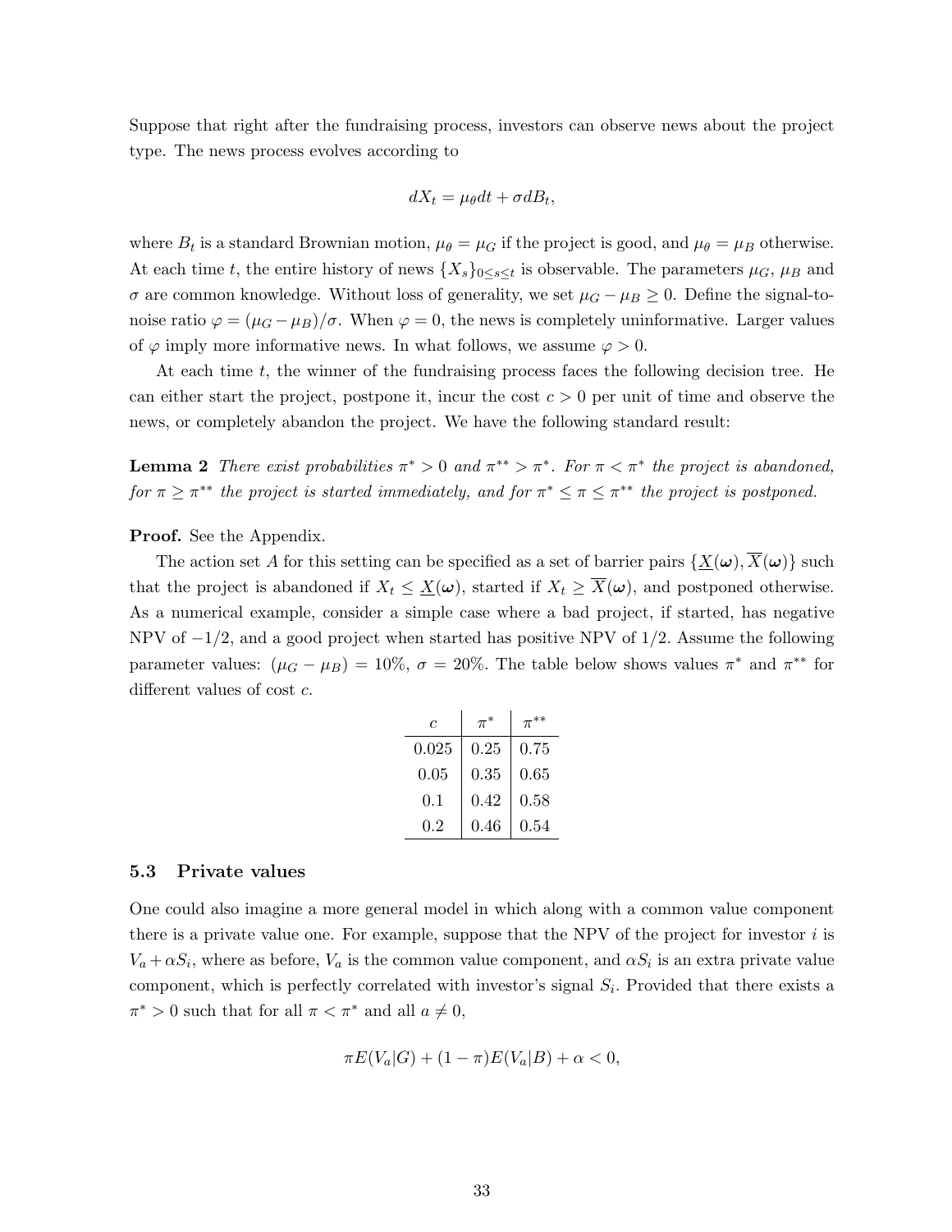Suppose that right after the fundraising process, investors can observe news about the project type. The news process evolves according to

$$dX_t = \mu_\theta dt + \sigma dB_t,$$

where $B_t$ is a standard Brownian motion, $\mu_\theta = \mu_G$ if the project is good, and $\mu_\theta = \mu_B$ otherwise. At each time $t$, the entire history of news $\{X_s\}_{0 \le s \le t}$ is observable. The parameters $\mu_G$, $\mu_B$ and $\sigma$ are common knowledge. Without loss of generality, we set $\mu_G - \mu_B \ge 0$. Define the signal-to-noise ratio $\varphi = (\mu_G - \mu_B)/\sigma$. When $\varphi = 0$, the news is completely uninformative. Larger values of $\varphi$ imply more informative news. In what follows, we assume $\varphi > 0$.

At each time $t$, the winner of the fundraising process faces the following decision tree. He can either start the project, postpone it, incur the cost $c > 0$ per unit of time and observe the news, or completely abandon the project. We have the following standard result:

**Lemma 2** *There exist probabilities $\pi^* > 0$ and $\pi^{**} > \pi^*$. For $\pi < \pi^*$ the project is abandoned, for $\pi \ge \pi^{**}$ the project is started immediately, and for $\pi^* \le \pi \le \pi^{**}$ the project is postponed.*

**Proof.** See the Appendix.

The action set $A$ for this setting can be specified as a set of barrier pairs $\{\underline{X}(\boldsymbol{\omega}), \overline{X}(\boldsymbol{\omega})\}$ such that the project is abandoned if $X_t \le \underline{X}(\boldsymbol{\omega})$, started if $X_t \ge \overline{X}(\boldsymbol{\omega})$, and postponed otherwise. As a numerical example, consider a simple case where a bad project, if started, has negative NPV of $-1/2$, and a good project when started has positive NPV of $1/2$. Assume the following parameter values: $(\mu_G - \mu_B) = 10\%$, $\sigma = 20\%$. The table below shows values $\pi^*$ and $\pi^{**}$ for different values of cost $c$.

| $c$ | $\pi^*$ | $\pi^{**}$ |
|---|---|---|
| 0.025 | 0.25 | 0.75 |
| 0.05 | 0.35 | 0.65 |
| 0.1 | 0.42 | 0.58 |
| 0.2 | 0.46 | 0.54 |

### 5.3 Private values

One could also imagine a more general model in which along with a common value component there is a private value one. For example, suppose that the NPV of the project for investor $i$ is $V_a + \alpha S_i$, where as before, $V_a$ is the common value component, and $\alpha S_i$ is an extra private value component, which is perfectly correlated with investor's signal $S_i$. Provided that there exists a $\pi^* > 0$ such that for all $\pi < \pi^*$ and all $a \neq 0$,

$$\pi E(V_a|G) + (1 - \pi)E(V_a|B) + \alpha < 0,$$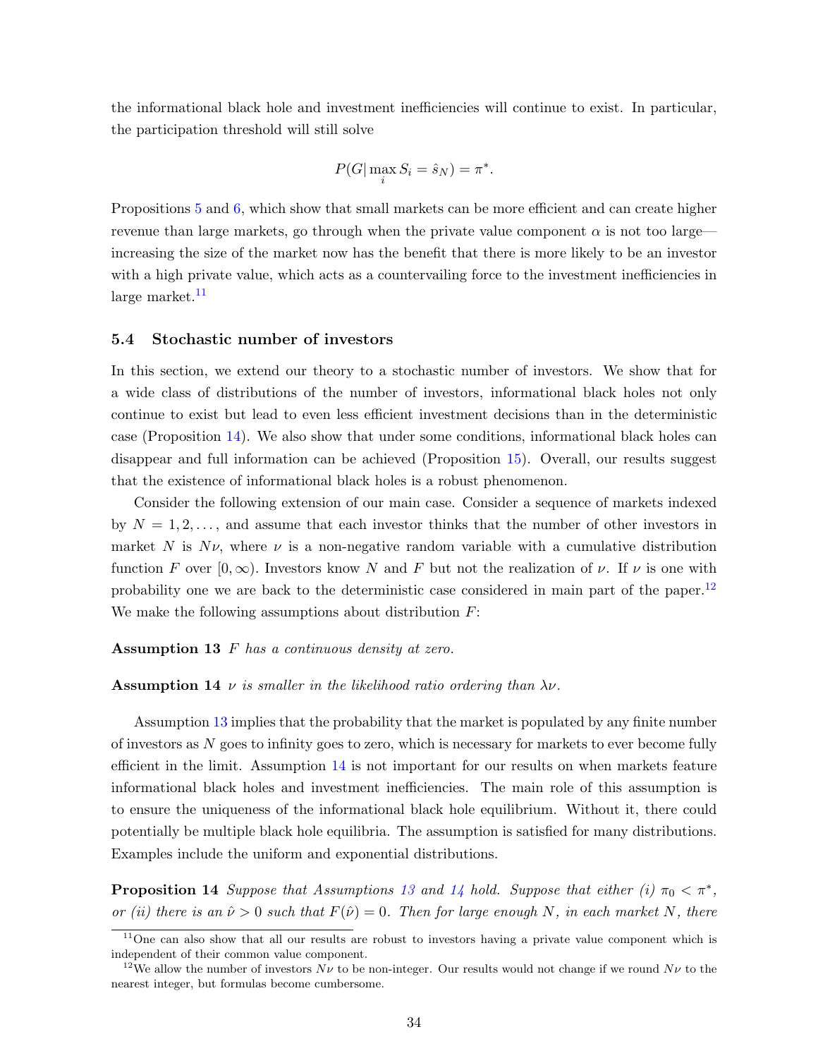the informational black hole and investment inefficiencies will continue to exist. In particular, the participation threshold will still solve

$$P(G|\max_i S_i = \hat{s}_N) = \pi^*.$$

Propositions 5 and 6, which show that small markets can be more efficient and can create higher revenue than large markets, go through when the private value component $\alpha$ is not too large—increasing the size of the market now has the benefit that there is more likely to be an investor with a high private value, which acts as a countervailing force to the investment inefficiencies in large market.[11]

### 5.4 Stochastic number of investors

In this section, we extend our theory to a stochastic number of investors. We show that for a wide class of distributions of the number of investors, informational black holes not only continue to exist but lead to even less efficient investment decisions than in the deterministic case (Proposition 14). We also show that under some conditions, informational black holes can disappear and full information can be achieved (Proposition 15). Overall, our results suggest that the existence of informational black holes is a robust phenomenon.

Consider the following extension of our main case. Consider a sequence of markets indexed by $N = 1, 2, \ldots$, and assume that each investor thinks that the number of other investors in market $N$ is $N\nu$, where $\nu$ is a non-negative random variable with a cumulative distribution function $F$ over $[0, \infty)$. Investors know $N$ and $F$ but not the realization of $\nu$. If $\nu$ is one with probability one we are back to the deterministic case considered in main part of the paper.[12] We make the following assumptions about distribution $F$:

**Assumption 13** *$F$ has a continuous density at zero.*

**Assumption 14** *$\nu$ is smaller in the likelihood ratio ordering than $\lambda\nu$.*

Assumption 13 implies that the probability that the market is populated by any finite number of investors as $N$ goes to infinity goes to zero, which is necessary for markets to ever become fully efficient in the limit. Assumption 14 is not important for our results on when markets feature informational black holes and investment inefficiencies. The main role of this assumption is to ensure the uniqueness of the informational black hole equilibrium. Without it, there could potentially be multiple black hole equilibria. The assumption is satisfied for many distributions. Examples include the uniform and exponential distributions.

**Proposition 14** *Suppose that Assumptions 13 and 14 hold. Suppose that either (i) $\pi_0 < \pi^*$, or (ii) there is an $\hat{\nu} > 0$ such that $F(\hat{\nu}) = 0$. Then for large enough $N$, in each market $N$, there*

[11] One can also show that all our results are robust to investors having a private value component which is independent of their common value component.

[12] We allow the number of investors $N\nu$ to be non-integer. Our results would not change if we round $N\nu$ to the nearest integer, but formulas become cumbersome.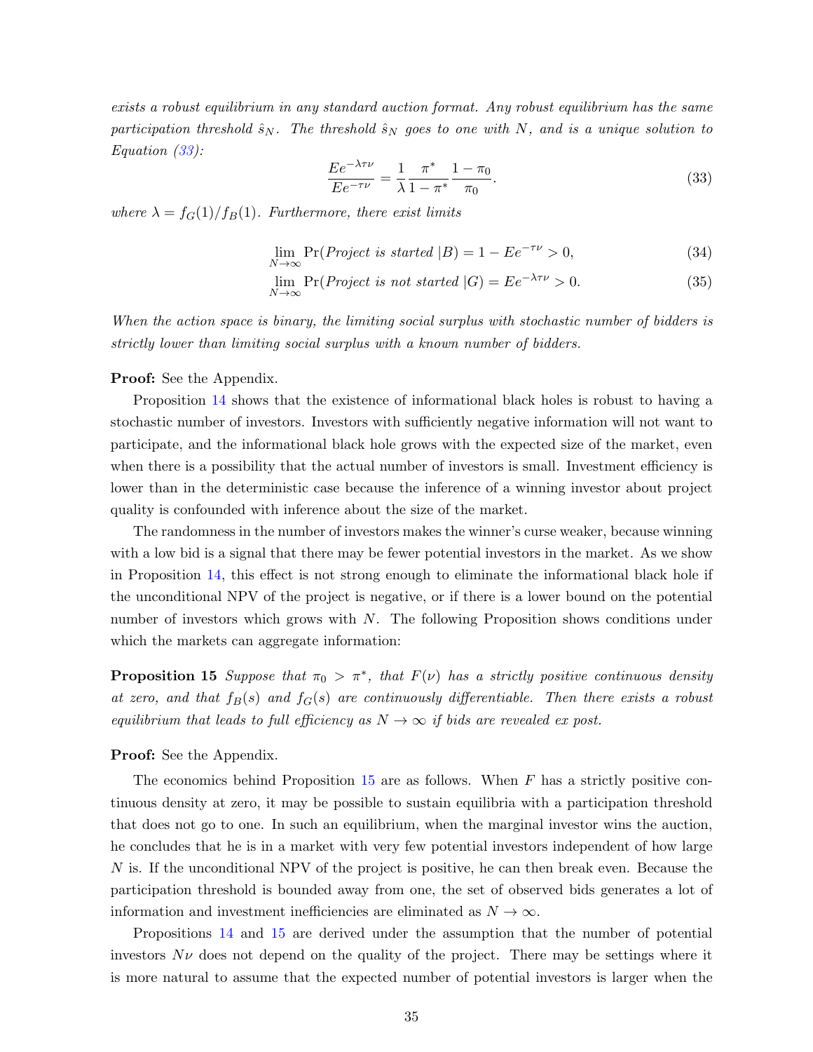*exists a robust equilibrium in any standard auction format. Any robust equilibrium has the same participation threshold $\hat{s}_N$. The threshold $\hat{s}_N$ goes to one with $N$, and is a unique solution to Equation (33):*

$$\frac{Ee^{-\lambda\tau\nu}}{Ee^{-\tau\nu}} = \frac{1}{\lambda}\frac{\pi^*}{1-\pi^*}\frac{1-\pi_0}{\pi_0}. \tag{33}$$

*where $\lambda = f_G(1)/f_B(1)$. Furthermore, there exist limits*

$$\lim_{N\to\infty} \Pr(\textit{Project is started } |B) = 1 - Ee^{-\tau\nu} > 0, \tag{34}$$

$$\lim_{N\to\infty} \Pr(\textit{Project is not started } |G) = Ee^{-\lambda\tau\nu} > 0. \tag{35}$$

*When the action space is binary, the limiting social surplus with stochastic number of bidders is strictly lower than limiting social surplus with a known number of bidders.*

**Proof:** See the Appendix.

Proposition 14 shows that the existence of informational black holes is robust to having a stochastic number of investors. Investors with sufficiently negative information will not want to participate, and the informational black hole grows with the expected size of the market, even when there is a possibility that the actual number of investors is small. Investment efficiency is lower than in the deterministic case because the inference of a winning investor about project quality is confounded with inference about the size of the market.

The randomness in the number of investors makes the winner's curse weaker, because winning with a low bid is a signal that there may be fewer potential investors in the market. As we show in Proposition 14, this effect is not strong enough to eliminate the informational black hole if the unconditional NPV of the project is negative, or if there is a lower bound on the potential number of investors which grows with $N$. The following Proposition shows conditions under which the markets can aggregate information:

**Proposition 15** *Suppose that $\pi_0 > \pi^*$, that $F(\nu)$ has a strictly positive continuous density at zero, and that $f_B(s)$ and $f_G(s)$ are continuously differentiable. Then there exists a robust equilibrium that leads to full efficiency as $N \to \infty$ if bids are revealed ex post.*

**Proof:** See the Appendix.

The economics behind Proposition 15 are as follows. When $F$ has a strictly positive continuous density at zero, it may be possible to sustain equilibria with a participation threshold that does not go to one. In such an equilibrium, when the marginal investor wins the auction, he concludes that he is in a market with very few potential investors independent of how large $N$ is. If the unconditional NPV of the project is positive, he can then break even. Because the participation threshold is bounded away from one, the set of observed bids generates a lot of information and investment inefficiencies are eliminated as $N \to \infty$.

Propositions 14 and 15 are derived under the assumption that the number of potential investors $N\nu$ does not depend on the quality of the project. There may be settings where it is more natural to assume that the expected number of potential investors is larger when the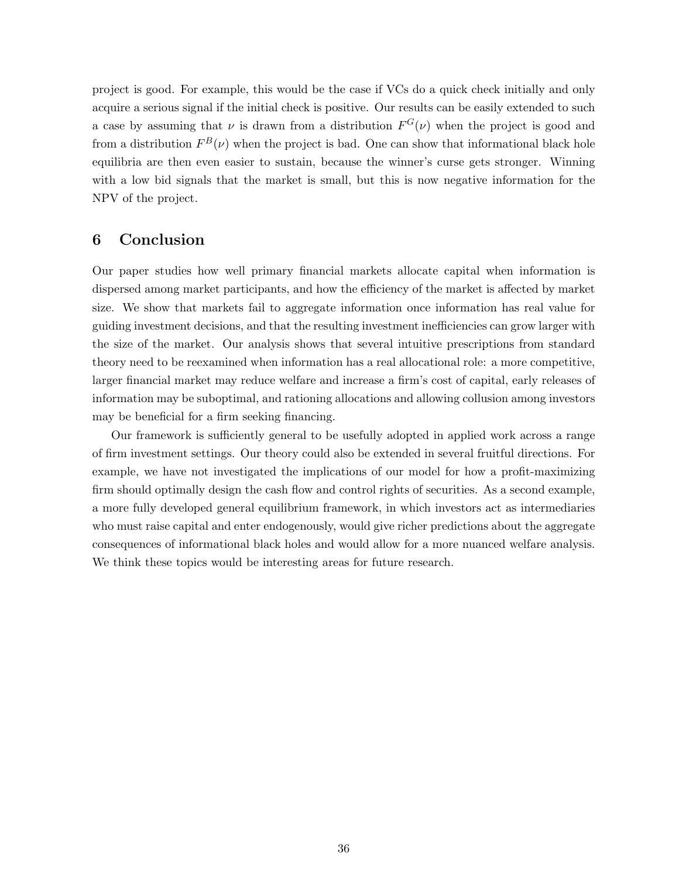project is good. For example, this would be the case if VCs do a quick check initially and only acquire a serious signal if the initial check is positive. Our results can be easily extended to such a case by assuming that $\nu$ is drawn from a distribution $F^G(\nu)$ when the project is good and from a distribution $F^B(\nu)$ when the project is bad. One can show that informational black hole equilibria are then even easier to sustain, because the winner's curse gets stronger. Winning with a low bid signals that the market is small, but this is now negative information for the NPV of the project.

## 6 Conclusion

Our paper studies how well primary financial markets allocate capital when information is dispersed among market participants, and how the efficiency of the market is affected by market size. We show that markets fail to aggregate information once information has real value for guiding investment decisions, and that the resulting investment inefficiencies can grow larger with the size of the market. Our analysis shows that several intuitive prescriptions from standard theory need to be reexamined when information has a real allocational role: a more competitive, larger financial market may reduce welfare and increase a firm's cost of capital, early releases of information may be suboptimal, and rationing allocations and allowing collusion among investors may be beneficial for a firm seeking financing.

Our framework is sufficiently general to be usefully adopted in applied work across a range of firm investment settings. Our theory could also be extended in several fruitful directions. For example, we have not investigated the implications of our model for how a profit-maximizing firm should optimally design the cash flow and control rights of securities. As a second example, a more fully developed general equilibrium framework, in which investors act as intermediaries who must raise capital and enter endogenously, would give richer predictions about the aggregate consequences of informational black holes and would allow for a more nuanced welfare analysis. We think these topics would be interesting areas for future research.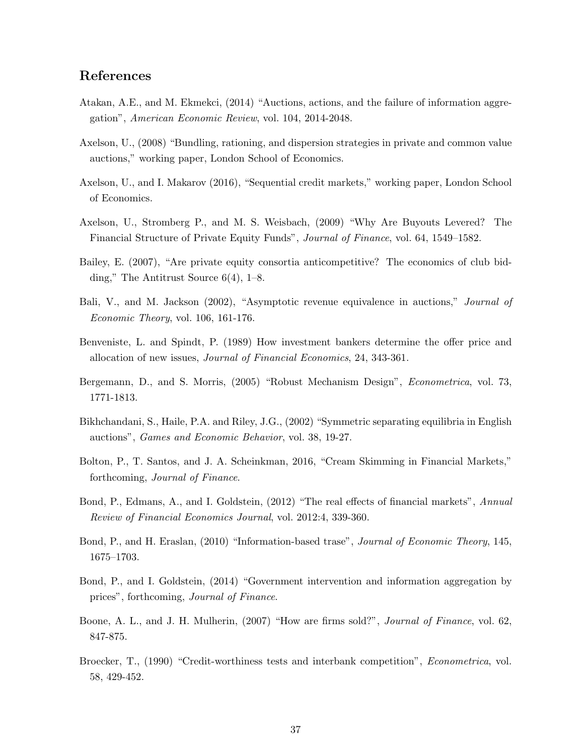## References

Atakan, A.E., and M. Ekmekci, (2014) "Auctions, actions, and the failure of information aggregation", *American Economic Review*, vol. 104, 2014-2048.

Axelson, U., (2008) "Bundling, rationing, and dispersion strategies in private and common value auctions," working paper, London School of Economics.

Axelson, U., and I. Makarov (2016), "Sequential credit markets," working paper, London School of Economics.

Axelson, U., Stromberg P., and M. S. Weisbach, (2009) "Why Are Buyouts Levered? The Financial Structure of Private Equity Funds", *Journal of Finance*, vol. 64, 1549–1582.

Bailey, E. (2007), "Are private equity consortia anticompetitive? The economics of club bidding," The Antitrust Source 6(4), 1–8.

Bali, V., and M. Jackson (2002), "Asymptotic revenue equivalence in auctions," *Journal of Economic Theory*, vol. 106, 161-176.

Benveniste, L. and Spindt, P. (1989) How investment bankers determine the offer price and allocation of new issues, *Journal of Financial Economics*, 24, 343-361.

Bergemann, D., and S. Morris, (2005) "Robust Mechanism Design", *Econometrica*, vol. 73, 1771-1813.

Bikhchandani, S., Haile, P.A. and Riley, J.G., (2002) "Symmetric separating equilibria in English auctions", *Games and Economic Behavior*, vol. 38, 19-27.

Bolton, P., T. Santos, and J. A. Scheinkman, 2016, "Cream Skimming in Financial Markets," forthcoming, *Journal of Finance*.

Bond, P., Edmans, A., and I. Goldstein, (2012) "The real effects of financial markets", *Annual Review of Financial Economics Journal*, vol. 2012:4, 339-360.

Bond, P., and H. Eraslan, (2010) "Information-based trase", *Journal of Economic Theory*, 145, 1675–1703.

Bond, P., and I. Goldstein, (2014) "Government intervention and information aggregation by prices", forthcoming, *Journal of Finance*.

Boone, A. L., and J. H. Mulherin, (2007) "How are firms sold?", *Journal of Finance*, vol. 62, 847-875.

Broecker, T., (1990) "Credit-worthiness tests and interbank competition", *Econometrica*, vol. 58, 429-452.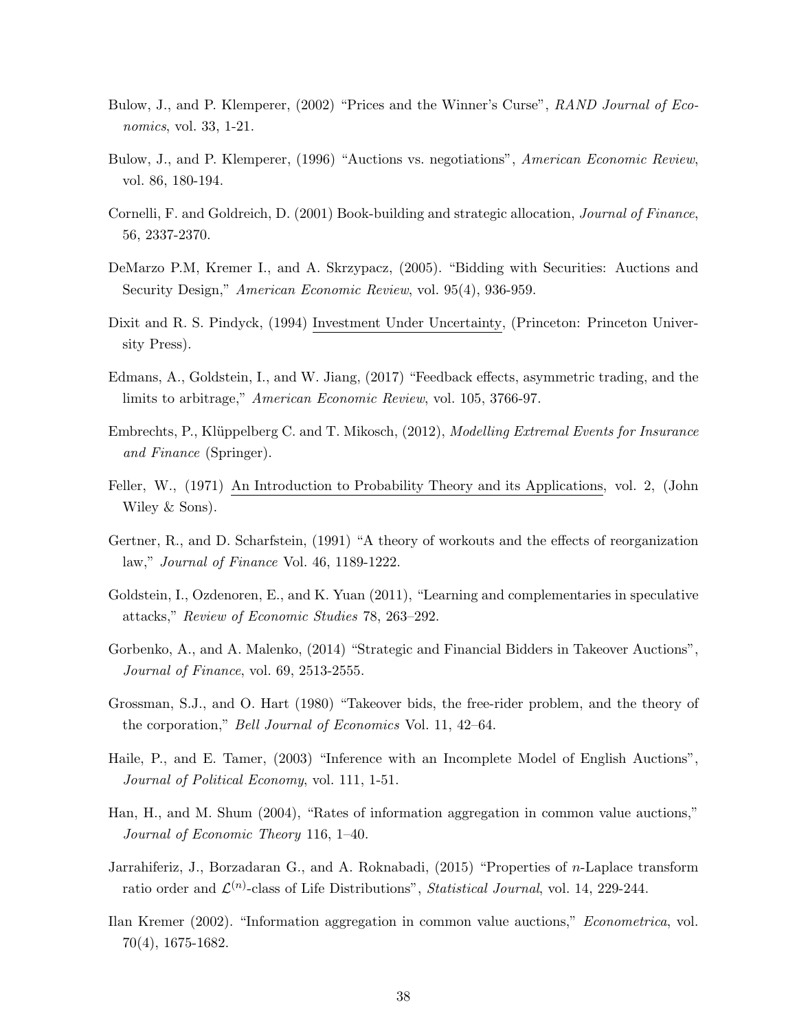Bulow, J., and P. Klemperer, (2002) "Prices and the Winner's Curse", *RAND Journal of Economics*, vol. 33, 1-21.

Bulow, J., and P. Klemperer, (1996) "Auctions vs. negotiations", *American Economic Review*, vol. 86, 180-194.

Cornelli, F. and Goldreich, D. (2001) Book-building and strategic allocation, *Journal of Finance*, 56, 2337-2370.

DeMarzo P.M, Kremer I., and A. Skrzypacz, (2005). "Bidding with Securities: Auctions and Security Design," *American Economic Review*, vol. 95(4), 936-959.

Dixit and R. S. Pindyck, (1994) Investment Under Uncertainty, (Princeton: Princeton University Press).

Edmans, A., Goldstein, I., and W. Jiang, (2017) "Feedback effects, asymmetric trading, and the limits to arbitrage," *American Economic Review*, vol. 105, 3766-97.

Embrechts, P., Klüppelberg C. and T. Mikosch, (2012), *Modelling Extremal Events for Insurance and Finance* (Springer).

Feller, W., (1971) An Introduction to Probability Theory and its Applications, vol. 2, (John Wiley & Sons).

Gertner, R., and D. Scharfstein, (1991) "A theory of workouts and the effects of reorganization law," *Journal of Finance* Vol. 46, 1189-1222.

Goldstein, I., Ozdenoren, E., and K. Yuan (2011), "Learning and complementaries in speculative attacks," *Review of Economic Studies* 78, 263–292.

Gorbenko, A., and A. Malenko, (2014) "Strategic and Financial Bidders in Takeover Auctions", *Journal of Finance*, vol. 69, 2513-2555.

Grossman, S.J., and O. Hart (1980) "Takeover bids, the free-rider problem, and the theory of the corporation," *Bell Journal of Economics* Vol. 11, 42–64.

Haile, P., and E. Tamer, (2003) "Inference with an Incomplete Model of English Auctions", *Journal of Political Economy*, vol. 111, 1-51.

Han, H., and M. Shum (2004), "Rates of information aggregation in common value auctions," *Journal of Economic Theory* 116, 1–40.

Jarrahiferiz, J., Borzadaran G., and A. Roknabadi, (2015) "Properties of $n$-Laplace transform ratio order and $\mathcal{L}^{(n)}$-class of Life Distributions", *Statistical Journal*, vol. 14, 229-244.

Ilan Kremer (2002). "Information aggregation in common value auctions," *Econometrica*, vol. 70(4), 1675-1682.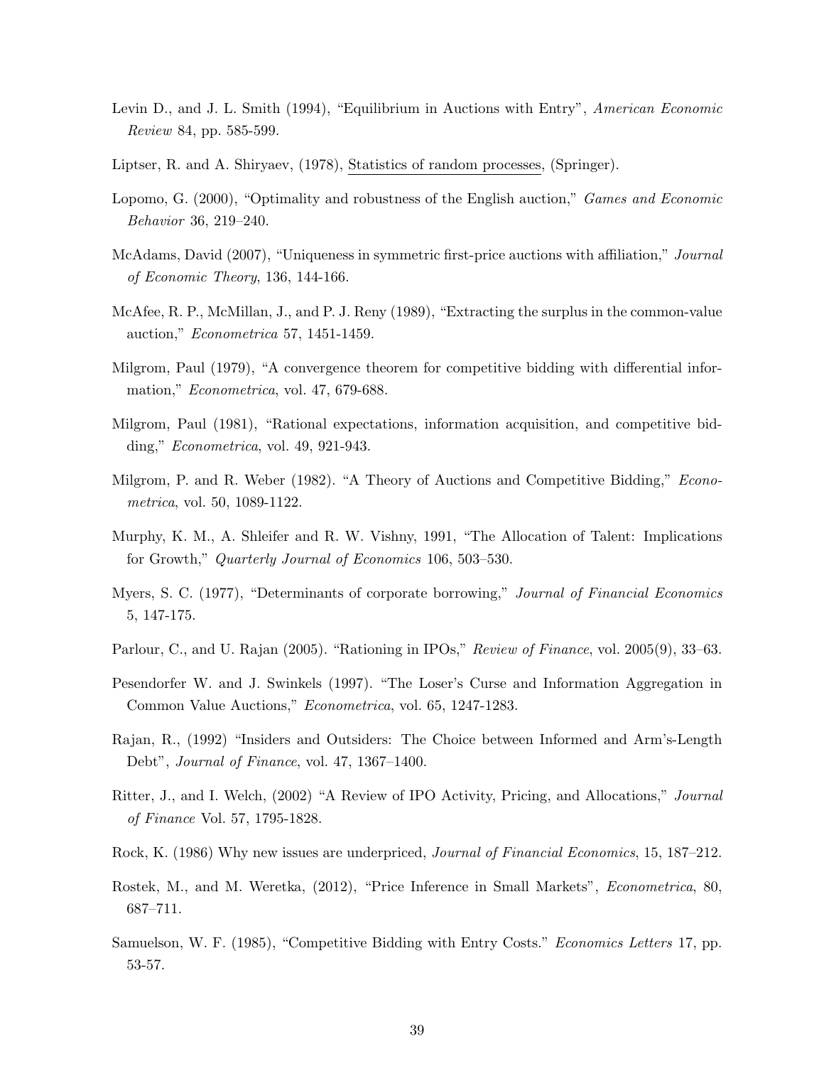Levin D., and J. L. Smith (1994), "Equilibrium in Auctions with Entry", *American Economic Review* 84, pp. 585-599.

Liptser, R. and A. Shiryaev, (1978), Statistics of random processes, (Springer).

Lopomo, G. (2000), "Optimality and robustness of the English auction," *Games and Economic Behavior* 36, 219–240.

McAdams, David (2007), "Uniqueness in symmetric first-price auctions with affiliation," *Journal of Economic Theory*, 136, 144-166.

McAfee, R. P., McMillan, J., and P. J. Reny (1989), "Extracting the surplus in the common-value auction," *Econometrica* 57, 1451-1459.

Milgrom, Paul (1979), "A convergence theorem for competitive bidding with differential information," *Econometrica*, vol. 47, 679-688.

Milgrom, Paul (1981), "Rational expectations, information acquisition, and competitive bidding," *Econometrica*, vol. 49, 921-943.

Milgrom, P. and R. Weber (1982). "A Theory of Auctions and Competitive Bidding," *Econometrica*, vol. 50, 1089-1122.

Murphy, K. M., A. Shleifer and R. W. Vishny, 1991, "The Allocation of Talent: Implications for Growth," *Quarterly Journal of Economics* 106, 503–530.

Myers, S. C. (1977), "Determinants of corporate borrowing," *Journal of Financial Economics* 5, 147-175.

Parlour, C., and U. Rajan (2005). "Rationing in IPOs," *Review of Finance*, vol. 2005(9), 33–63.

Pesendorfer W. and J. Swinkels (1997). "The Loser's Curse and Information Aggregation in Common Value Auctions," *Econometrica*, vol. 65, 1247-1283.

Rajan, R., (1992) "Insiders and Outsiders: The Choice between Informed and Arm's-Length Debt", *Journal of Finance*, vol. 47, 1367–1400.

Ritter, J., and I. Welch, (2002) "A Review of IPO Activity, Pricing, and Allocations," *Journal of Finance* Vol. 57, 1795-1828.

Rock, K. (1986) Why new issues are underpriced, *Journal of Financial Economics*, 15, 187–212.

Rostek, M., and M. Weretka, (2012), "Price Inference in Small Markets", *Econometrica*, 80, 687–711.

Samuelson, W. F. (1985), "Competitive Bidding with Entry Costs." *Economics Letters* 17, pp. 53-57.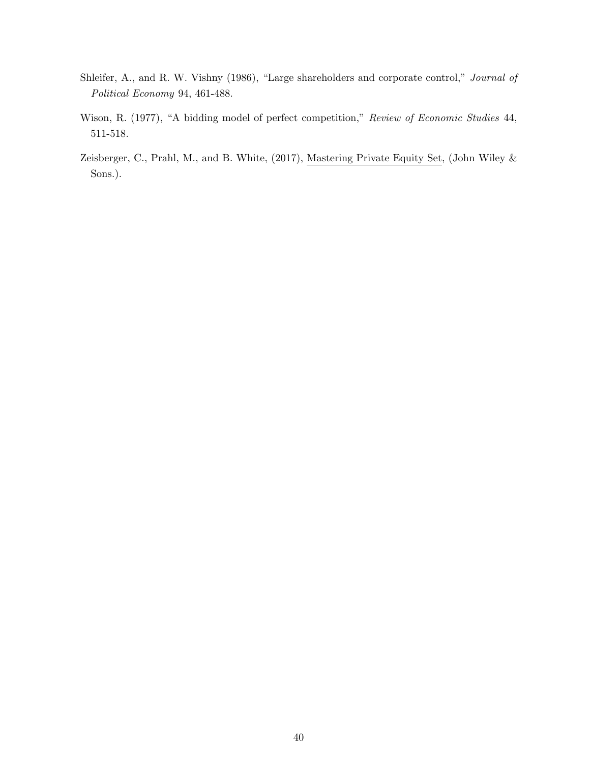Shleifer, A., and R. W. Vishny (1986), "Large shareholders and corporate control," *Journal of Political Economy* 94, 461-488.

Wison, R. (1977), "A bidding model of perfect competition," *Review of Economic Studies* 44, 511-518.

Zeisberger, C., Prahl, M., and B. White, (2017), Mastering Private Equity Set, (John Wiley & Sons.).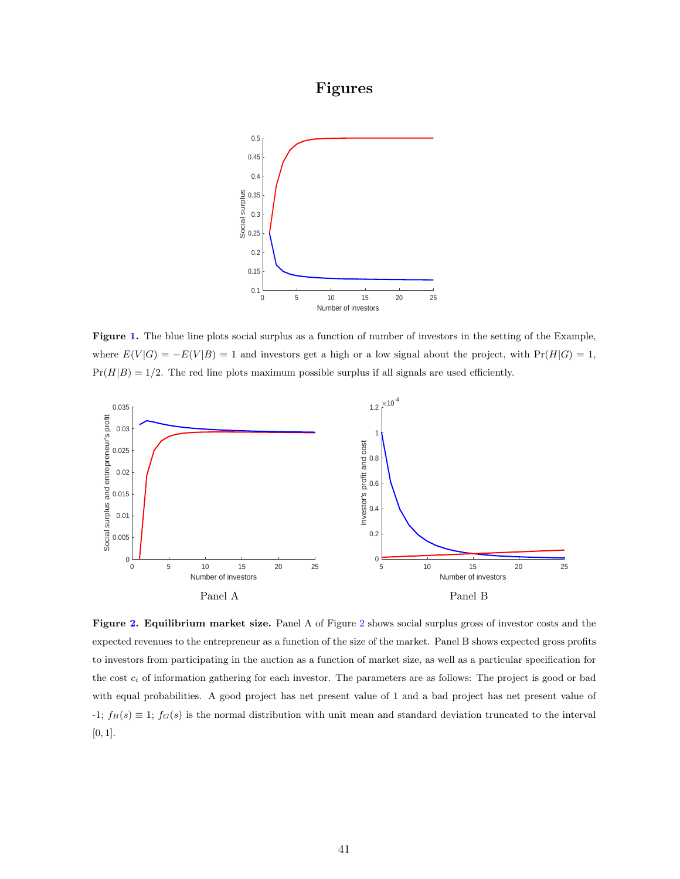# Figures

**Figure 1.** The blue line plots social surplus as a function of number of investors in the setting of the Example, where $E(V|G) = -E(V|B) = 1$ and investors get a high or a low signal about the project, with $\Pr(H|G) = 1$, $\Pr(H|B) = 1/2$. The red line plots maximum possible surplus if all signals are used efficiently.

Panel A

Panel B

**Figure 2. Equilibrium market size.** Panel A of Figure 2 shows social surplus gross of investor costs and the expected revenues to the entrepreneur as a function of the size of the market. Panel B shows expected gross profits to investors from participating in the auction as a function of market size, as well as a particular specification for the cost $c_i$ of information gathering for each investor. The parameters are as follows: The project is good or bad with equal probabilities. A good project has net present value of 1 and a bad project has net present value of -1; $f_B(s) \equiv 1$; $f_G(s)$ is the normal distribution with unit mean and standard deviation truncated to the interval $[0, 1]$.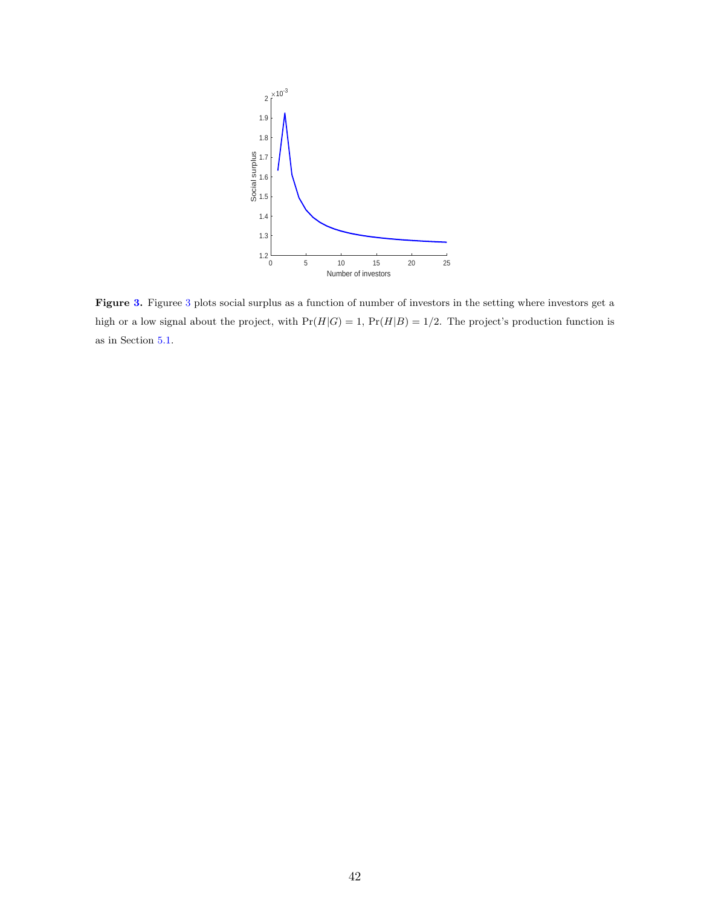**Figure 3.** Figuree 3 plots social surplus as a function of number of investors in the setting where investors get a high or a low signal about the project, with $\Pr(H|G) = 1$, $\Pr(H|B) = 1/2$. The project's production function is as in Section 5.1.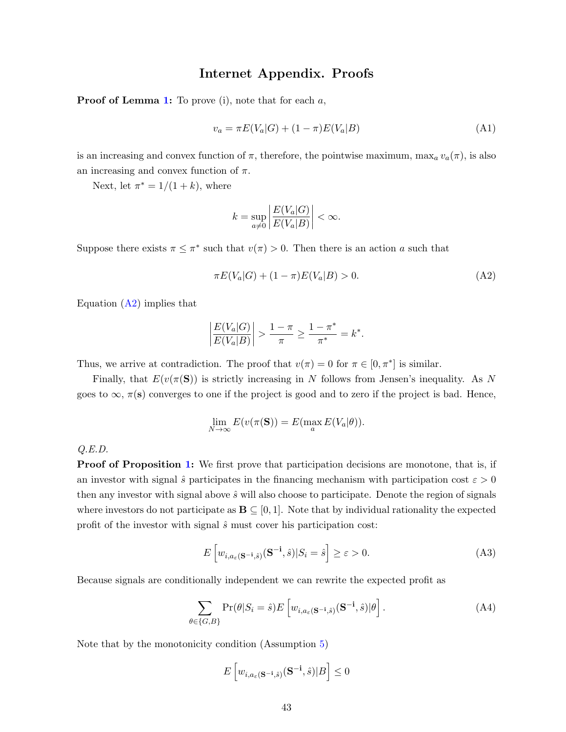# Internet Appendix. Proofs

**Proof of Lemma 1:** To prove (i), note that for each $a$,

$$v_a = \pi E(V_a|G) + (1-\pi)E(V_a|B) \tag{A1}$$

is an increasing and convex function of $\pi$, therefore, the pointwise maximum, $\max_a v_a(\pi)$, is also an increasing and convex function of $\pi$.

Next, let $\pi^* = 1/(1+k)$, where

$$k = \sup_{a \neq 0} \left| \frac{E(V_a|G)}{E(V_a|B)} \right| < \infty.$$

Suppose there exists $\pi \leq \pi^*$ such that $v(\pi) > 0$. Then there is an action $a$ such that

$$\pi E(V_a|G) + (1-\pi)E(V_a|B) > 0. \tag{A2}$$

Equation (A2) implies that

$$\left| \frac{E(V_a|G)}{E(V_a|B)} \right| > \frac{1-\pi}{\pi} \geq \frac{1-\pi^*}{\pi^*} = k^*.$$

Thus, we arrive at contradiction. The proof that $v(\pi) = 0$ for $\pi \in [0, \pi^*]$ is similar.

Finally, that $E(v(\pi(\mathbf{S}))$ is strictly increasing in $N$ follows from Jensen's inequality. As $N$ goes to $\infty$, $\pi(\mathbf{s})$ converges to one if the project is good and to zero if the project is bad. Hence,

$$\lim_{N \to \infty} E(v(\pi(\mathbf{S})) = E(\max_a E(V_a|\theta)).$$

*Q.E.D.*

**Proof of Proposition 1:** We first prove that participation decisions are monotone, that is, if an investor with signal $\hat{s}$ participates in the financing mechanism with participation cost $\varepsilon > 0$ then any investor with signal above $\hat{s}$ will also choose to participate. Denote the region of signals where investors do not participate as $\mathbf{B} \subseteq [0,1]$. Note that by individual rationality the expected profit of the investor with signal $\hat{s}$ must cover his participation cost:

$$E\left[ w_{i,a_\varepsilon(\mathbf{S}^{-\mathbf{i}},\hat{s})}(\mathbf{S}^{-\mathbf{i}}, \hat{s}) | S_i = \hat{s} \right] \geq \varepsilon > 0. \tag{A3}$$

Because signals are conditionally independent we can rewrite the expected profit as

$$\sum_{\theta \in \{G,B\}} \Pr(\theta | S_i = \hat{s}) E\left[ w_{i,a_\varepsilon(\mathbf{S}^{-\mathbf{i}},\hat{s})}(\mathbf{S}^{-\mathbf{i}}, \hat{s}) | \theta \right]. \tag{A4}$$

Note that by the monotonicity condition (Assumption 5)

$$E\left[ w_{i,a_\varepsilon(\mathbf{S}^{-\mathbf{i}},\hat{s})}(\mathbf{S}^{-\mathbf{i}}, \hat{s}) | B \right] \leq 0$$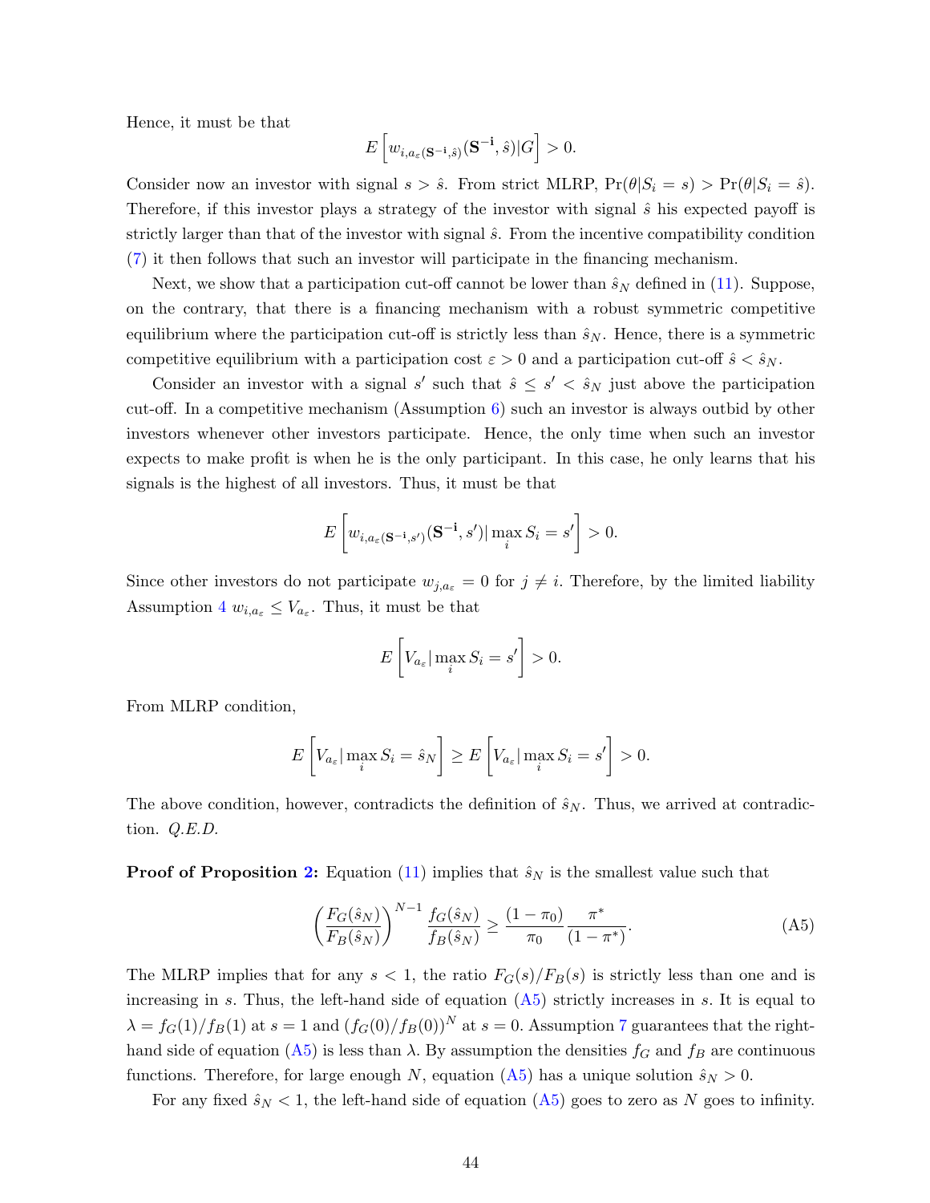Hence, it must be that

$$E\left[w_{i,a_\varepsilon(\mathbf{S^{-i}},\hat{s})}(\mathbf{S^{-i}},\hat{s})|G\right] > 0.$$

Consider now an investor with signal $s > \hat{s}$. From strict MLRP, $\Pr(\theta|S_i = s) > \Pr(\theta|S_i = \hat{s})$. Therefore, if this investor plays a strategy of the investor with signal $\hat{s}$ his expected payoff is strictly larger than that of the investor with signal $\hat{s}$. From the incentive compatibility condition (7) it then follows that such an investor will participate in the financing mechanism.

Next, we show that a participation cut-off cannot be lower than $\hat{s}_N$ defined in (11). Suppose, on the contrary, that there is a financing mechanism with a robust symmetric competitive equilibrium where the participation cut-off is strictly less than $\hat{s}_N$. Hence, there is a symmetric competitive equilibrium with a participation cost $\varepsilon > 0$ and a participation cut-off $\hat{s} < \hat{s}_N$.

Consider an investor with a signal $s'$ such that $\hat{s} \leq s' < \hat{s}_N$ just above the participation cut-off. In a competitive mechanism (Assumption 6) such an investor is always outbid by other investors whenever other investors participate. Hence, the only time when such an investor expects to make profit is when he is the only participant. In this case, he only learns that his signals is the highest of all investors. Thus, it must be that

$$E\left[w_{i,a_\varepsilon(\mathbf{S^{-i}},s')}(\mathbf{S^{-i}},s')|\max_i S_i = s'\right] > 0.$$

Since other investors do not participate $w_{j,a_\varepsilon} = 0$ for $j \neq i$. Therefore, by the limited liability Assumption 4 $w_{i,a_\varepsilon} \leq V_{a_\varepsilon}$. Thus, it must be that

$$E\left[V_{a_\varepsilon}|\max_i S_i = s'\right] > 0.$$

From MLRP condition,

$$E\left[V_{a_\varepsilon}|\max_i S_i = \hat{s}_N\right] \geq E\left[V_{a_\varepsilon}|\max_i S_i = s'\right] > 0.$$

The above condition, however, contradicts the definition of $\hat{s}_N$. Thus, we arrived at contradiction. *Q.E.D.*

**Proof of Proposition 2:** Equation (11) implies that $\hat{s}_N$ is the smallest value such that

$$\left(\frac{F_G(\hat{s}_N)}{F_B(\hat{s}_N)}\right)^{N-1}\frac{f_G(\hat{s}_N)}{f_B(\hat{s}_N)} \geq \frac{(1-\pi_0)}{\pi_0}\frac{\pi^*}{(1-\pi^*)}. \tag{A5}$$

The MLRP implies that for any $s < 1$, the ratio $F_G(s)/F_B(s)$ is strictly less than one and is increasing in $s$. Thus, the left-hand side of equation (A5) strictly increases in $s$. It is equal to $\lambda = f_G(1)/f_B(1)$ at $s = 1$ and $(f_G(0)/f_B(0))^N$ at $s = 0$. Assumption 7 guarantees that the right-hand side of equation (A5) is less than $\lambda$. By assumption the densities $f_G$ and $f_B$ are continuous functions. Therefore, for large enough $N$, equation (A5) has a unique solution $\hat{s}_N > 0$.

For any fixed $\hat{s}_N < 1$, the left-hand side of equation (A5) goes to zero as $N$ goes to infinity.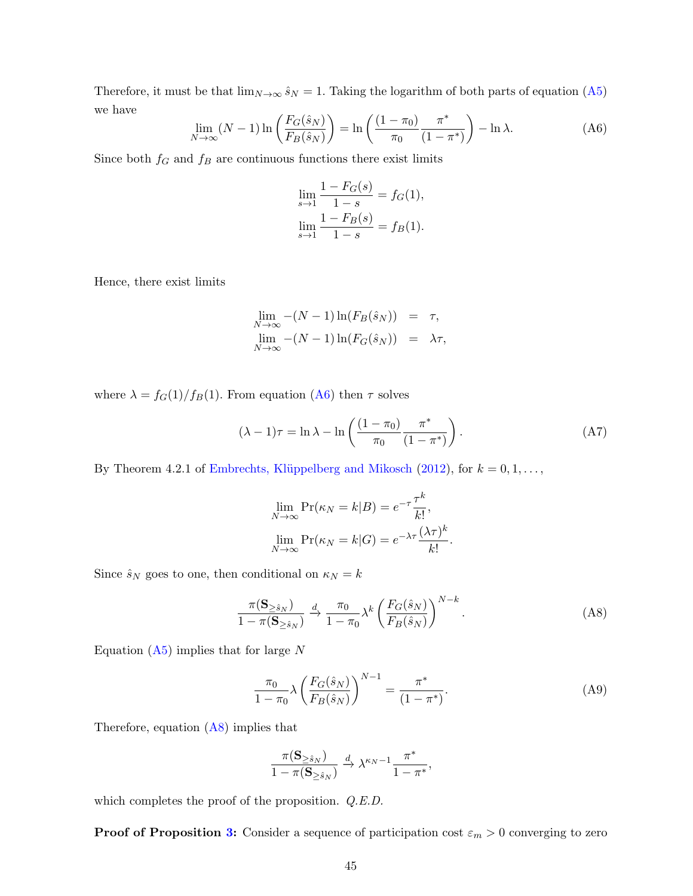Therefore, it must be that $\lim_{N\to\infty} \hat{s}_N = 1$. Taking the logarithm of both parts of equation (A5) we have

$$\lim_{N\to\infty} (N-1)\ln\left(\frac{F_G(\hat{s}_N)}{F_B(\hat{s}_N)}\right) = \ln\left(\frac{(1-\pi_0)}{\pi_0}\frac{\pi^*}{(1-\pi^*)}\right) - \ln\lambda. \tag{A6}$$

Since both $f_G$ and $f_B$ are continuous functions there exist limits

$$\lim_{s\to 1}\frac{1-F_G(s)}{1-s} = f_G(1),$$
$$\lim_{s\to 1}\frac{1-F_B(s)}{1-s} = f_B(1).$$

Hence, there exist limits

$$\lim_{N\to\infty} -(N-1)\ln(F_B(\hat{s}_N)) = \tau,$$
$$\lim_{N\to\infty} -(N-1)\ln(F_G(\hat{s}_N)) = \lambda\tau,$$

where $\lambda = f_G(1)/f_B(1)$. From equation (A6) then $\tau$ solves

$$(\lambda-1)\tau = \ln\lambda - \ln\left(\frac{(1-\pi_0)}{\pi_0}\frac{\pi^*}{(1-\pi^*)}\right). \tag{A7}$$

By Theorem 4.2.1 of Embrechts, Klüppelberg and Mikosch (2012), for $k = 0, 1, \ldots,$

$$\lim_{N\to\infty} \Pr(\kappa_N = k|B) = e^{-\tau}\frac{\tau^k}{k!},$$
$$\lim_{N\to\infty} \Pr(\kappa_N = k|G) = e^{-\lambda\tau}\frac{(\lambda\tau)^k}{k!}.$$

Since $\hat{s}_N$ goes to one, then conditional on $\kappa_N = k$

$$\frac{\pi(\mathbf{S}_{\geq\hat{s}_N})}{1-\pi(\mathbf{S}_{\geq\hat{s}_N})} \xrightarrow{d} \frac{\pi_0}{1-\pi_0}\lambda^k\left(\frac{F_G(\hat{s}_N)}{F_B(\hat{s}_N)}\right)^{N-k}. \tag{A8}$$

Equation (A5) implies that for large $N$

$$\frac{\pi_0}{1-\pi_0}\lambda\left(\frac{F_G(\hat{s}_N)}{F_B(\hat{s}_N)}\right)^{N-1} = \frac{\pi^*}{(1-\pi^*)}. \tag{A9}$$

Therefore, equation (A8) implies that

$$\frac{\pi(\mathbf{S}_{\geq\hat{s}_N})}{1-\pi(\mathbf{S}_{\geq\hat{s}_N})} \xrightarrow{d} \lambda^{\kappa_N-1}\frac{\pi^*}{1-\pi^*},$$

which completes the proof of the proposition. *Q.E.D.*

**Proof of Proposition 3:** Consider a sequence of participation cost $\varepsilon_m > 0$ converging to zero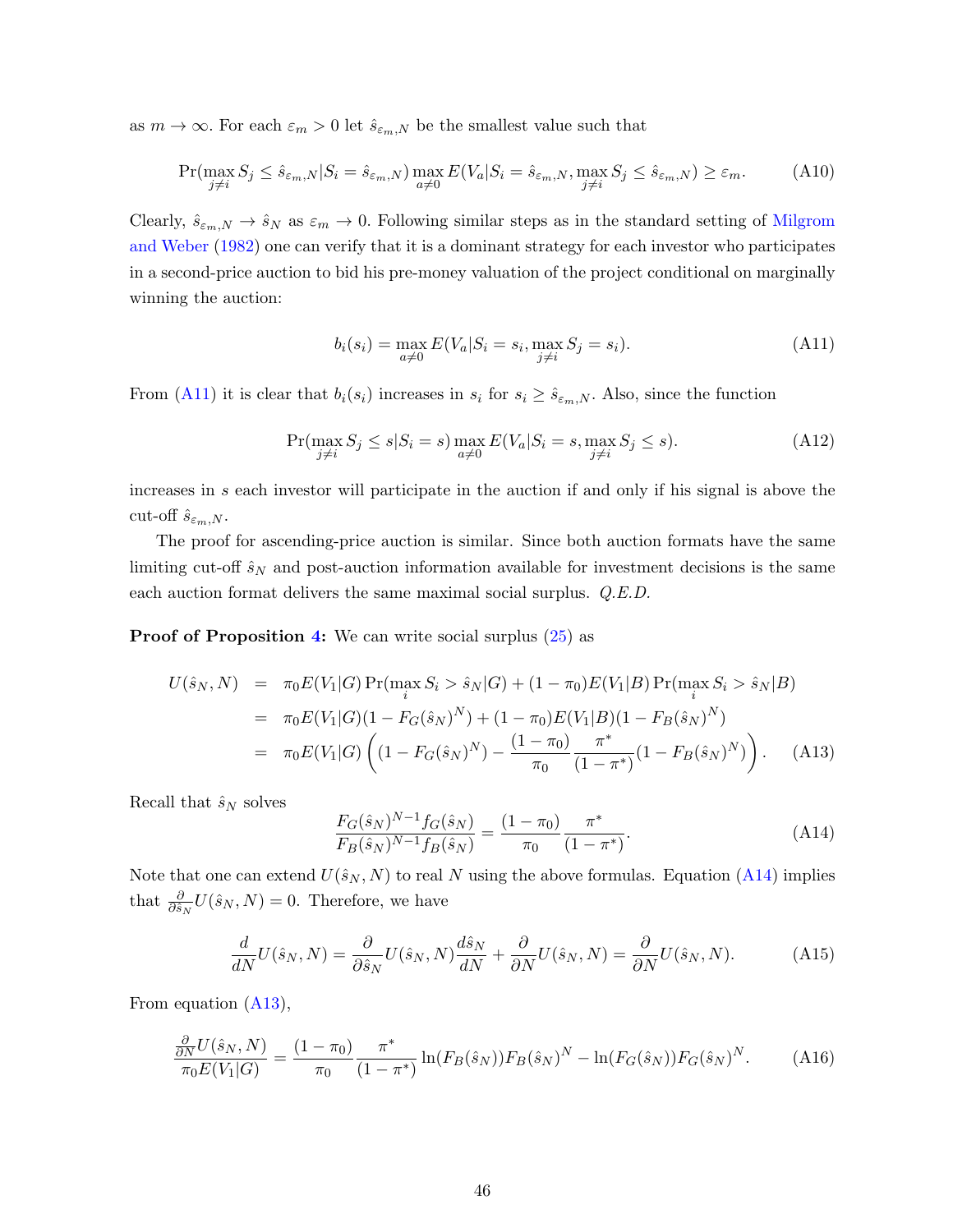as $m \to \infty$. For each $\varepsilon_m > 0$ let $\hat{s}_{\varepsilon_m,N}$ be the smallest value such that

$$\Pr(\max_{j\neq i} S_j \leq \hat{s}_{\varepsilon_m,N} | S_i = \hat{s}_{\varepsilon_m,N}) \max_{a\neq 0} E(V_a | S_i = \hat{s}_{\varepsilon_m,N}, \max_{j\neq i} S_j \leq \hat{s}_{\varepsilon_m,N}) \geq \varepsilon_m. \tag{A10}$$

Clearly, $\hat{s}_{\varepsilon_m,N} \to \hat{s}_N$ as $\varepsilon_m \to 0$. Following similar steps as in the standard setting of Milgrom and Weber (1982) one can verify that it is a dominant strategy for each investor who participates in a second-price auction to bid his pre-money valuation of the project conditional on marginally winning the auction:

$$b_i(s_i) = \max_{a\neq 0} E(V_a | S_i = s_i, \max_{j\neq i} S_j = s_i). \tag{A11}$$

From (A11) it is clear that $b_i(s_i)$ increases in $s_i$ for $s_i \geq \hat{s}_{\varepsilon_m,N}$. Also, since the function

$$\Pr(\max_{j\neq i} S_j \leq s | S_i = s) \max_{a\neq 0} E(V_a | S_i = s, \max_{j\neq i} S_j \leq s). \tag{A12}$$

increases in $s$ each investor will participate in the auction if and only if his signal is above the cut-off $\hat{s}_{\varepsilon_m,N}$.

The proof for ascending-price auction is similar. Since both auction formats have the same limiting cut-off $\hat{s}_N$ and post-auction information available for investment decisions is the same each auction format delivers the same maximal social surplus. *Q.E.D.*

**Proof of Proposition 4:** We can write social surplus (25) as

$$\begin{aligned}
U(\hat{s}_N, N) &= \pi_0 E(V_1|G) \Pr(\max_i S_i > \hat{s}_N | G) + (1-\pi_0) E(V_1|B) \Pr(\max_i S_i > \hat{s}_N | B) \\
&= \pi_0 E(V_1|G)(1 - F_G(\hat{s}_N)^N) + (1-\pi_0) E(V_1|B)(1 - F_B(\hat{s}_N)^N) \\
&= \pi_0 E(V_1|G) \left( (1 - F_G(\hat{s}_N)^N) - \frac{(1-\pi_0)}{\pi_0} \frac{\pi^*}{(1-\pi^*)} (1 - F_B(\hat{s}_N)^N) \right).
\end{aligned} \tag{A13}$$

Recall that $\hat{s}_N$ solves

$$\frac{F_G(\hat{s}_N)^{N-1} f_G(\hat{s}_N)}{F_B(\hat{s}_N)^{N-1} f_B(\hat{s}_N)} = \frac{(1-\pi_0)}{\pi_0} \frac{\pi^*}{(1-\pi^*)}. \tag{A14}$$

Note that one can extend $U(\hat{s}_N, N)$ to real $N$ using the above formulas. Equation (A14) implies that $\frac{\partial}{\partial \hat{s}_N} U(\hat{s}_N, N) = 0$. Therefore, we have

$$\frac{d}{dN} U(\hat{s}_N, N) = \frac{\partial}{\partial \hat{s}_N} U(\hat{s}_N, N) \frac{d\hat{s}_N}{dN} + \frac{\partial}{\partial N} U(\hat{s}_N, N) = \frac{\partial}{\partial N} U(\hat{s}_N, N). \tag{A15}$$

From equation (A13),

$$\frac{\frac{\partial}{\partial N} U(\hat{s}_N, N)}{\pi_0 E(V_1|G)} = \frac{(1-\pi_0)}{\pi_0} \frac{\pi^*}{(1-\pi^*)} \ln(F_B(\hat{s}_N)) F_B(\hat{s}_N)^N - \ln(F_G(\hat{s}_N)) F_G(\hat{s}_N)^N. \tag{A16}$$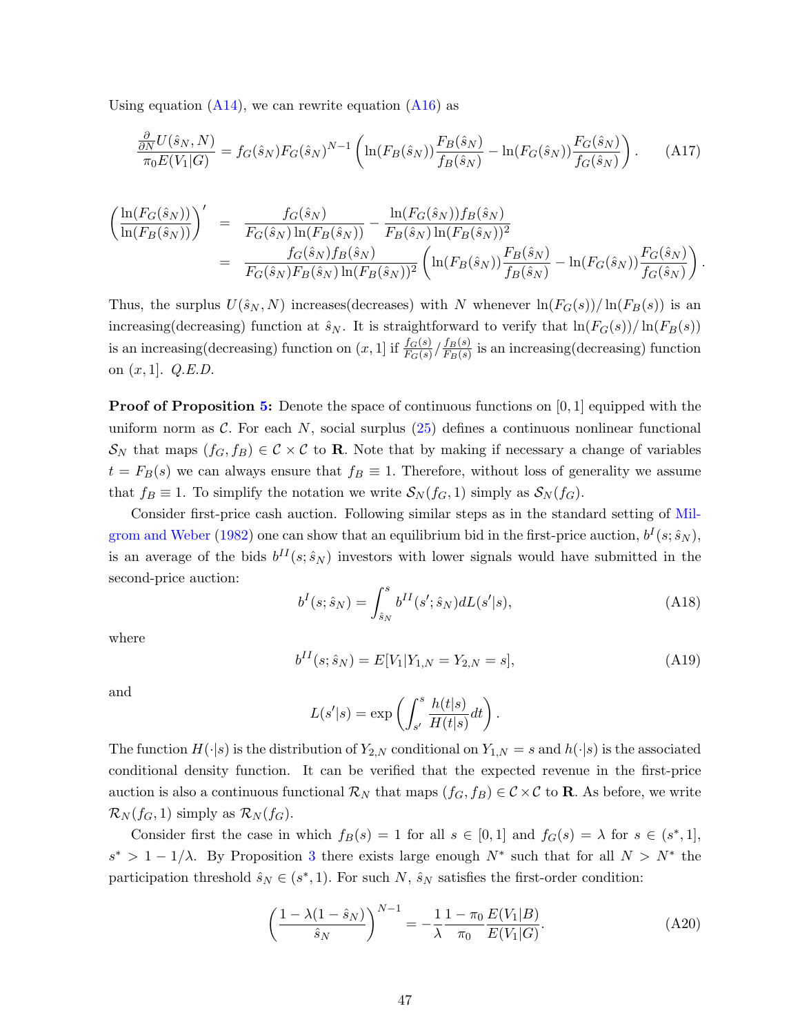Using equation (A14), we can rewrite equation (A16) as

$$\frac{\frac{\partial}{\partial N}U(\hat{s}_N, N)}{\pi_0 E(V_1|G)} = f_G(\hat{s}_N)F_G(\hat{s}_N)^{N-1}\left(\ln(F_B(\hat{s}_N))\frac{F_B(\hat{s}_N)}{f_B(\hat{s}_N)} - \ln(F_G(\hat{s}_N))\frac{F_G(\hat{s}_N)}{f_G(\hat{s}_N)}\right). \tag{A17}$$

$$\begin{aligned}\left(\frac{\ln(F_G(\hat{s}_N))}{\ln(F_B(\hat{s}_N))}\right)' &= \frac{f_G(\hat{s}_N)}{F_G(\hat{s}_N)\ln(F_B(\hat{s}_N))} - \frac{\ln(F_G(\hat{s}_N))f_B(\hat{s}_N)}{F_B(\hat{s}_N)\ln(F_B(\hat{s}_N))^2} \\ &= \frac{f_G(\hat{s}_N)f_B(\hat{s}_N)}{F_G(\hat{s}_N)F_B(\hat{s}_N)\ln(F_B(\hat{s}_N))^2}\left(\ln(F_B(\hat{s}_N))\frac{F_B(\hat{s}_N)}{f_B(\hat{s}_N)} - \ln(F_G(\hat{s}_N))\frac{F_G(\hat{s}_N)}{f_G(\hat{s}_N)}\right).\end{aligned}$$

Thus, the surplus $U(\hat{s}_N, N)$ increases(decreases) with $N$ whenever $\ln(F_G(s))/\ln(F_B(s))$ is an increasing(decreasing) function at $\hat{s}_N$. It is straightforward to verify that $\ln(F_G(s))/\ln(F_B(s))$ is an increasing(decreasing) function on $(x, 1]$ if $\frac{f_G(s)}{F_G(s)}/\frac{f_B(s)}{F_B(s)}$ is an increasing(decreasing) function on $(x, 1]$. *Q.E.D.*

**Proof of Proposition 5:** Denote the space of continuous functions on $[0, 1]$ equipped with the uniform norm as $\mathcal{C}$. For each $N$, social surplus (25) defines a continuous nonlinear functional $\mathcal{S}_N$ that maps $(f_G, f_B) \in \mathcal{C} \times \mathcal{C}$ to $\mathbf{R}$. Note that by making if necessary a change of variables $t = F_B(s)$ we can always ensure that $f_B \equiv 1$. Therefore, without loss of generality we assume that $f_B \equiv 1$. To simplify the notation we write $\mathcal{S}_N(f_G, 1)$ simply as $\mathcal{S}_N(f_G)$.

Consider first-price cash auction. Following similar steps as in the standard setting of Milgrom and Weber (1982) one can show that an equilibrium bid in the first-price auction, $b^I(s; \hat{s}_N)$, is an average of the bids $b^{II}(s; \hat{s}_N)$ investors with lower signals would have submitted in the second-price auction:

$$b^I(s; \hat{s}_N) = \int_{\hat{s}_N}^{s} b^{II}(s'; \hat{s}_N)dL(s'|s), \tag{A18}$$

where

$$b^{II}(s; \hat{s}_N) = E[V_1|Y_{1,N} = Y_{2,N} = s], \tag{A19}$$

and

$$L(s'|s) = \exp\left(\int_{s'}^{s}\frac{h(t|s)}{H(t|s)}dt\right).$$

The function $H(\cdot|s)$ is the distribution of $Y_{2,N}$ conditional on $Y_{1,N} = s$ and $h(\cdot|s)$ is the associated conditional density function. It can be verified that the expected revenue in the first-price auction is also a continuous functional $\mathcal{R}_N$ that maps $(f_G, f_B) \in \mathcal{C} \times \mathcal{C}$ to $\mathbf{R}$. As before, we write $\mathcal{R}_N(f_G, 1)$ simply as $\mathcal{R}_N(f_G)$.

Consider first the case in which $f_B(s) = 1$ for all $s \in [0, 1]$ and $f_G(s) = \lambda$ for $s \in (s^*, 1]$, $s^* > 1 - 1/\lambda$. By Proposition 3 there exists large enough $N^*$ such that for all $N > N^*$ the participation threshold $\hat{s}_N \in (s^*, 1)$. For such $N$, $\hat{s}_N$ satisfies the first-order condition:

$$\left(\frac{1 - \lambda(1 - \hat{s}_N)}{\hat{s}_N}\right)^{N-1} = -\frac{1}{\lambda}\frac{1 - \pi_0}{\pi_0}\frac{E(V_1|B)}{E(V_1|G)}. \tag{A20}$$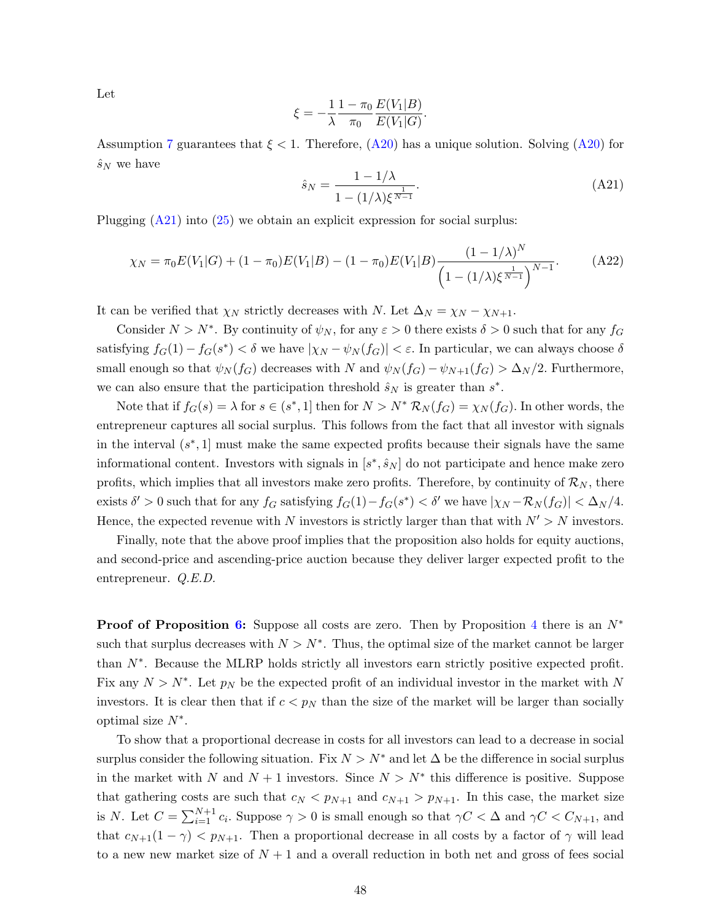Let

$$\xi = -\frac{1}{\lambda}\frac{1-\pi_0}{\pi_0}\frac{E(V_1|B)}{E(V_1|G)}.$$

Assumption 7 guarantees that $\xi < 1$. Therefore, (A20) has a unique solution. Solving (A20) for $\hat{s}_N$ we have

$$\hat{s}_N = \frac{1 - 1/\lambda}{1 - (1/\lambda)\xi^{\frac{1}{N-1}}}. \tag{A21}$$

Plugging (A21) into (25) we obtain an explicit expression for social surplus:

$$\chi_N = \pi_0 E(V_1|G) + (1-\pi_0)E(V_1|B) - (1-\pi_0)E(V_1|B)\frac{(1-1/\lambda)^N}{\left(1-(1/\lambda)\xi^{\frac{1}{N-1}}\right)^{N-1}}. \tag{A22}$$

It can be verified that $\chi_N$ strictly decreases with $N$. Let $\Delta_N = \chi_N - \chi_{N+1}$.

Consider $N > N^*$. By continuity of $\psi_N$, for any $\varepsilon > 0$ there exists $\delta > 0$ such that for any $f_G$ satisfying $f_G(1) - f_G(s^*) < \delta$ we have $|\chi_N - \psi_N(f_G)| < \varepsilon$. In particular, we can always choose $\delta$ small enough so that $\psi_N(f_G)$ decreases with $N$ and $\psi_N(f_G) - \psi_{N+1}(f_G) > \Delta_N/2$. Furthermore, we can also ensure that the participation threshold $\hat{s}_N$ is greater than $s^*$.

Note that if $f_G(s) = \lambda$ for $s \in (s^*, 1]$ then for $N > N^*$ $\mathcal{R}_N(f_G) = \chi_N(f_G)$. In other words, the entrepreneur captures all social surplus. This follows from the fact that all investor with signals in the interval $(s^*, 1]$ must make the same expected profits because their signals have the same informational content. Investors with signals in $[s^*, \hat{s}_N]$ do not participate and hence make zero profits, which implies that all investors make zero profits. Therefore, by continuity of $\mathcal{R}_N$, there exists $\delta' > 0$ such that for any $f_G$ satisfying $f_G(1) - f_G(s^*) < \delta'$ we have $|\chi_N - \mathcal{R}_N(f_G)| < \Delta_N/4$. Hence, the expected revenue with $N$ investors is strictly larger than that with $N' > N$ investors.

Finally, note that the above proof implies that the proposition also holds for equity auctions, and second-price and ascending-price auction because they deliver larger expected profit to the entrepreneur. *Q.E.D.*

**Proof of Proposition 6:** Suppose all costs are zero. Then by Proposition 4 there is an $N^*$ such that surplus decreases with $N > N^*$. Thus, the optimal size of the market cannot be larger than $N^*$. Because the MLRP holds strictly all investors earn strictly positive expected profit. Fix any $N > N^*$. Let $p_N$ be the expected profit of an individual investor in the market with $N$ investors. It is clear then that if $c < p_N$ than the size of the market will be larger than socially optimal size $N^*$.

To show that a proportional decrease in costs for all investors can lead to a decrease in social surplus consider the following situation. Fix $N > N^*$ and let $\Delta$ be the difference in social surplus in the market with $N$ and $N+1$ investors. Since $N > N^*$ this difference is positive. Suppose that gathering costs are such that $c_N < p_{N+1}$ and $c_{N+1} > p_{N+1}$. In this case, the market size is $N$. Let $C = \sum_{i=1}^{N+1} c_i$. Suppose $\gamma > 0$ is small enough so that $\gamma C < \Delta$ and $\gamma C < C_{N+1}$, and that $c_{N+1}(1-\gamma) < p_{N+1}$. Then a proportional decrease in all costs by a factor of $\gamma$ will lead to a new new market size of $N+1$ and a overall reduction in both net and gross of fees social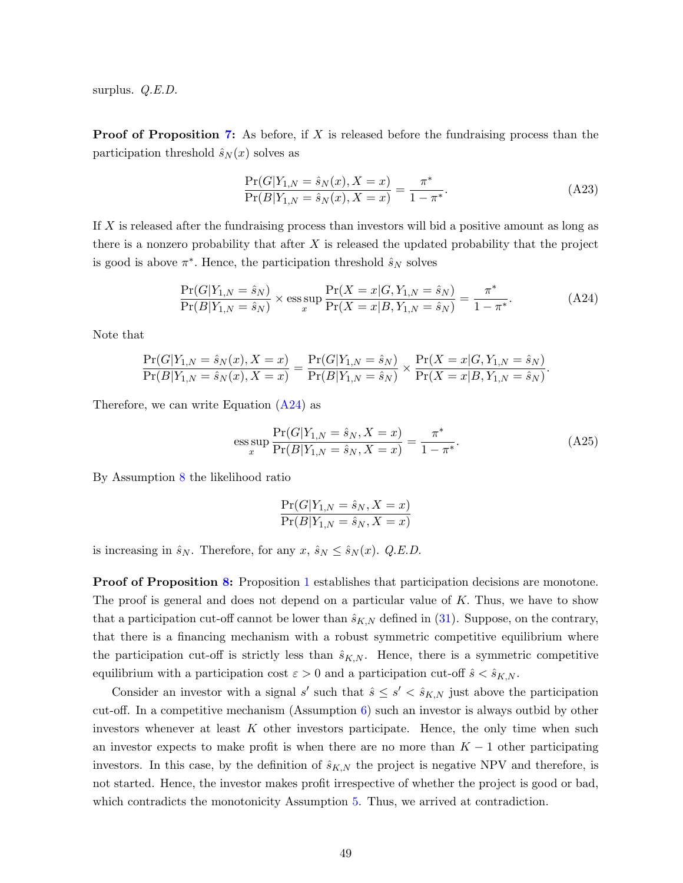surplus. *Q.E.D.*

**Proof of Proposition 7:** As before, if $X$ is released before the fundraising process than the participation threshold $\hat{s}_N(x)$ solves as

$$\frac{\Pr(G|Y_{1,N} = \hat{s}_N(x), X = x)}{\Pr(B|Y_{1,N} = \hat{s}_N(x), X = x)} = \frac{\pi^*}{1 - \pi^*}. \tag{A23}$$

If $X$ is released after the fundraising process than investors will bid a positive amount as long as there is a nonzero probability that after $X$ is released the updated probability that the project is good is above $\pi^*$. Hence, the participation threshold $\hat{s}_N$ solves

$$\frac{\Pr(G|Y_{1,N} = \hat{s}_N)}{\Pr(B|Y_{1,N} = \hat{s}_N)} \times \operatorname*{ess\,sup}_x \frac{\Pr(X = x|G, Y_{1,N} = \hat{s}_N)}{\Pr(X = x|B, Y_{1,N} = \hat{s}_N)} = \frac{\pi^*}{1 - \pi^*}. \tag{A24}$$

Note that

$$\frac{\Pr(G|Y_{1,N} = \hat{s}_N(x), X = x)}{\Pr(B|Y_{1,N} = \hat{s}_N(x), X = x)} = \frac{\Pr(G|Y_{1,N} = \hat{s}_N)}{\Pr(B|Y_{1,N} = \hat{s}_N)} \times \frac{\Pr(X = x|G, Y_{1,N} = \hat{s}_N)}{\Pr(X = x|B, Y_{1,N} = \hat{s}_N)}.$$

Therefore, we can write Equation (A24) as

$$\operatorname*{ess\,sup}_x \frac{\Pr(G|Y_{1,N} = \hat{s}_N, X = x)}{\Pr(B|Y_{1,N} = \hat{s}_N, X = x)} = \frac{\pi^*}{1 - \pi^*}. \tag{A25}$$

By Assumption 8 the likelihood ratio

$$\frac{\Pr(G|Y_{1,N} = \hat{s}_N, X = x)}{\Pr(B|Y_{1,N} = \hat{s}_N, X = x)}$$

is increasing in $\hat{s}_N$. Therefore, for any $x$, $\hat{s}_N \leq \hat{s}_N(x)$. *Q.E.D.*

**Proof of Proposition 8:** Proposition 1 establishes that participation decisions are monotone. The proof is general and does not depend on a particular value of $K$. Thus, we have to show that a participation cut-off cannot be lower than $\hat{s}_{K,N}$ defined in (31). Suppose, on the contrary, that there is a financing mechanism with a robust symmetric competitive equilibrium where the participation cut-off is strictly less than $\hat{s}_{K,N}$. Hence, there is a symmetric competitive equilibrium with a participation cost $\varepsilon > 0$ and a participation cut-off $\hat{s} < \hat{s}_{K,N}$.

Consider an investor with a signal $s'$ such that $\hat{s} \leq s' < \hat{s}_{K,N}$ just above the participation cut-off. In a competitive mechanism (Assumption 6) such an investor is always outbid by other investors whenever at least $K$ other investors participate. Hence, the only time when such an investor expects to make profit is when there are no more than $K - 1$ other participating investors. In this case, by the definition of $\hat{s}_{K,N}$ the project is negative NPV and therefore, is not started. Hence, the investor makes profit irrespective of whether the project is good or bad, which contradicts the monotonicity Assumption 5. Thus, we arrived at contradiction.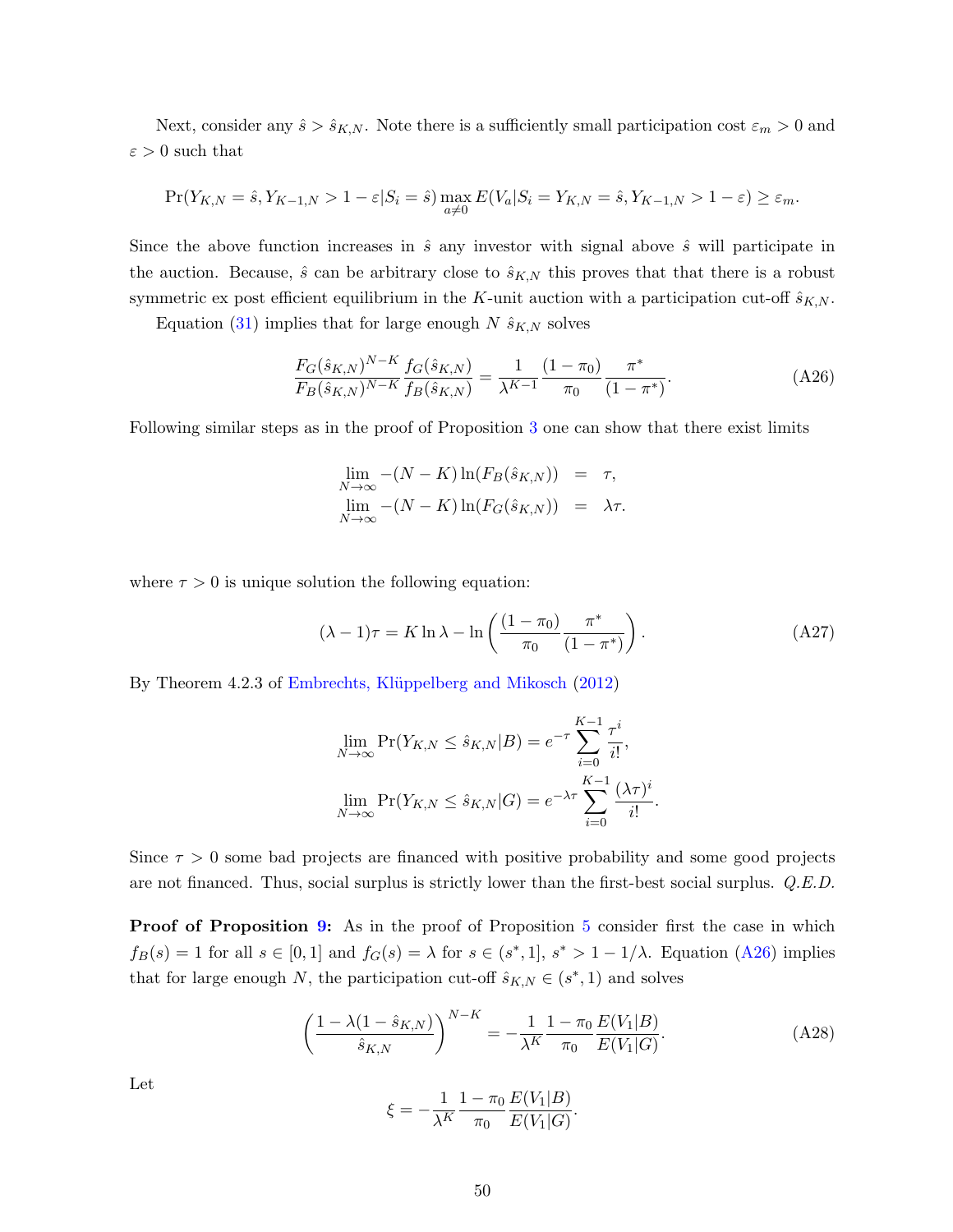Next, consider any $\hat{s} > \hat{s}_{K,N}$. Note there is a sufficiently small participation cost $\varepsilon_m > 0$ and $\varepsilon > 0$ such that

$$\Pr(Y_{K,N} = \hat{s}, Y_{K-1,N} > 1-\varepsilon | S_i = \hat{s}) \max_{a \neq 0} E(V_a | S_i = Y_{K,N} = \hat{s}, Y_{K-1,N} > 1-\varepsilon) \geq \varepsilon_m.$$

Since the above function increases in $\hat{s}$ any investor with signal above $\hat{s}$ will participate in the auction. Because, $\hat{s}$ can be arbitrary close to $\hat{s}_{K,N}$ this proves that that there is a robust symmetric ex post efficient equilibrium in the $K$-unit auction with a participation cut-off $\hat{s}_{K,N}$.

Equation (31) implies that for large enough $N$ $\hat{s}_{K,N}$ solves

$$\frac{F_G(\hat{s}_{K,N})^{N-K}}{F_B(\hat{s}_{K,N})^{N-K}} \frac{f_G(\hat{s}_{K,N})}{f_B(\hat{s}_{K,N})} = \frac{1}{\lambda^{K-1}} \frac{(1-\pi_0)}{\pi_0} \frac{\pi^*}{(1-\pi^*)}. \tag{A26}$$

Following similar steps as in the proof of Proposition 3 one can show that there exist limits

$$\begin{aligned}
\lim_{N\to\infty} -(N-K)\ln(F_B(\hat{s}_{K,N})) &= \tau, \\
\lim_{N\to\infty} -(N-K)\ln(F_G(\hat{s}_{K,N})) &= \lambda\tau.
\end{aligned}$$

where $\tau > 0$ is unique solution the following equation:

$$(\lambda - 1)\tau = K\ln\lambda - \ln\left(\frac{(1-\pi_0)}{\pi_0}\frac{\pi^*}{(1-\pi^*)}\right). \tag{A27}$$

By Theorem 4.2.3 of Embrechts, Klüppelberg and Mikosch (2012)

$$\lim_{N\to\infty} \Pr(Y_{K,N} \leq \hat{s}_{K,N}|B) = e^{-\tau}\sum_{i=0}^{K-1}\frac{\tau^i}{i!},$$

$$\lim_{N\to\infty} \Pr(Y_{K,N} \leq \hat{s}_{K,N}|G) = e^{-\lambda\tau}\sum_{i=0}^{K-1}\frac{(\lambda\tau)^i}{i!}.$$

Since $\tau > 0$ some bad projects are financed with positive probability and some good projects are not financed. Thus, social surplus is strictly lower than the first-best social surplus. *Q.E.D.*

**Proof of Proposition 9:** As in the proof of Proposition 5 consider first the case in which $f_B(s) = 1$ for all $s \in [0,1]$ and $f_G(s) = \lambda$ for $s \in (s^*, 1]$, $s^* > 1 - 1/\lambda$. Equation (A26) implies that for large enough $N$, the participation cut-off $\hat{s}_{K,N} \in (s^*, 1)$ and solves

$$\left(\frac{1-\lambda(1-\hat{s}_{K,N})}{\hat{s}_{K,N}}\right)^{N-K} = -\frac{1}{\lambda^K}\frac{1-\pi_0}{\pi_0}\frac{E(V_1|B)}{E(V_1|G)}. \tag{A28}$$

Let

$$\xi = -\frac{1}{\lambda^K}\frac{1-\pi_0}{\pi_0}\frac{E(V_1|B)}{E(V_1|G)}.$$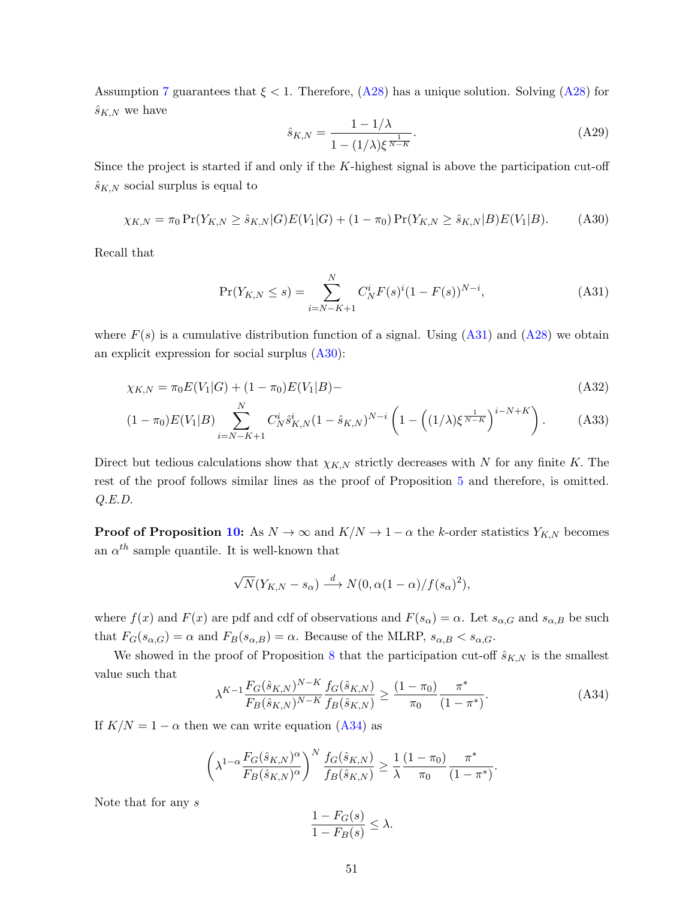Assumption 7 guarantees that $\xi < 1$. Therefore, (A28) has a unique solution. Solving (A28) for $\hat{s}_{K,N}$ we have

$$\hat{s}_{K,N} = \frac{1 - 1/\lambda}{1 - (1/\lambda)\xi^{\frac{1}{N-K}}}. \tag{A29}$$

Since the project is started if and only if the $K$-highest signal is above the participation cut-off $\hat{s}_{K,N}$ social surplus is equal to

$$\chi_{K,N} = \pi_0 \Pr(Y_{K,N} \geq \hat{s}_{K,N}|G)E(V_1|G) + (1 - \pi_0)\Pr(Y_{K,N} \geq \hat{s}_{K,N}|B)E(V_1|B). \tag{A30}$$

Recall that

$$\Pr(Y_{K,N} \leq s) = \sum_{i=N-K+1}^{N} C_N^i F(s)^i (1 - F(s))^{N-i}, \tag{A31}$$

where $F(s)$ is a cumulative distribution function of a signal. Using (A31) and (A28) we obtain an explicit expression for social surplus (A30):

$$\chi_{K,N} = \pi_0 E(V_1|G) + (1 - \pi_0)E(V_1|B) - \tag{A32}$$

$$(1 - \pi_0)E(V_1|B) \sum_{i=N-K+1}^{N} C_N^i \hat{s}_{K,N}^i (1 - \hat{s}_{K,N})^{N-i} \left(1 - \left((1/\lambda)\xi^{\frac{1}{N-K}}\right)^{i-N+K}\right). \tag{A33}$$

Direct but tedious calculations show that $\chi_{K,N}$ strictly decreases with $N$ for any finite $K$. The rest of the proof follows similar lines as the proof of Proposition 5 and therefore, is omitted. *Q.E.D.*

**Proof of Proposition 10:** As $N \to \infty$ and $K/N \to 1 - \alpha$ the $k$-order statistics $Y_{K,N}$ becomes an $\alpha^{th}$ sample quantile. It is well-known that

$$\sqrt{N}(Y_{K,N} - s_\alpha) \xrightarrow{d} N(0, \alpha(1-\alpha)/f(s_\alpha)^2),$$

where $f(x)$ and $F(x)$ are pdf and cdf of observations and $F(s_\alpha) = \alpha$. Let $s_{\alpha,G}$ and $s_{\alpha,B}$ be such that $F_G(s_{\alpha,G}) = \alpha$ and $F_B(s_{\alpha,B}) = \alpha$. Because of the MLRP, $s_{\alpha,B} < s_{\alpha,G}$.

We showed in the proof of Proposition 8 that the participation cut-off $\hat{s}_{K,N}$ is the smallest value such that

$$\lambda^{K-1} \frac{F_G(\hat{s}_{K,N})^{N-K}}{F_B(\hat{s}_{K,N})^{N-K}} \frac{f_G(\hat{s}_{K,N})}{f_B(\hat{s}_{K,N})} \geq \frac{(1 - \pi_0)}{\pi_0} \frac{\pi^*}{(1 - \pi^*)}. \tag{A34}$$

If $K/N = 1 - \alpha$ then we can write equation (A34) as

$$\left(\lambda^{1-\alpha} \frac{F_G(\hat{s}_{K,N})^\alpha}{F_B(\hat{s}_{K,N})^\alpha}\right)^N \frac{f_G(\hat{s}_{K,N})}{f_B(\hat{s}_{K,N})} \geq \frac{1}{\lambda} \frac{(1 - \pi_0)}{\pi_0} \frac{\pi^*}{(1 - \pi^*)}.$$

Note that for any $s$

$$\frac{1 - F_G(s)}{1 - F_B(s)} \leq \lambda.$$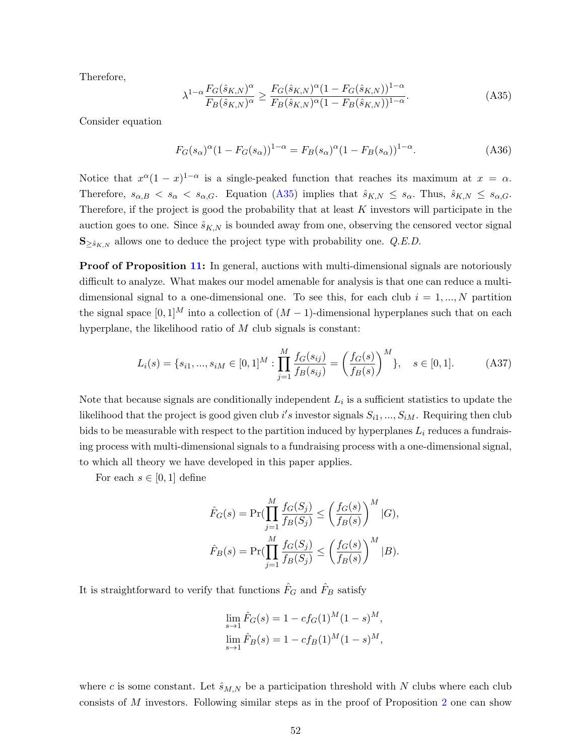Therefore,

$$\lambda^{1-\alpha}\frac{F_G(\hat{s}_{K,N})^\alpha}{F_B(\hat{s}_{K,N})^\alpha} \geq \frac{F_G(\hat{s}_{K,N})^\alpha(1-F_G(\hat{s}_{K,N}))^{1-\alpha}}{F_B(\hat{s}_{K,N})^\alpha(1-F_B(\hat{s}_{K,N}))^{1-\alpha}}. \tag{A35}$$

Consider equation

$$F_G(s_\alpha)^\alpha(1-F_G(s_\alpha))^{1-\alpha} = F_B(s_\alpha)^\alpha(1-F_B(s_\alpha))^{1-\alpha}. \tag{A36}$$

Notice that $x^\alpha(1-x)^{1-\alpha}$ is a single-peaked function that reaches its maximum at $x = \alpha$. Therefore, $s_{\alpha,B} < s_\alpha < s_{\alpha,G}$. Equation (A35) implies that $\hat{s}_{K,N} \leq s_\alpha$. Thus, $\hat{s}_{K,N} \leq s_{\alpha,G}$. Therefore, if the project is good the probability that at least $K$ investors will participate in the auction goes to one. Since $\hat{s}_{K,N}$ is bounded away from one, observing the censored vector signal $\mathbf{S}_{\geq \hat{s}_{K,N}}$ allows one to deduce the project type with probability one. *Q.E.D.*

**Proof of Proposition 11:** In general, auctions with multi-dimensional signals are notoriously difficult to analyze. What makes our model amenable for analysis is that one can reduce a multi-dimensional signal to a one-dimensional one. To see this, for each club $i = 1, ..., N$ partition the signal space $[0,1]^M$ into a collection of $(M-1)$-dimensional hyperplanes such that on each hyperplane, the likelihood ratio of $M$ club signals is constant:

$$L_i(s) = \{s_{i1}, ..., s_{iM} \in [0,1]^M : \prod_{j=1}^{M}\frac{f_G(s_{ij})}{f_B(s_{ij})} = \left(\frac{f_G(s)}{f_B(s)}\right)^M\}, \quad s \in [0,1]. \tag{A37}$$

Note that because signals are conditionally independent $L_i$ is a sufficient statistics to update the likelihood that the project is good given club $i's$ investor signals $S_{i1}, ..., S_{iM}$. Requiring then club bids to be measurable with respect to the partition induced by hyperplanes $L_i$ reduces a fundraising process with multi-dimensional signals to a fundraising process with a one-dimensional signal, to which all theory we have developed in this paper applies.

For each $s \in [0,1]$ define

$$\hat{F}_G(s) = \Pr(\prod_{j=1}^{M}\frac{f_G(S_j)}{f_B(S_j)} \leq \left(\frac{f_G(s)}{f_B(s)}\right)^M |G),$$
$$\hat{F}_B(s) = \Pr(\prod_{j=1}^{M}\frac{f_G(S_j)}{f_B(S_j)} \leq \left(\frac{f_G(s)}{f_B(s)}\right)^M |B).$$

It is straightforward to verify that functions $\hat{F}_G$ and $\hat{F}_B$ satisfy

$$\lim_{s\to 1}\hat{F}_G(s) = 1 - cf_G(1)^M(1-s)^M,$$
$$\lim_{s\to 1}\hat{F}_B(s) = 1 - cf_B(1)^M(1-s)^M,$$

where $c$ is some constant. Let $\hat{s}_{M,N}$ be a participation threshold with $N$ clubs where each club consists of $M$ investors. Following similar steps as in the proof of Proposition 2 one can show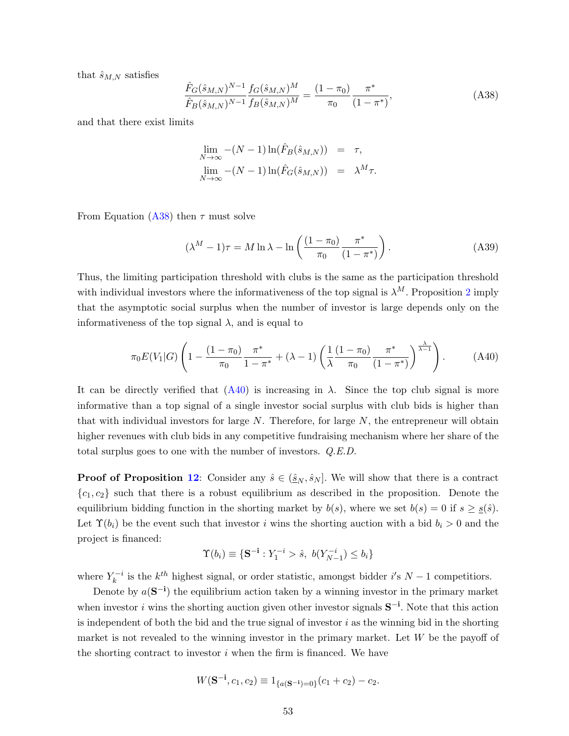that $\hat{s}_{M,N}$ satisfies

$$\frac{\hat{F}_G(\hat{s}_{M,N})^{N-1}}{\hat{F}_B(\hat{s}_{M,N})^{N-1}} \frac{f_G(\hat{s}_{M,N})^M}{f_B(\hat{s}_{M,N})^M} = \frac{(1-\pi_0)}{\pi_0} \frac{\pi^*}{(1-\pi^*)}, \tag{A38}$$

and that there exist limits

$$\begin{aligned}
\lim_{N\to\infty} -(N-1)\ln(\hat{F}_B(\hat{s}_{M,N})) &= \tau, \\
\lim_{N\to\infty} -(N-1)\ln(\hat{F}_G(\hat{s}_{M,N})) &= \lambda^M \tau.
\end{aligned}$$

From Equation (A38) then $\tau$ must solve

$$(\lambda^M - 1)\tau = M \ln \lambda - \ln\left(\frac{(1-\pi_0)}{\pi_0} \frac{\pi^*}{(1-\pi^*)}\right). \tag{A39}$$

Thus, the limiting participation threshold with clubs is the same as the participation threshold with individual investors where the informativeness of the top signal is $\lambda^M$. Proposition 2 imply that the asymptotic social surplus when the number of investor is large depends only on the informativeness of the top signal $\lambda$, and is equal to

$$\pi_0 E(V_1|G)\left(1 - \frac{(1-\pi_0)}{\pi_0}\frac{\pi^*}{1-\pi^*} + (\lambda-1)\left(\frac{1}{\lambda}\frac{(1-\pi_0)}{\pi_0}\frac{\pi^*}{(1-\pi^*)}\right)^{\frac{\lambda}{\lambda-1}}\right). \tag{A40}$$

It can be directly verified that (A40) is increasing in $\lambda$. Since the top club signal is more informative than a top signal of a single investor social surplus with club bids is higher than that with individual investors for large $N$. Therefore, for large $N$, the entrepreneur will obtain higher revenues with club bids in any competitive fundraising mechanism where her share of the total surplus goes to one with the number of investors. *Q.E.D.*

**Proof of Proposition 12**: Consider any $\hat{s} \in (\underline{\hat{s}}_N, \hat{s}_N]$. We will show that there is a contract $\{c_1, c_2\}$ such that there is a robust equilibrium as described in the proposition. Denote the equilibrium bidding function in the shorting market by $b(s)$, where we set $b(s) = 0$ if $s \geq \underline{s}(\hat{s})$. Let $\Upsilon(b_i)$ be the event such that investor $i$ wins the shorting auction with a bid $b_i > 0$ and the project is financed:

$$\Upsilon(b_i) \equiv \{\mathbf{S^{-i}} : Y_1^{-i} > \hat{s},\ b(Y_{N-1}^{-i}) \leq b_i\}$$

where $Y_k^{-i}$ is the $k^{th}$ highest signal, or order statistic, amongst bidder $i'$s $N-1$ competitions.

Denote by $a(\mathbf{S^{-i}})$ the equilibrium action taken by a winning investor in the primary market when investor $i$ wins the shorting auction given other investor signals $\mathbf{S^{-i}}$. Note that this action is independent of both the bid and the true signal of investor $i$ as the winning bid in the shorting market is not revealed to the winning investor in the primary market. Let $W$ be the payoff of the shorting contract to investor $i$ when the firm is financed. We have

$$W(\mathbf{S^{-i}}, c_1, c_2) \equiv 1_{\{a(\mathbf{S^{-i}})=0\}}(c_1 + c_2) - c_2.$$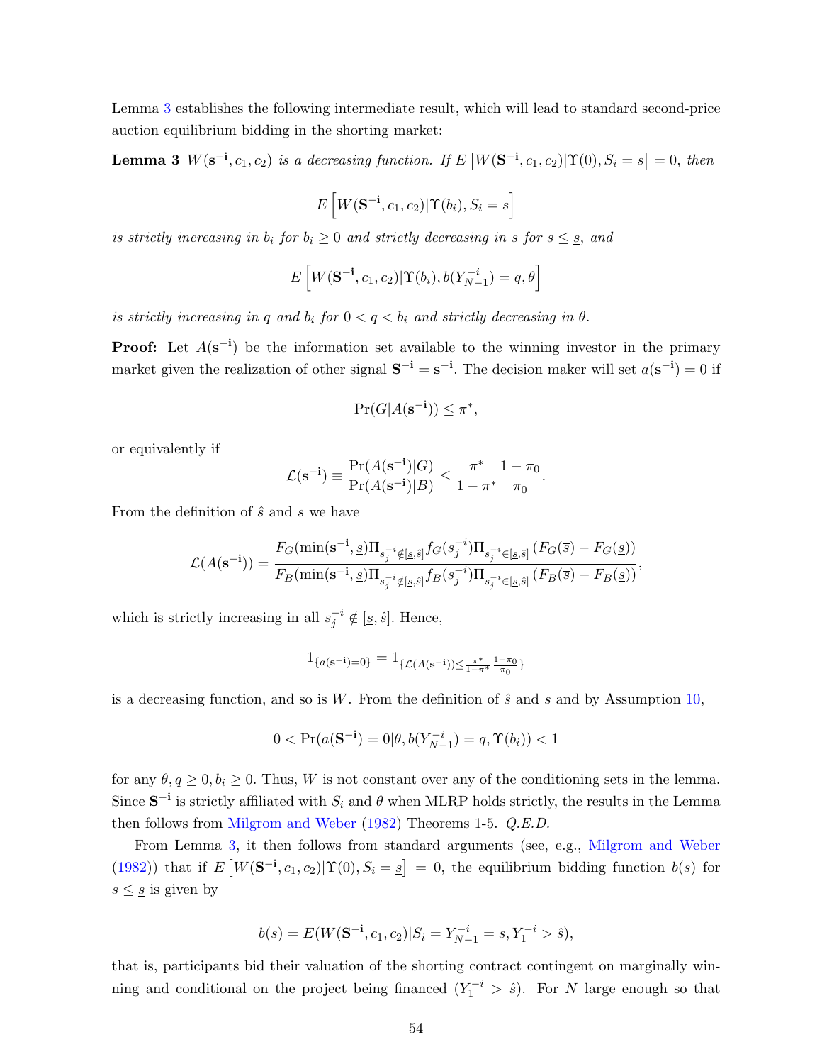Lemma 3 establishes the following intermediate result, which will lead to standard second-price auction equilibrium bidding in the shorting market:

**Lemma 3** *$W(\mathbf{s^{-i}}, c_1, c_2)$ is a decreasing function. If $E\left[W(\mathbf{S^{-i}}, c_1, c_2)|\Upsilon(0), S_i = \underline{s}\right] = 0$, then*

$$E\left[W(\mathbf{S^{-i}}, c_1, c_2)|\Upsilon(b_i), S_i = s\right]$$

*is strictly increasing in $b_i$ for $b_i \geq 0$ and strictly decreasing in $s$ for $s \leq \underline{s}$, and*

$$E\left[W(\mathbf{S^{-i}}, c_1, c_2)|\Upsilon(b_i), b(Y_{N-1}^{-i}) = q, \theta\right]$$

*is strictly increasing in $q$ and $b_i$ for $0 < q < b_i$ and strictly decreasing in $\theta$.*

**Proof:** Let $A(\mathbf{s^{-i}})$ be the information set available to the winning investor in the primary market given the realization of other signal $\mathbf{S^{-i}} = \mathbf{s^{-i}}$. The decision maker will set $a(\mathbf{s^{-i}}) = 0$ if

$$\Pr(G|A(\mathbf{s^{-i}})) \leq \pi^*,$$

or equivalently if

$$\mathcal{L}(\mathbf{s^{-i}}) \equiv \frac{\Pr(A(\mathbf{s^{-i}})|G)}{\Pr(A(\mathbf{s^{-i}})|B)} \leq \frac{\pi^*}{1-\pi^*}\frac{1-\pi_0}{\pi_0}.$$

From the definition of $\hat{s}$ and $\underline{s}$ we have

$$\mathcal{L}(A(\mathbf{s^{-i}})) = \frac{F_G(\min(\mathbf{s^{-i}}, \underline{s})\Pi_{s_j^{-i} \notin [\underline{s}, \hat{s}]} f_G(s_j^{-i})\Pi_{s_j^{-i} \in [\underline{s}, \hat{s}]} \left(F_G(\overline{s}) - F_G(\underline{s})\right)}{F_B(\min(\mathbf{s^{-i}}, \underline{s})\Pi_{s_j^{-i} \notin [\underline{s}, \hat{s}]} f_B(s_j^{-i})\Pi_{s_j^{-i} \in [\underline{s}, \hat{s}]} \left(F_B(\overline{s}) - F_B(\underline{s})\right)},$$

which is strictly increasing in all $s_j^{-i} \notin [\underline{s}, \hat{s}]$. Hence,

$$1_{\{a(\mathbf{s^{-i}})=0\}} = 1_{\{\mathcal{L}(A(\mathbf{s^{-i}})) \leq \frac{\pi^*}{1-\pi^*}\frac{1-\pi_0}{\pi_0}\}}$$

is a decreasing function, and so is $W$. From the definition of $\hat{s}$ and $\underline{s}$ and by Assumption 10,

$$0 < \Pr(a(\mathbf{S^{-i}}) = 0|\theta, b(Y_{N-1}^{-i}) = q, \Upsilon(b_i)) < 1$$

for any $\theta, q \geq 0, b_i \geq 0$. Thus, $W$ is not constant over any of the conditioning sets in the lemma. Since $\mathbf{S^{-i}}$ is strictly affiliated with $S_i$ and $\theta$ when MLRP holds strictly, the results in the Lemma then follows from Milgrom and Weber (1982) Theorems 1-5. *Q.E.D.*

From Lemma 3, it then follows from standard arguments (see, e.g., Milgrom and Weber (1982)) that if $E\left[W(\mathbf{S^{-i}}, c_1, c_2)|\Upsilon(0), S_i = \underline{s}\right] = 0$, the equilibrium bidding function $b(s)$ for $s \leq \underline{s}$ is given by

$$b(s) = E(W(\mathbf{S^{-i}}, c_1, c_2)|S_i = Y_{N-1}^{-i} = s, Y_1^{-i} > \hat{s}),$$

that is, participants bid their valuation of the shorting contract contingent on marginally winning and conditional on the project being financed ($Y_1^{-i} > \hat{s}$). For $N$ large enough so that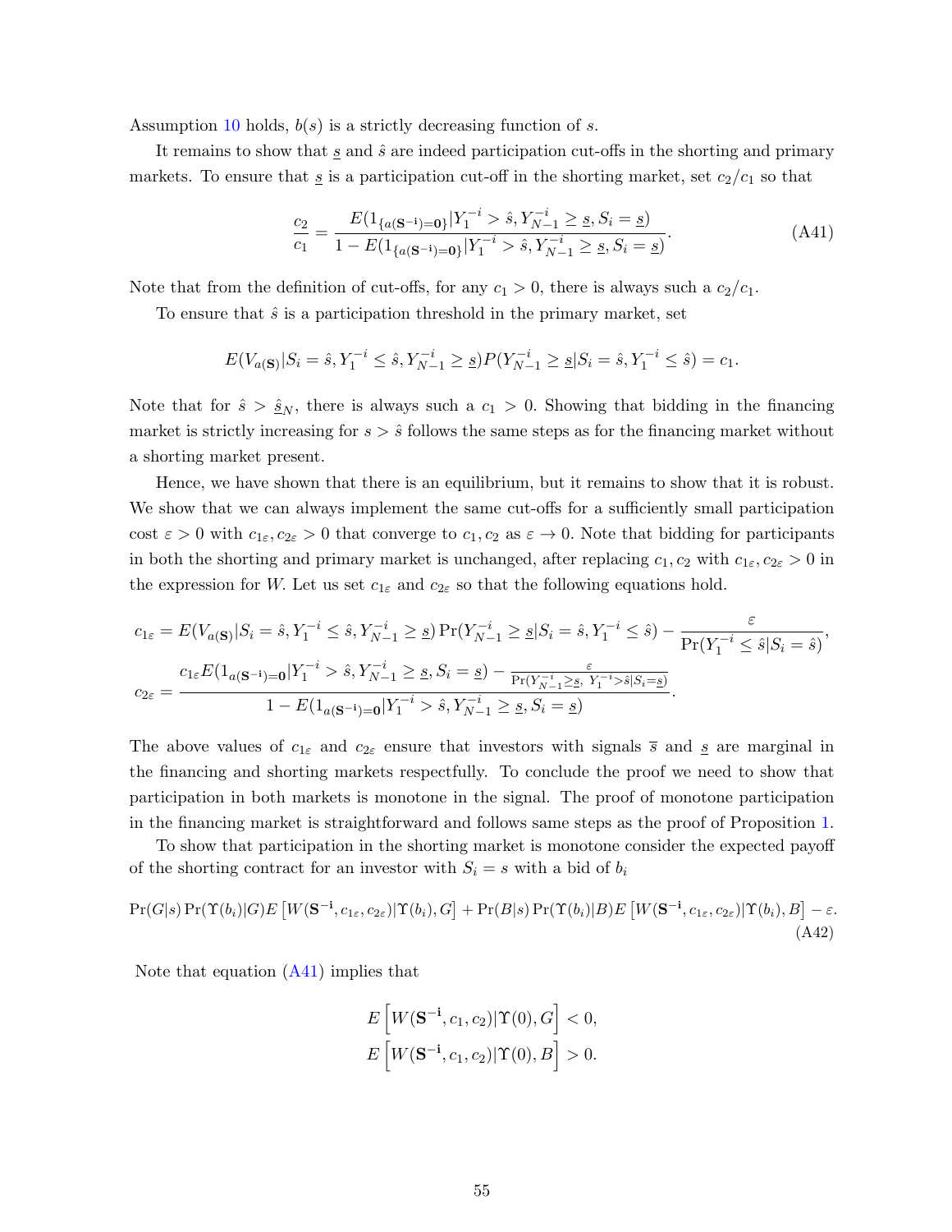Assumption 10 holds, $b(s)$ is a strictly decreasing function of $s$.

It remains to show that $\underline{s}$ and $\hat{s}$ are indeed participation cut-offs in the shorting and primary markets. To ensure that $\underline{s}$ is a participation cut-off in the shorting market, set $c_2/c_1$ so that

$$\frac{c_2}{c_1} = \frac{E(1_{\{a(\mathbf{S^{-i}})=\mathbf{0}\}}|Y_1^{-i} > \hat{s}, Y_{N-1}^{-i} \geq \underline{s}, S_i = \underline{s})}{1 - E(1_{\{a(\mathbf{S^{-i}})=\mathbf{0}\}}|Y_1^{-i} > \hat{s}, Y_{N-1}^{-i} \geq \underline{s}, S_i = \underline{s})}. \tag{A41}$$

Note that from the definition of cut-offs, for any $c_1 > 0$, there is always such a $c_2/c_1$.

To ensure that $\hat{s}$ is a participation threshold in the primary market, set

$$E(V_{a(\mathbf{S})}|S_i = \hat{s}, Y_1^{-i} \leq \hat{s}, Y_{N-1}^{-i} \geq \underline{s})P(Y_{N-1}^{-i} \geq \underline{s}|S_i = \hat{s}, Y_1^{-i} \leq \hat{s}) = c_1.$$

Note that for $\hat{s} > \hat{\underline{s}}_N$, there is always such a $c_1 > 0$. Showing that bidding in the financing market is strictly increasing for $s > \hat{s}$ follows the same steps as for the financing market without a shorting market present.

Hence, we have shown that there is an equilibrium, but it remains to show that it is robust. We show that we can always implement the same cut-offs for a sufficiently small participation cost $\varepsilon > 0$ with $c_{1\varepsilon}, c_{2\varepsilon} > 0$ that converge to $c_1, c_2$ as $\varepsilon \to 0$. Note that bidding for participants in both the shorting and primary market is unchanged, after replacing $c_1, c_2$ with $c_{1\varepsilon}, c_{2\varepsilon} > 0$ in the expression for $W$. Let us set $c_{1\varepsilon}$ and $c_{2\varepsilon}$ so that the following equations hold.

$$c_{1\varepsilon} = E(V_{a(\mathbf{S})}|S_i = \hat{s}, Y_1^{-i} \leq \hat{s}, Y_{N-1}^{-i} \geq \underline{s})\Pr(Y_{N-1}^{-i} \geq \underline{s}|S_i = \hat{s}, Y_1^{-i} \leq \hat{s}) - \frac{\varepsilon}{\Pr(Y_1^{-i} \leq \hat{s}|S_i = \hat{s})},$$

$$c_{2\varepsilon} = \frac{c_{1\varepsilon}E(1_{a(\mathbf{S^{-i}})=\mathbf{0}}|Y_1^{-i} > \hat{s}, Y_{N-1}^{-i} \geq \underline{s}, S_i = \underline{s}) - \frac{\varepsilon}{\Pr(Y_{N-1}^{-i} \geq \underline{s},\ Y_1^{-i} > \hat{s}|S_i = \underline{s})}}{1 - E(1_{a(\mathbf{S^{-i}})=\mathbf{0}}|Y_1^{-i} > \hat{s}, Y_{N-1}^{-i} \geq \underline{s}, S_i = \underline{s})}.$$

The above values of $c_{1\varepsilon}$ and $c_{2\varepsilon}$ ensure that investors with signals $\overline{s}$ and $\underline{s}$ are marginal in the financing and shorting markets respectfully. To conclude the proof we need to show that participation in both markets is monotone in the signal. The proof of monotone participation in the financing market is straightforward and follows same steps as the proof of Proposition 1.

To show that participation in the shorting market is monotone consider the expected payoff of the shorting contract for an investor with $S_i = s$ with a bid of $b_i$

$$\Pr(G|s)\Pr(\Upsilon(b_i)|G)E\left[W(\mathbf{S^{-i}}, c_{1\varepsilon}, c_{2\varepsilon})|\Upsilon(b_i), G\right] + \Pr(B|s)\Pr(\Upsilon(b_i)|B)E\left[W(\mathbf{S^{-i}}, c_{1\varepsilon}, c_{2\varepsilon})|\Upsilon(b_i), B\right] - \varepsilon. \tag{A42}$$

Note that equation (A41) implies that

$$E\left[W(\mathbf{S^{-i}}, c_1, c_2)|\Upsilon(0), G\right] < 0,$$
$$E\left[W(\mathbf{S^{-i}}, c_1, c_2)|\Upsilon(0), B\right] > 0.$$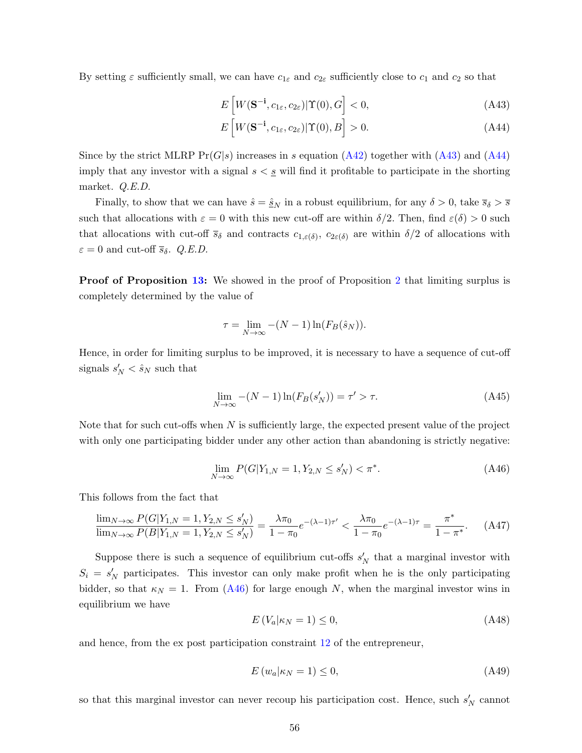By setting $\varepsilon$ sufficiently small, we can have $c_{1\varepsilon}$ and $c_{2\varepsilon}$ sufficiently close to $c_1$ and $c_2$ so that

$$E\left[W(\mathbf{S^{-i}}, c_{1\varepsilon}, c_{2\varepsilon})|\Upsilon(0), G\right] < 0, \tag{A43}$$

$$E\left[W(\mathbf{S^{-i}}, c_{1\varepsilon}, c_{2\varepsilon})|\Upsilon(0), B\right] > 0. \tag{A44}$$

Since by the strict MLRP $\Pr(G|s)$ increases in $s$ equation (A42) together with (A43) and (A44) imply that any investor with a signal $s < \underline{s}$ will find it profitable to participate in the shorting market. *Q.E.D.*

Finally, to show that we can have $\hat{s} = \hat{\underline{s}}_N$ in a robust equilibrium, for any $\delta > 0$, take $\overline{s}_\delta > \overline{s}$ such that allocations with $\varepsilon = 0$ with this new cut-off are within $\delta/2$. Then, find $\varepsilon(\delta) > 0$ such that allocations with cut-off $\overline{s}_\delta$ and contracts $c_{1,\varepsilon(\delta)}$, $c_{2\varepsilon(\delta)}$ are within $\delta/2$ of allocations with $\varepsilon = 0$ and cut-off $\overline{s}_\delta$. *Q.E.D.*

**Proof of Proposition 13:** We showed in the proof of Proposition 2 that limiting surplus is completely determined by the value of

$$\tau = \lim_{N\to\infty} -(N-1)\ln(F_B(\hat{s}_N)).$$

Hence, in order for limiting surplus to be improved, it is necessary to have a sequence of cut-off signals $s'_N < \hat{s}_N$ such that

$$\lim_{N\to\infty} -(N-1)\ln(F_B(s'_N)) = \tau' > \tau. \tag{A45}$$

Note that for such cut-offs when $N$ is sufficiently large, the expected present value of the project with only one participating bidder under any other action than abandoning is strictly negative:

$$\lim_{N\to\infty} P(G|Y_{1,N} = 1, Y_{2,N} \leq s'_N) < \pi^*. \tag{A46}$$

This follows from the fact that

$$\frac{\lim_{N\to\infty} P(G|Y_{1,N} = 1, Y_{2,N} \leq s'_N)}{\lim_{N\to\infty} P(B|Y_{1,N} = 1, Y_{2,N} \leq s'_N)} = \frac{\lambda\pi_0}{1-\pi_0}e^{-(\lambda-1)\tau'} < \frac{\lambda\pi_0}{1-\pi_0}e^{-(\lambda-1)\tau} = \frac{\pi^*}{1-\pi^*}. \tag{A47}$$

Suppose there is such a sequence of equilibrium cut-offs $s'_N$ that a marginal investor with $S_i = s'_N$ participates. This investor can only make profit when he is the only participating bidder, so that $\kappa_N = 1$. From (A46) for large enough $N$, when the marginal investor wins in equilibrium we have

$$E\left(V_a|\kappa_N = 1\right) \leq 0, \tag{A48}$$

and hence, from the ex post participation constraint 12 of the entrepreneur,

$$E\left(w_a|\kappa_N = 1\right) \leq 0, \tag{A49}$$

so that this marginal investor can never recoup his participation cost. Hence, such $s'_N$ cannot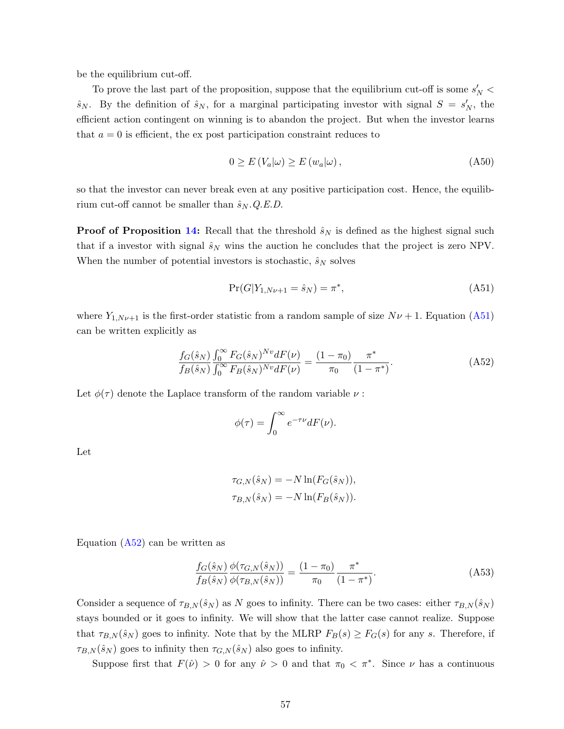be the equilibrium cut-off.

To prove the last part of the proposition, suppose that the equilibrium cut-off is some $s'_N < \hat{s}_N$. By the definition of $\hat{s}_N$, for a marginal participating investor with signal $S = s'_N$, the efficient action contingent on winning is to abandon the project. But when the investor learns that $a = 0$ is efficient, the ex post participation constraint reduces to

$$0 \geq E\left(V_a|\omega\right) \geq E\left(w_a|\omega\right), \tag{A50}$$

so that the investor can never break even at any positive participation cost. Hence, the equilibrium cut-off cannot be smaller than $\hat{s}_N$. *Q.E.D.*

**Proof of Proposition 14:** Recall that the threshold $\hat{s}_N$ is defined as the highest signal such that if a investor with signal $\hat{s}_N$ wins the auction he concludes that the project is zero NPV. When the number of potential investors is stochastic, $\hat{s}_N$ solves

$$\Pr(G|Y_{1,N\nu+1} = \hat{s}_N) = \pi^*, \tag{A51}$$

where $Y_{1,N\nu+1}$ is the first-order statistic from a random sample of size $N\nu + 1$. Equation (A51) can be written explicitly as

$$\frac{f_G(\hat{s}_N)}{f_B(\hat{s}_N)} \frac{\int_0^\infty F_G(\hat{s}_N)^{Nv} dF(\nu)}{\int_0^\infty F_B(\hat{s}_N)^{Nv} dF(\nu)} = \frac{(1-\pi_0)}{\pi_0} \frac{\pi^*}{(1-\pi^*)}. \tag{A52}$$

Let $\phi(\tau)$ denote the Laplace transform of the random variable $\nu$ :

$$\phi(\tau) = \int_0^\infty e^{-\tau\nu} dF(\nu).$$

Let

$$\tau_{G,N}(\hat{s}_N) = -N\ln(F_G(\hat{s}_N)),$$
$$\tau_{B,N}(\hat{s}_N) = -N\ln(F_B(\hat{s}_N)).$$

Equation (A52) can be written as

$$\frac{f_G(\hat{s}_N)}{f_B(\hat{s}_N)} \frac{\phi(\tau_{G,N}(\hat{s}_N))}{\phi(\tau_{B,N}(\hat{s}_N))} = \frac{(1-\pi_0)}{\pi_0} \frac{\pi^*}{(1-\pi^*)}. \tag{A53}$$

Consider a sequence of $\tau_{B,N}(\hat{s}_N)$ as $N$ goes to infinity. There can be two cases: either $\tau_{B,N}(\hat{s}_N)$ stays bounded or it goes to infinity. We will show that the latter case cannot realize. Suppose that $\tau_{B,N}(\hat{s}_N)$ goes to infinity. Note that by the MLRP $F_B(s) \geq F_G(s)$ for any $s$. Therefore, if $\tau_{B,N}(\hat{s}_N)$ goes to infinity then $\tau_{G,N}(\hat{s}_N)$ also goes to infinity.

Suppose first that $F(\hat{\nu}) > 0$ for any $\hat{\nu} > 0$ and that $\pi_0 < \pi^*$. Since $\nu$ has a continuous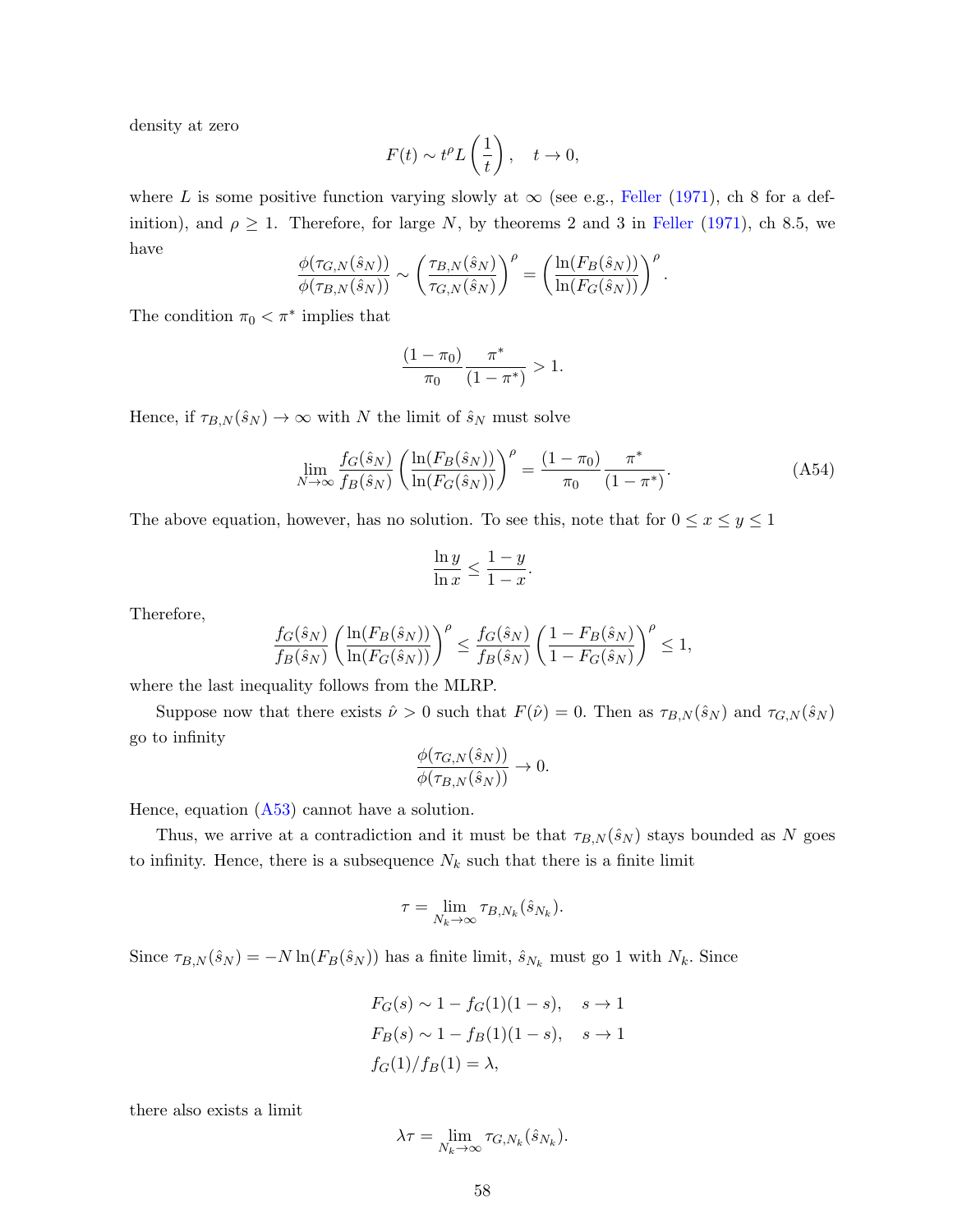density at zero

$$F(t) \sim t^{\rho} L\left(\frac{1}{t}\right), \quad t \to 0,$$

where $L$ is some positive function varying slowly at $\infty$ (see e.g., Feller (1971), ch 8 for a definition), and $\rho \geq 1$. Therefore, for large $N$, by theorems 2 and 3 in Feller (1971), ch 8.5, we have

$$\frac{\phi(\tau_{G,N}(\hat{s}_N))}{\phi(\tau_{B,N}(\hat{s}_N))} \sim \left(\frac{\tau_{B,N}(\hat{s}_N)}{\tau_{G,N}(\hat{s}_N)}\right)^{\rho} = \left(\frac{\ln(F_B(\hat{s}_N))}{\ln(F_G(\hat{s}_N))}\right)^{\rho}.$$

The condition $\pi_0 < \pi^*$ implies that

$$\frac{(1-\pi_0)}{\pi_0}\frac{\pi^*}{(1-\pi^*)} > 1.$$

Hence, if $\tau_{B,N}(\hat{s}_N) \to \infty$ with $N$ the limit of $\hat{s}_N$ must solve

$$\lim_{N\to\infty} \frac{f_G(\hat{s}_N)}{f_B(\hat{s}_N)}\left(\frac{\ln(F_B(\hat{s}_N))}{\ln(F_G(\hat{s}_N))}\right)^{\rho} = \frac{(1-\pi_0)}{\pi_0}\frac{\pi^*}{(1-\pi^*)}. \tag{A54}$$

The above equation, however, has no solution. To see this, note that for $0 \leq x \leq y \leq 1$

$$\frac{\ln y}{\ln x} \leq \frac{1-y}{1-x}.$$

Therefore,

$$\frac{f_G(\hat{s}_N)}{f_B(\hat{s}_N)}\left(\frac{\ln(F_B(\hat{s}_N))}{\ln(F_G(\hat{s}_N))}\right)^{\rho} \leq \frac{f_G(\hat{s}_N)}{f_B(\hat{s}_N)}\left(\frac{1-F_B(\hat{s}_N)}{1-F_G(\hat{s}_N)}\right)^{\rho} \leq 1,$$

where the last inequality follows from the MLRP.

Suppose now that there exists $\hat{\nu} > 0$ such that $F(\hat{\nu}) = 0$. Then as $\tau_{B,N}(\hat{s}_N)$ and $\tau_{G,N}(\hat{s}_N)$ go to infinity

$$\frac{\phi(\tau_{G,N}(\hat{s}_N))}{\phi(\tau_{B,N}(\hat{s}_N))} \to 0.$$

Hence, equation (A53) cannot have a solution.

Thus, we arrive at a contradiction and it must be that $\tau_{B,N}(\hat{s}_N)$ stays bounded as $N$ goes to infinity. Hence, there is a subsequence $N_k$ such that there is a finite limit

$$\tau = \lim_{N_k\to\infty} \tau_{B,N_k}(\hat{s}_{N_k}).$$

Since $\tau_{B,N}(\hat{s}_N) = -N\ln(F_B(\hat{s}_N))$ has a finite limit, $\hat{s}_{N_k}$ must go 1 with $N_k$. Since

$$\begin{aligned}
F_G(s) &\sim 1 - f_G(1)(1-s), \quad s \to 1 \\
F_B(s) &\sim 1 - f_B(1)(1-s), \quad s \to 1 \\
f_G(1)/f_B(1) &= \lambda,
\end{aligned}$$

there also exists a limit

$$\lambda\tau = \lim_{N_k\to\infty} \tau_{G,N_k}(\hat{s}_{N_k}).$$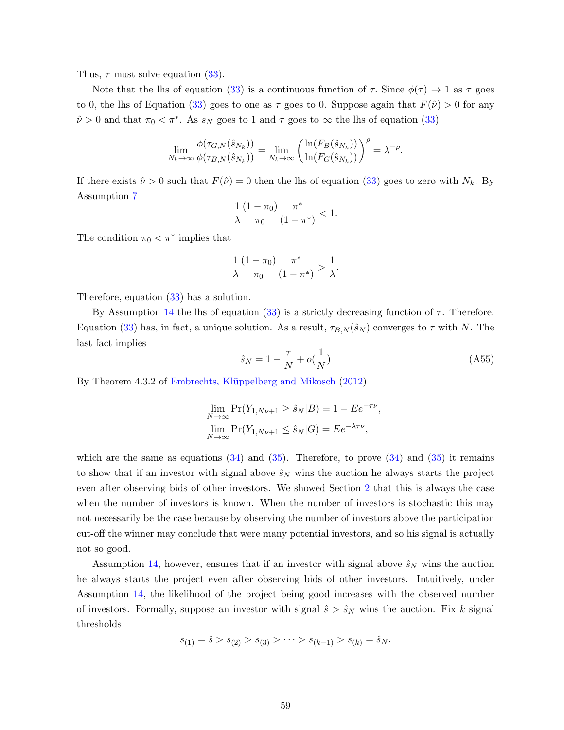Thus, $\tau$ must solve equation (33).

Note that the lhs of equation (33) is a continuous function of $\tau$. Since $\phi(\tau) \to 1$ as $\tau$ goes to 0, the lhs of Equation (33) goes to one as $\tau$ goes to 0. Suppose again that $F(\hat{\nu}) > 0$ for any $\hat{\nu} > 0$ and that $\pi_0 < \pi^*$. As $s_N$ goes to 1 and $\tau$ goes to $\infty$ the lhs of equation (33)

$$\lim_{N_k \to \infty} \frac{\phi(\tau_{G,N}(\hat{s}_{N_k}))}{\phi(\tau_{B,N}(\hat{s}_{N_k}))} = \lim_{N_k \to \infty} \left( \frac{\ln(F_B(\hat{s}_{N_k}))}{\ln(F_G(\hat{s}_{N_k}))} \right)^{\rho} = \lambda^{-\rho}.$$

If there exists $\hat{\nu} > 0$ such that $F(\hat{\nu}) = 0$ then the lhs of equation (33) goes to zero with $N_k$. By Assumption 7

$$\frac{1}{\lambda} \frac{(1-\pi_0)}{\pi_0} \frac{\pi^*}{(1-\pi^*)} < 1.$$

The condition $\pi_0 < \pi^*$ implies that

$$\frac{1}{\lambda} \frac{(1-\pi_0)}{\pi_0} \frac{\pi^*}{(1-\pi^*)} > \frac{1}{\lambda}.$$

Therefore, equation (33) has a solution.

By Assumption 14 the lhs of equation (33) is a strictly decreasing function of $\tau$. Therefore, Equation (33) has, in fact, a unique solution. As a result, $\tau_{B,N}(\hat{s}_N)$ converges to $\tau$ with $N$. The last fact implies

$$\hat{s}_N = 1 - \frac{\tau}{N} + o(\frac{1}{N}) \tag{A55}$$

By Theorem 4.3.2 of Embrechts, Klüppelberg and Mikosch (2012)

$$\lim_{N \to \infty} \Pr(Y_{1,N\nu+1} \geq \hat{s}_N | B) = 1 - Ee^{-\tau\nu},$$
$$\lim_{N \to \infty} \Pr(Y_{1,N\nu+1} \leq \hat{s}_N | G) = Ee^{-\lambda\tau\nu},$$

which are the same as equations (34) and (35). Therefore, to prove (34) and (35) it remains to show that if an investor with signal above $\hat{s}_N$ wins the auction he always starts the project even after observing bids of other investors. We showed Section 2 that this is always the case when the number of investors is known. When the number of investors is stochastic this may not necessarily be the case because by observing the number of investors above the participation cut-off the winner may conclude that were many potential investors, and so his signal is actually not so good.

Assumption 14, however, ensures that if an investor with signal above $\hat{s}_N$ wins the auction he always starts the project even after observing bids of other investors. Intuitively, under Assumption 14, the likelihood of the project being good increases with the observed number of investors. Formally, suppose an investor with signal $\hat{s} > \hat{s}_N$ wins the auction. Fix $k$ signal thresholds

$$s_{(1)} = \hat{s} > s_{(2)} > s_{(3)} > \cdots > s_{(k-1)} > s_{(k)} = \hat{s}_N.$$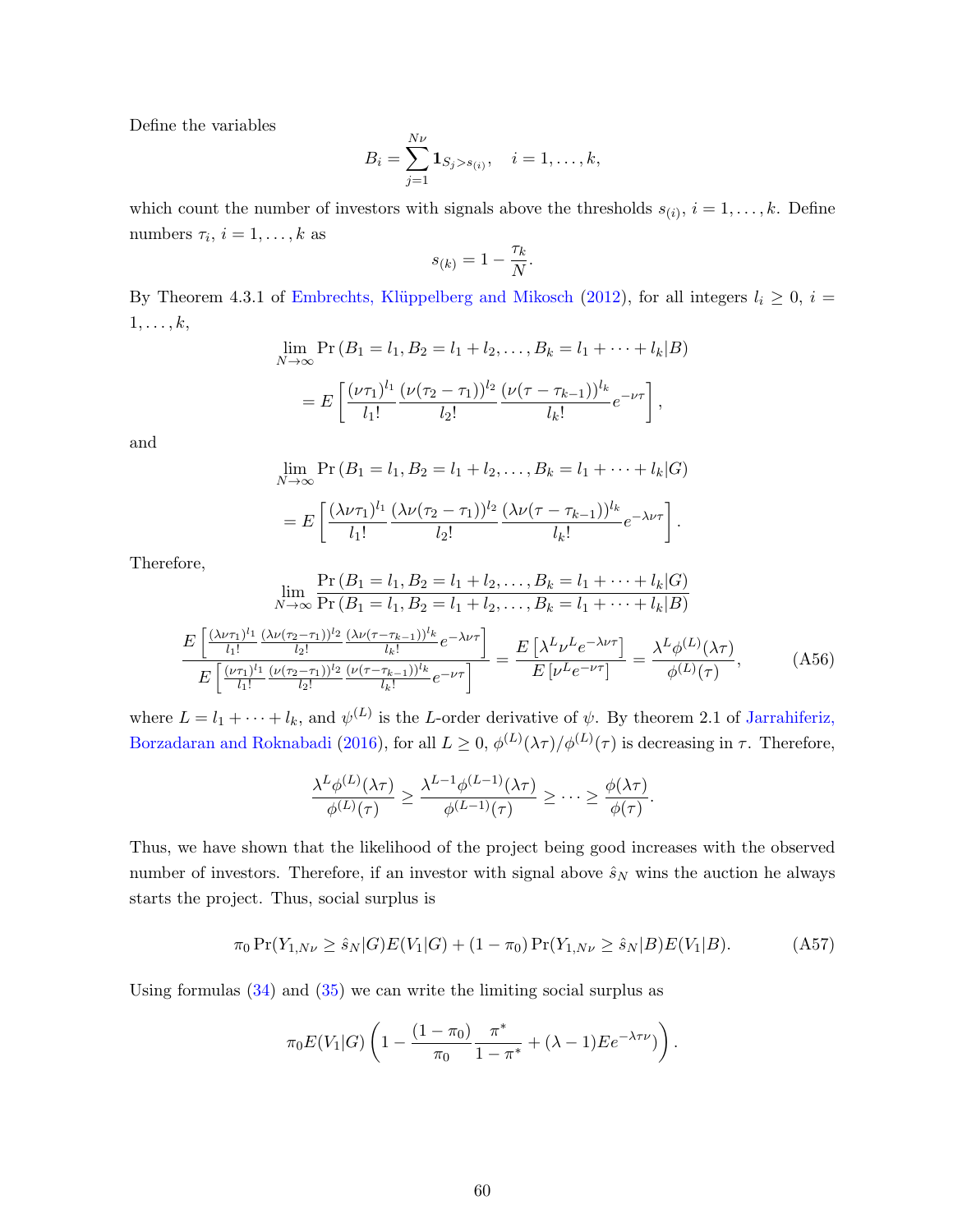Define the variables

$$B_i = \sum_{j=1}^{N\nu} \mathbf{1}_{S_j > s_{(i)}}, \quad i = 1, \ldots, k,$$

which count the number of investors with signals above the thresholds $s_{(i)}$, $i = 1, \ldots, k$. Define numbers $\tau_i$, $i = 1, \ldots, k$ as

$$s_{(k)} = 1 - \frac{\tau_k}{N}.$$

By Theorem 4.3.1 of Embrechts, Klüppelberg and Mikosch (2012), for all integers $l_i \geq 0$, $i = 1, \ldots, k$,

$$\lim_{N\to\infty} \Pr\left(B_1 = l_1, B_2 = l_1 + l_2, \ldots, B_k = l_1 + \cdots + l_k | B\right)$$
$$= E\left[\frac{(\nu\tau_1)^{l_1}}{l_1!} \frac{(\nu(\tau_2 - \tau_1))^{l_2}}{l_2!} \frac{(\nu(\tau - \tau_{k-1}))^{l_k}}{l_k!} e^{-\nu\tau}\right],$$

and

$$\lim_{N\to\infty} \Pr\left(B_1 = l_1, B_2 = l_1 + l_2, \ldots, B_k = l_1 + \cdots + l_k | G\right)$$
$$= E\left[\frac{(\lambda\nu\tau_1)^{l_1}}{l_1!} \frac{(\lambda\nu(\tau_2 - \tau_1))^{l_2}}{l_2!} \frac{(\lambda\nu(\tau - \tau_{k-1}))^{l_k}}{l_k!} e^{-\lambda\nu\tau}\right].$$

Therefore,

$$\lim_{N\to\infty} \frac{\Pr\left(B_1 = l_1, B_2 = l_1 + l_2, \ldots, B_k = l_1 + \cdots + l_k | G\right)}{\Pr\left(B_1 = l_1, B_2 = l_1 + l_2, \ldots, B_k = l_1 + \cdots + l_k | B\right)}$$

$$\frac{E\left[\frac{(\lambda\nu\tau_1)^{l_1}}{l_1!} \frac{(\lambda\nu(\tau_2-\tau_1))^{l_2}}{l_2!} \frac{(\lambda\nu(\tau-\tau_{k-1}))^{l_k}}{l_k!} e^{-\lambda\nu\tau}\right]}{E\left[\frac{(\nu\tau_1)^{l_1}}{l_1!} \frac{(\nu(\tau_2-\tau_1))^{l_2}}{l_2!} \frac{(\nu(\tau-\tau_{k-1}))^{l_k}}{l_k!} e^{-\nu\tau}\right]} = \frac{E\left[\lambda^L \nu^L e^{-\lambda\nu\tau}\right]}{E\left[\nu^L e^{-\nu\tau}\right]} = \frac{\lambda^L \phi^{(L)}(\lambda\tau)}{\phi^{(L)}(\tau)}, \tag{A56}$$

where $L = l_1 + \cdots + l_k$, and $\psi^{(L)}$ is the $L$-order derivative of $\psi$. By theorem 2.1 of Jarrahiferiz, Borzadaran and Roknabadi (2016), for all $L \geq 0$, $\phi^{(L)}(\lambda\tau)/\phi^{(L)}(\tau)$ is decreasing in $\tau$. Therefore,

$$\frac{\lambda^L \phi^{(L)}(\lambda\tau)}{\phi^{(L)}(\tau)} \geq \frac{\lambda^{L-1} \phi^{(L-1)}(\lambda\tau)}{\phi^{(L-1)}(\tau)} \geq \cdots \geq \frac{\phi(\lambda\tau)}{\phi(\tau)}.$$

Thus, we have shown that the likelihood of the project being good increases with the observed number of investors. Therefore, if an investor with signal above $\hat{s}_N$ wins the auction he always starts the project. Thus, social surplus is

$$\pi_0 \Pr(Y_{1,N\nu} \geq \hat{s}_N | G) E(V_1 | G) + (1 - \pi_0) \Pr(Y_{1,N\nu} \geq \hat{s}_N | B) E(V_1 | B). \tag{A57}$$

Using formulas (34) and (35) we can write the limiting social surplus as

$$\pi_0 E(V_1 | G) \left(1 - \frac{(1 - \pi_0)}{\pi_0} \frac{\pi^*}{1 - \pi^*} + (\lambda - 1) E e^{-\lambda\tau\nu}\right).$$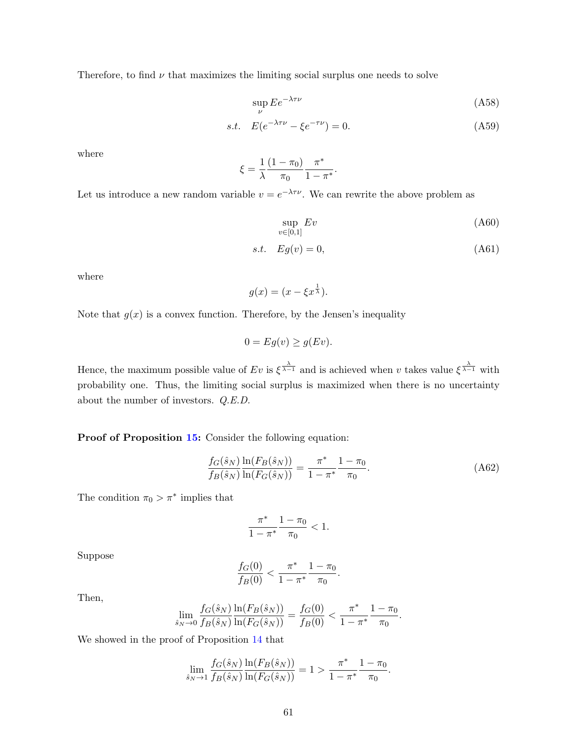Therefore, to find $\nu$ that maximizes the limiting social surplus one needs to solve

$$\sup_{\nu} Ee^{-\lambda\tau\nu} \tag{A58}$$

$$s.t. \quad E(e^{-\lambda\tau\nu} - \xi e^{-\tau\nu}) = 0. \tag{A59}$$

where

$$\xi = \frac{1}{\lambda}\frac{(1-\pi_0)}{\pi_0}\frac{\pi^*}{1-\pi^*}.$$

Let us introduce a new random variable $v = e^{-\lambda\tau\nu}$. We can rewrite the above problem as

$$\sup_{v\in[0,1]} Ev \tag{A60}$$

$$s.t. \quad Eg(v) = 0, \tag{A61}$$

where

$$g(x) = (x - \xi x^{\frac{1}{\lambda}}).$$

Note that $g(x)$ is a convex function. Therefore, by the Jensen's inequality

$$0 = Eg(v) \geq g(Ev).$$

Hence, the maximum possible value of $Ev$ is $\xi^{\frac{\lambda}{\lambda-1}}$ and is achieved when $v$ takes value $\xi^{\frac{\lambda}{\lambda-1}}$ with probability one. Thus, the limiting social surplus is maximized when there is no uncertainty about the number of investors. *Q.E.D.*

**Proof of Proposition 15:** Consider the following equation:

$$\frac{f_G(\hat{s}_N)}{f_B(\hat{s}_N)}\frac{\ln(F_B(\hat{s}_N))}{\ln(F_G(\hat{s}_N))} = \frac{\pi^*}{1-\pi^*}\frac{1-\pi_0}{\pi_0}. \tag{A62}$$

The condition $\pi_0 > \pi^*$ implies that

$$\frac{\pi^*}{1-\pi^*}\frac{1-\pi_0}{\pi_0} < 1.$$

Suppose

$$\frac{f_G(0)}{f_B(0)} < \frac{\pi^*}{1-\pi^*}\frac{1-\pi_0}{\pi_0}.$$

Then,

$$\lim_{\hat{s}_N\to 0}\frac{f_G(\hat{s}_N)}{f_B(\hat{s}_N)}\frac{\ln(F_B(\hat{s}_N))}{\ln(F_G(\hat{s}_N))} = \frac{f_G(0)}{f_B(0)} < \frac{\pi^*}{1-\pi^*}\frac{1-\pi_0}{\pi_0}.$$

We showed in the proof of Proposition 14 that

$$\lim_{\hat{s}_N\to 1}\frac{f_G(\hat{s}_N)}{f_B(\hat{s}_N)}\frac{\ln(F_B(\hat{s}_N))}{\ln(F_G(\hat{s}_N))} = 1 > \frac{\pi^*}{1-\pi^*}\frac{1-\pi_0}{\pi_0}.$$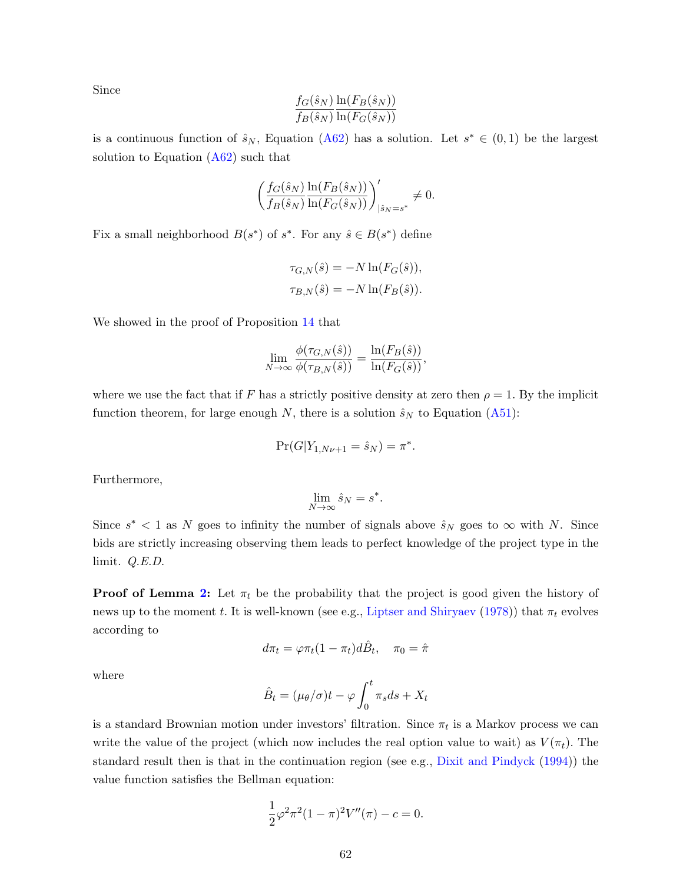Since

$$\frac{f_G(\hat{s}_N)}{f_B(\hat{s}_N)} \frac{\ln(F_B(\hat{s}_N))}{\ln(F_G(\hat{s}_N))}$$

is a continuous function of $\hat{s}_N$, Equation (A62) has a solution. Let $s^* \in (0,1)$ be the largest solution to Equation (A62) such that

$$\left( \frac{f_G(\hat{s}_N)}{f_B(\hat{s}_N)} \frac{\ln(F_B(\hat{s}_N))}{\ln(F_G(\hat{s}_N))} \right)'_{|\hat{s}_N = s^*} \neq 0.$$

Fix a small neighborhood $B(s^*)$ of $s^*$. For any $\hat{s} \in B(s^*)$ define

$$\tau_{G,N}(\hat{s}) = -N \ln(F_G(\hat{s})),$$
$$\tau_{B,N}(\hat{s}) = -N \ln(F_B(\hat{s})).$$

We showed in the proof of Proposition 14 that

$$\lim_{N \to \infty} \frac{\phi(\tau_{G,N}(\hat{s}))}{\phi(\tau_{B,N}(\hat{s}))} = \frac{\ln(F_B(\hat{s}))}{\ln(F_G(\hat{s}))},$$

where we use the fact that if $F$ has a strictly positive density at zero then $\rho = 1$. By the implicit function theorem, for large enough $N$, there is a solution $\hat{s}_N$ to Equation (A51):

$$\Pr(G|Y_{1,N\nu+1} = \hat{s}_N) = \pi^*.$$

Furthermore,

$$\lim_{N \to \infty} \hat{s}_N = s^*.$$

Since $s^* < 1$ as $N$ goes to infinity the number of signals above $\hat{s}_N$ goes to $\infty$ with $N$. Since bids are strictly increasing observing them leads to perfect knowledge of the project type in the limit. *Q.E.D.*

**Proof of Lemma 2:** Let $\pi_t$ be the probability that the project is good given the history of news up to the moment $t$. It is well-known (see e.g., Liptser and Shiryaev (1978)) that $\pi_t$ evolves according to

$$d\pi_t = \varphi \pi_t (1 - \pi_t) d\hat{B}_t, \quad \pi_0 = \hat{\pi}$$

where

$$\hat{B}_t = (\mu_\theta / \sigma)t - \varphi \int_0^t \pi_s ds + X_t$$

is a standard Brownian motion under investors' filtration. Since $\pi_t$ is a Markov process we can write the value of the project (which now includes the real option value to wait) as $V(\pi_t)$. The standard result then is that in the continuation region (see e.g., Dixit and Pindyck (1994)) the value function satisfies the Bellman equation:

$$\frac{1}{2} \varphi^2 \pi^2 (1 - \pi)^2 V''(\pi) - c = 0.$$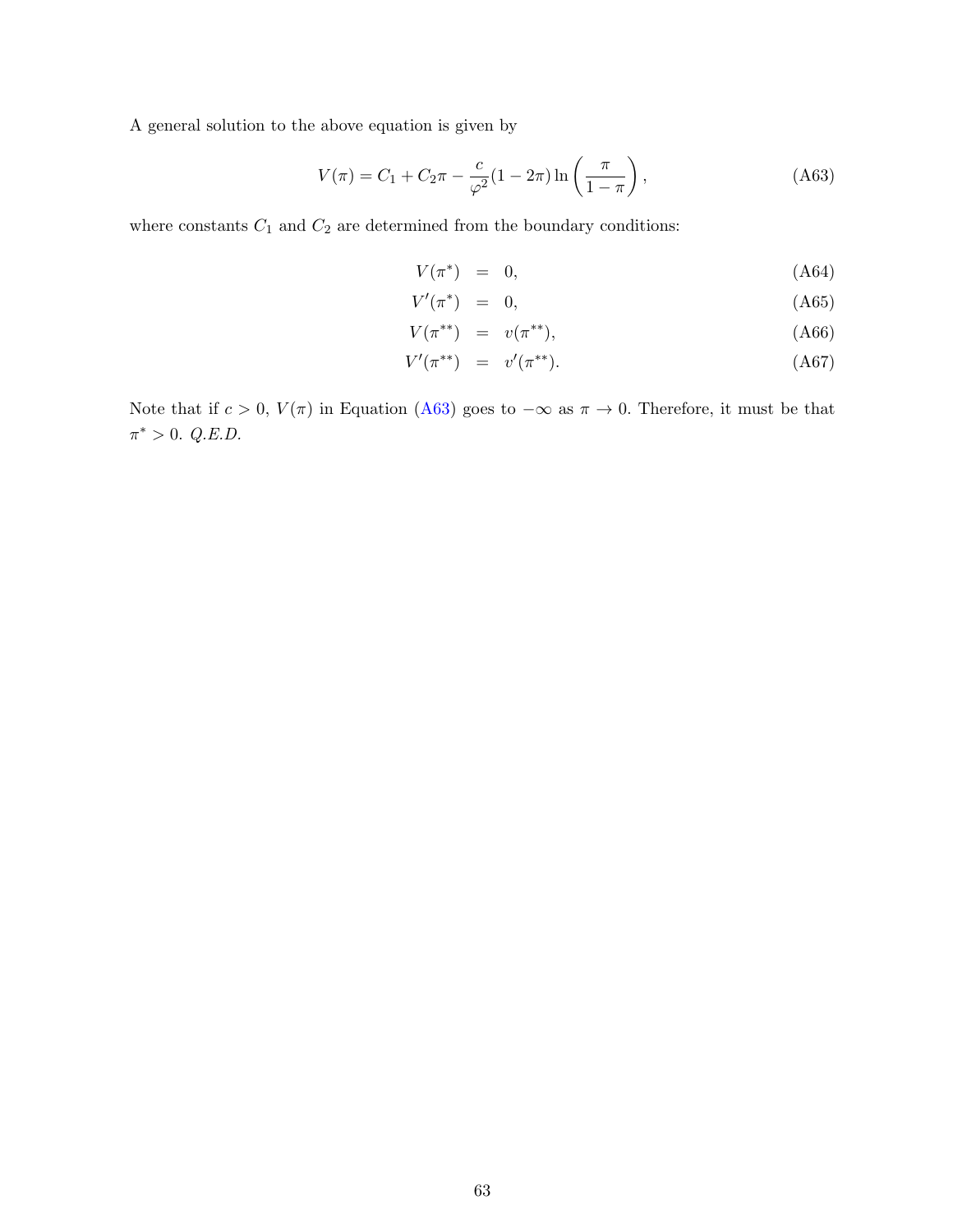A general solution to the above equation is given by

$$V(\pi) = C_1 + C_2\pi - \frac{c}{\varphi^2}(1-2\pi)\ln\left(\frac{\pi}{1-\pi}\right), \tag{A63}$$

where constants $C_1$ and $C_2$ are determined from the boundary conditions:

$$V(\pi^*) = 0, \tag{A64}$$

$$V'(\pi^*) = 0, \tag{A65}$$

$$V(\pi^{**}) = v(\pi^{**}), \tag{A66}$$

$$V'(\pi^{**}) = v'(\pi^{**}). \tag{A67}$$

Note that if $c > 0$, $V(\pi)$ in Equation (A63) goes to $-\infty$ as $\pi \to 0$. Therefore, it must be that $\pi^* > 0$. *Q.E.D.*